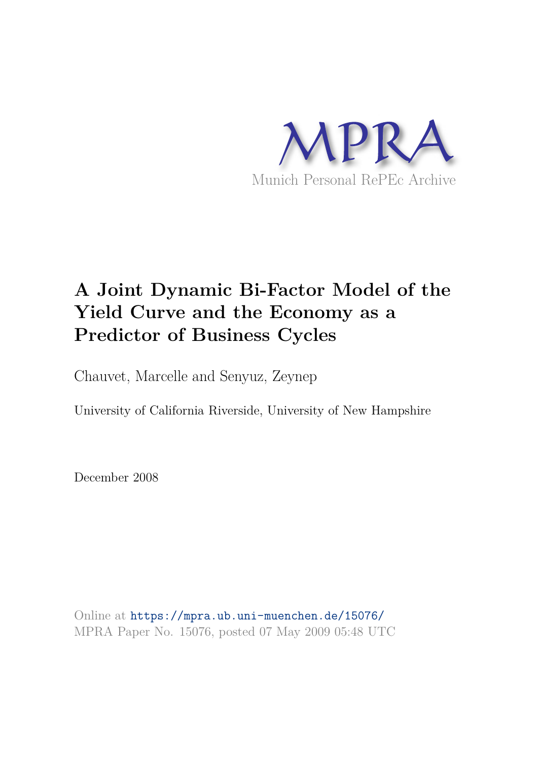MPRA

Munich Personal RePEc Archive

# A Joint Dynamic Bi-Factor Model of the Yield Curve and the Economy as a Predictor of Business Cycles

Chauvet, Marcelle and Senyuz, Zeynep

University of California Riverside, University of New Hampshire

December 2008

Online at https://mpra.ub.uni-muenchen.de/15076/
MPRA Paper No. 15076, posted 07 May 2009 05:48 UTC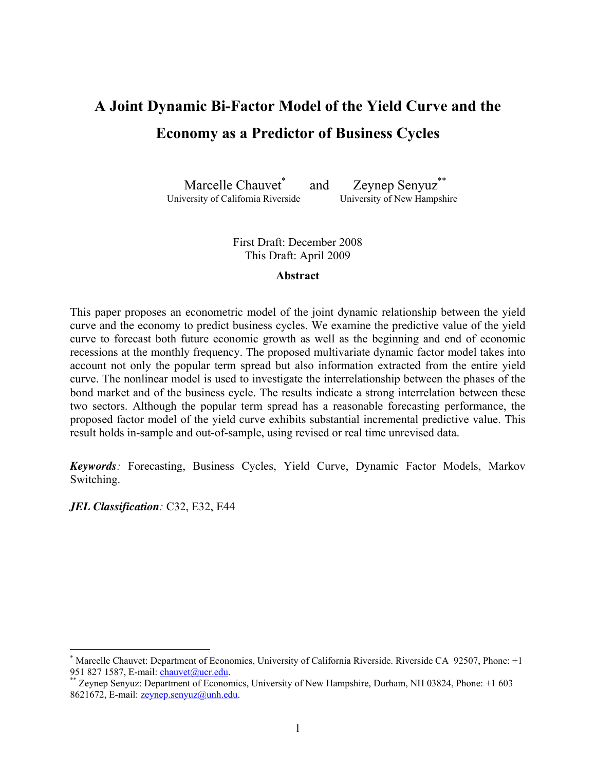# A Joint Dynamic Bi-Factor Model of the Yield Curve and the Economy as a Predictor of Business Cycles

Marcelle Chauvet[*] and Zeynep Senyuz[**]
University of California Riverside — University of New Hampshire

First Draft: December 2008
This Draft: April 2009

**Abstract**

This paper proposes an econometric model of the joint dynamic relationship between the yield curve and the economy to predict business cycles. We examine the predictive value of the yield curve to forecast both future economic growth as well as the beginning and end of economic recessions at the monthly frequency. The proposed multivariate dynamic factor model takes into account not only the popular term spread but also information extracted from the entire yield curve. The nonlinear model is used to investigate the interrelationship between the phases of the bond market and of the business cycle. The results indicate a strong interrelation between these two sectors. Although the popular term spread has a reasonable forecasting performance, the proposed factor model of the yield curve exhibits substantial incremental predictive value. This result holds in-sample and out-of-sample, using revised or real time unrevised data.

***Keywords**:* Forecasting, Business Cycles, Yield Curve, Dynamic Factor Models, Markov Switching.

***JEL Classification**:* C32, E32, E44

---

[*] Marcelle Chauvet: Department of Economics, University of California Riverside. Riverside CA 92507, Phone: +1 951 827 1587, E-mail: chauvet@ucr.edu.

[**] Zeynep Senyuz: Department of Economics, University of New Hampshire, Durham, NH 03824, Phone: +1 603 8621672, E-mail: zeynep.senyuz@unh.edu.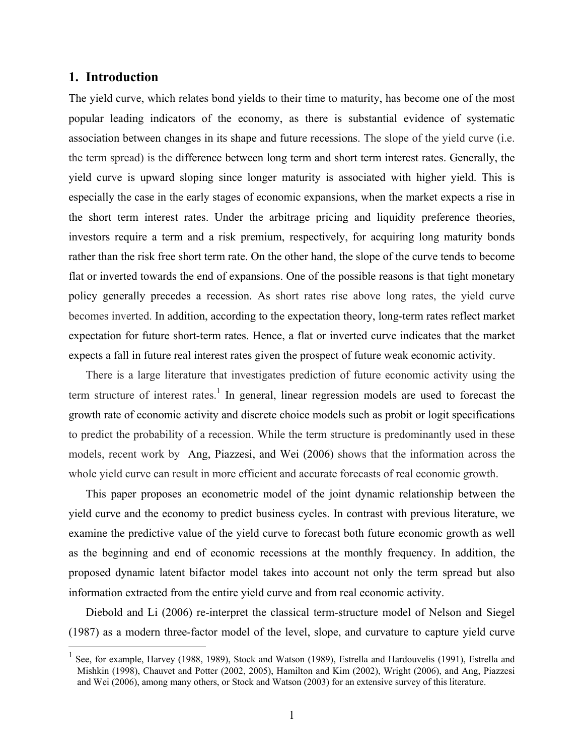## 1. Introduction

The yield curve, which relates bond yields to their time to maturity, has become one of the most popular leading indicators of the economy, as there is substantial evidence of systematic association between changes in its shape and future recessions. The slope of the yield curve (i.e. the term spread) is the difference between long term and short term interest rates. Generally, the yield curve is upward sloping since longer maturity is associated with higher yield. This is especially the case in the early stages of economic expansions, when the market expects a rise in the short term interest rates. Under the arbitrage pricing and liquidity preference theories, investors require a term and a risk premium, respectively, for acquiring long maturity bonds rather than the risk free short term rate. On the other hand, the slope of the curve tends to become flat or inverted towards the end of expansions. One of the possible reasons is that tight monetary policy generally precedes a recession. As short rates rise above long rates, the yield curve becomes inverted. In addition, according to the expectation theory, long-term rates reflect market expectation for future short-term rates. Hence, a flat or inverted curve indicates that the market expects a fall in future real interest rates given the prospect of future weak economic activity.

There is a large literature that investigates prediction of future economic activity using the term structure of interest rates.[1] In general, linear regression models are used to forecast the growth rate of economic activity and discrete choice models such as probit or logit specifications to predict the probability of a recession. While the term structure is predominantly used in these models, recent work by Ang, Piazzesi, and Wei (2006) shows that the information across the whole yield curve can result in more efficient and accurate forecasts of real economic growth.

This paper proposes an econometric model of the joint dynamic relationship between the yield curve and the economy to predict business cycles. In contrast with previous literature, we examine the predictive value of the yield curve to forecast both future economic growth as well as the beginning and end of economic recessions at the monthly frequency. In addition, the proposed dynamic latent bifactor model takes into account not only the term spread but also information extracted from the entire yield curve and from real economic activity.

Diebold and Li (2006) re-interpret the classical term-structure model of Nelson and Siegel (1987) as a modern three-factor model of the level, slope, and curvature to capture yield curve

[1] See, for example, Harvey (1988, 1989), Stock and Watson (1989), Estrella and Hardouvelis (1991), Estrella and Mishkin (1998), Chauvet and Potter (2002, 2005), Hamilton and Kim (2002), Wright (2006), and Ang, Piazzesi and Wei (2006), among many others, or Stock and Watson (2003) for an extensive survey of this literature.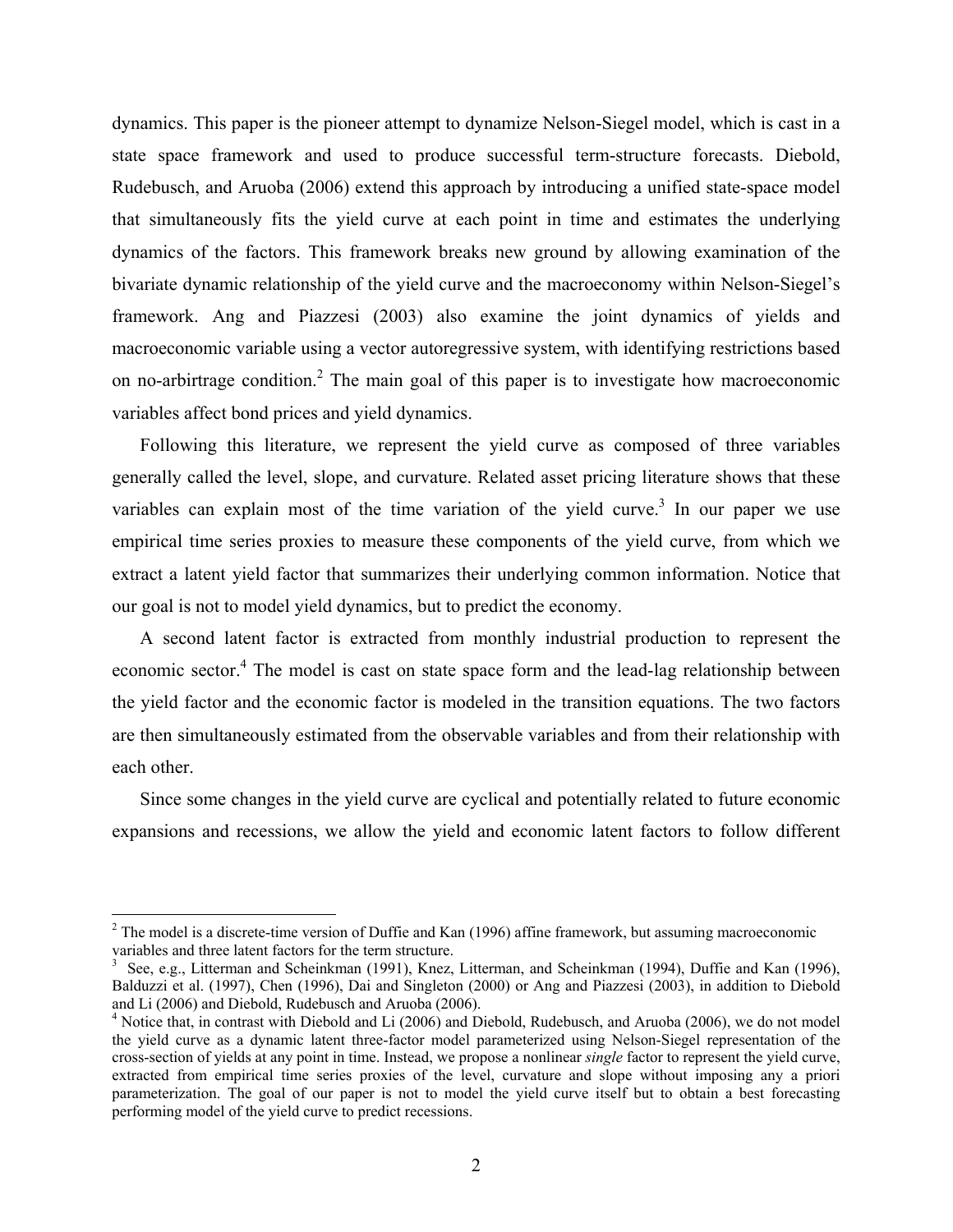dynamics. This paper is the pioneer attempt to dynamize Nelson-Siegel model, which is cast in a state space framework and used to produce successful term-structure forecasts. Diebold, Rudebusch, and Aruoba (2006) extend this approach by introducing a unified state-space model that simultaneously fits the yield curve at each point in time and estimates the underlying dynamics of the factors. This framework breaks new ground by allowing examination of the bivariate dynamic relationship of the yield curve and the macroeconomy within Nelson-Siegel's framework. Ang and Piazzesi (2003) also examine the joint dynamics of yields and macroeconomic variable using a vector autoregressive system, with identifying restrictions based on no-arbirtrage condition.[2] The main goal of this paper is to investigate how macroeconomic variables affect bond prices and yield dynamics.

Following this literature, we represent the yield curve as composed of three variables generally called the level, slope, and curvature. Related asset pricing literature shows that these variables can explain most of the time variation of the yield curve.[3] In our paper we use empirical time series proxies to measure these components of the yield curve, from which we extract a latent yield factor that summarizes their underlying common information. Notice that our goal is not to model yield dynamics, but to predict the economy.

A second latent factor is extracted from monthly industrial production to represent the economic sector.[4] The model is cast on state space form and the lead-lag relationship between the yield factor and the economic factor is modeled in the transition equations. The two factors are then simultaneously estimated from the observable variables and from their relationship with each other.

Since some changes in the yield curve are cyclical and potentially related to future economic expansions and recessions, we allow the yield and economic latent factors to follow different

---

[2] The model is a discrete-time version of Duffie and Kan (1996) affine framework, but assuming macroeconomic variables and three latent factors for the term structure.

[3] See, e.g., Litterman and Scheinkman (1991), Knez, Litterman, and Scheinkman (1994), Duffie and Kan (1996), Balduzzi et al. (1997), Chen (1996), Dai and Singleton (2000) or Ang and Piazzesi (2003), in addition to Diebold and Li (2006) and Diebold, Rudebusch and Aruoba (2006).

[4] Notice that, in contrast with Diebold and Li (2006) and Diebold, Rudebusch, and Aruoba (2006), we do not model the yield curve as a dynamic latent three-factor model parameterized using Nelson-Siegel representation of the cross-section of yields at any point in time. Instead, we propose a nonlinear *single* factor to represent the yield curve, extracted from empirical time series proxies of the level, curvature and slope without imposing any a priori parameterization. The goal of our paper is not to model the yield curve itself but to obtain a best forecasting performing model of the yield curve to predict recessions.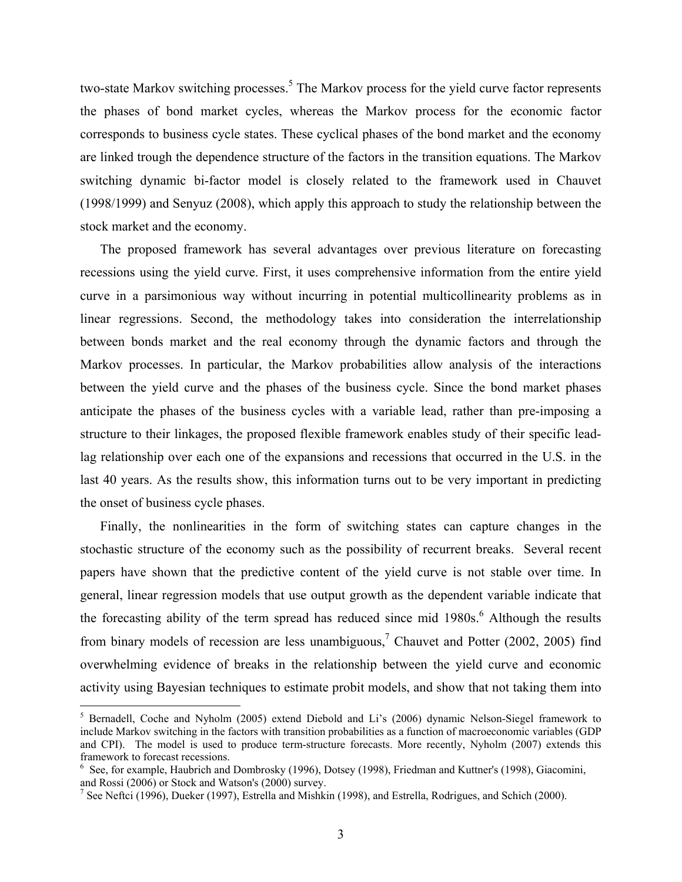two-state Markov switching processes.[5] The Markov process for the yield curve factor represents the phases of bond market cycles, whereas the Markov process for the economic factor corresponds to business cycle states. These cyclical phases of the bond market and the economy are linked trough the dependence structure of the factors in the transition equations. The Markov switching dynamic bi-factor model is closely related to the framework used in Chauvet (1998/1999) and Senyuz (2008), which apply this approach to study the relationship between the stock market and the economy.

The proposed framework has several advantages over previous literature on forecasting recessions using the yield curve. First, it uses comprehensive information from the entire yield curve in a parsimonious way without incurring in potential multicollinearity problems as in linear regressions. Second, the methodology takes into consideration the interrelationship between bonds market and the real economy through the dynamic factors and through the Markov processes. In particular, the Markov probabilities allow analysis of the interactions between the yield curve and the phases of the business cycle. Since the bond market phases anticipate the phases of the business cycles with a variable lead, rather than pre-imposing a structure to their linkages, the proposed flexible framework enables study of their specific lead-lag relationship over each one of the expansions and recessions that occurred in the U.S. in the last 40 years. As the results show, this information turns out to be very important in predicting the onset of business cycle phases.

Finally, the nonlinearities in the form of switching states can capture changes in the stochastic structure of the economy such as the possibility of recurrent breaks. Several recent papers have shown that the predictive content of the yield curve is not stable over time. In general, linear regression models that use output growth as the dependent variable indicate that the forecasting ability of the term spread has reduced since mid 1980s.[6] Although the results from binary models of recession are less unambiguous,[7] Chauvet and Potter (2002, 2005) find overwhelming evidence of breaks in the relationship between the yield curve and economic activity using Bayesian techniques to estimate probit models, and show that not taking them into

---

[5] Bernadell, Coche and Nyholm (2005) extend Diebold and Li's (2006) dynamic Nelson-Siegel framework to include Markov switching in the factors with transition probabilities as a function of macroeconomic variables (GDP and CPI). The model is used to produce term-structure forecasts. More recently, Nyholm (2007) extends this framework to forecast recessions.

[6] See, for example, Haubrich and Dombrosky (1996), Dotsey (1998), Friedman and Kuttner's (1998), Giacomini, and Rossi (2006) or Stock and Watson's (2000) survey.

[7] See Neftci (1996), Dueker (1997), Estrella and Mishkin (1998), and Estrella, Rodrigues, and Schich (2000).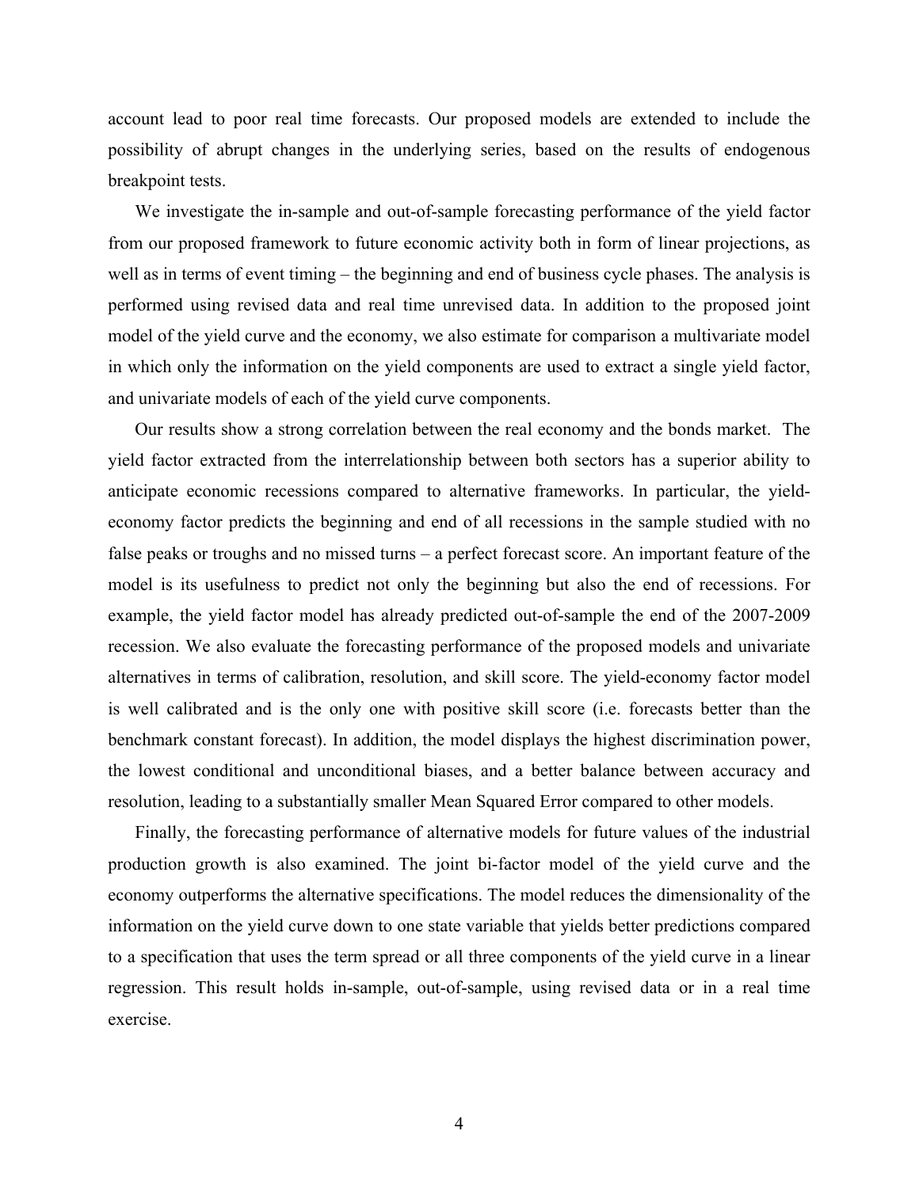account lead to poor real time forecasts. Our proposed models are extended to include the possibility of abrupt changes in the underlying series, based on the results of endogenous breakpoint tests.

We investigate the in-sample and out-of-sample forecasting performance of the yield factor from our proposed framework to future economic activity both in form of linear projections, as well as in terms of event timing – the beginning and end of business cycle phases. The analysis is performed using revised data and real time unrevised data. In addition to the proposed joint model of the yield curve and the economy, we also estimate for comparison a multivariate model in which only the information on the yield components are used to extract a single yield factor, and univariate models of each of the yield curve components.

Our results show a strong correlation between the real economy and the bonds market. The yield factor extracted from the interrelationship between both sectors has a superior ability to anticipate economic recessions compared to alternative frameworks. In particular, the yield-economy factor predicts the beginning and end of all recessions in the sample studied with no false peaks or troughs and no missed turns – a perfect forecast score. An important feature of the model is its usefulness to predict not only the beginning but also the end of recessions. For example, the yield factor model has already predicted out-of-sample the end of the 2007-2009 recession. We also evaluate the forecasting performance of the proposed models and univariate alternatives in terms of calibration, resolution, and skill score. The yield-economy factor model is well calibrated and is the only one with positive skill score (i.e. forecasts better than the benchmark constant forecast). In addition, the model displays the highest discrimination power, the lowest conditional and unconditional biases, and a better balance between accuracy and resolution, leading to a substantially smaller Mean Squared Error compared to other models.

Finally, the forecasting performance of alternative models for future values of the industrial production growth is also examined. The joint bi-factor model of the yield curve and the economy outperforms the alternative specifications. The model reduces the dimensionality of the information on the yield curve down to one state variable that yields better predictions compared to a specification that uses the term spread or all three components of the yield curve in a linear regression. This result holds in-sample, out-of-sample, using revised data or in a real time exercise.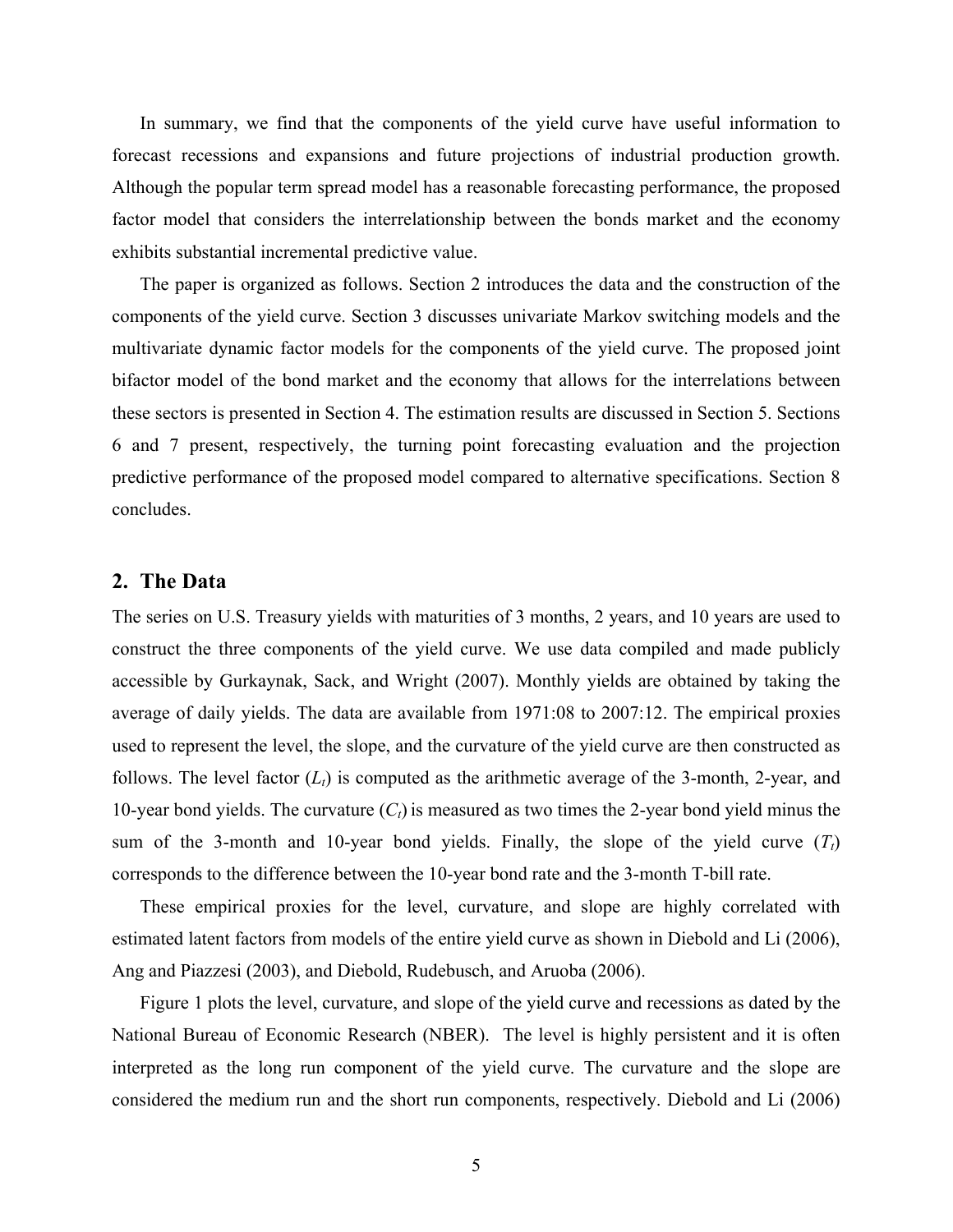In summary, we find that the components of the yield curve have useful information to forecast recessions and expansions and future projections of industrial production growth. Although the popular term spread model has a reasonable forecasting performance, the proposed factor model that considers the interrelationship between the bonds market and the economy exhibits substantial incremental predictive value.

The paper is organized as follows. Section 2 introduces the data and the construction of the components of the yield curve. Section 3 discusses univariate Markov switching models and the multivariate dynamic factor models for the components of the yield curve. The proposed joint bifactor model of the bond market and the economy that allows for the interrelations between these sectors is presented in Section 4. The estimation results are discussed in Section 5. Sections 6 and 7 present, respectively, the turning point forecasting evaluation and the projection predictive performance of the proposed model compared to alternative specifications. Section 8 concludes.

## 2. The Data

The series on U.S. Treasury yields with maturities of 3 months, 2 years, and 10 years are used to construct the three components of the yield curve. We use data compiled and made publicly accessible by Gurkaynak, Sack, and Wright (2007). Monthly yields are obtained by taking the average of daily yields. The data are available from 1971:08 to 2007:12. The empirical proxies used to represent the level, the slope, and the curvature of the yield curve are then constructed as follows. The level factor ($L_t$) is computed as the arithmetic average of the 3-month, 2-year, and 10-year bond yields. The curvature ($C_t$) is measured as two times the 2-year bond yield minus the sum of the 3-month and 10-year bond yields. Finally, the slope of the yield curve ($T_t$) corresponds to the difference between the 10-year bond rate and the 3-month T-bill rate.

These empirical proxies for the level, curvature, and slope are highly correlated with estimated latent factors from models of the entire yield curve as shown in Diebold and Li (2006), Ang and Piazzesi (2003), and Diebold, Rudebusch, and Aruoba (2006).

Figure 1 plots the level, curvature, and slope of the yield curve and recessions as dated by the National Bureau of Economic Research (NBER). The level is highly persistent and it is often interpreted as the long run component of the yield curve. The curvature and the slope are considered the medium run and the short run components, respectively. Diebold and Li (2006)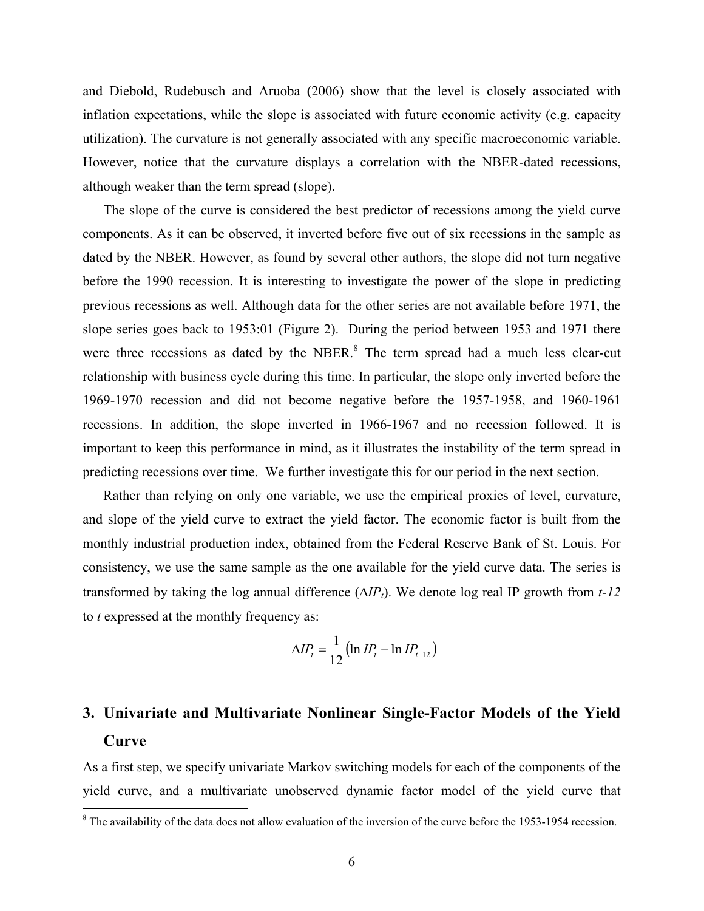and Diebold, Rudebusch and Aruoba (2006) show that the level is closely associated with inflation expectations, while the slope is associated with future economic activity (e.g. capacity utilization). The curvature is not generally associated with any specific macroeconomic variable. However, notice that the curvature displays a correlation with the NBER-dated recessions, although weaker than the term spread (slope).

The slope of the curve is considered the best predictor of recessions among the yield curve components. As it can be observed, it inverted before five out of six recessions in the sample as dated by the NBER. However, as found by several other authors, the slope did not turn negative before the 1990 recession. It is interesting to investigate the power of the slope in predicting previous recessions as well. Although data for the other series are not available before 1971, the slope series goes back to 1953:01 (Figure 2). During the period between 1953 and 1971 there were three recessions as dated by the NBER.[8] The term spread had a much less clear-cut relationship with business cycle during this time. In particular, the slope only inverted before the 1969-1970 recession and did not become negative before the 1957-1958, and 1960-1961 recessions. In addition, the slope inverted in 1966-1967 and no recession followed. It is important to keep this performance in mind, as it illustrates the instability of the term spread in predicting recessions over time. We further investigate this for our period in the next section.

Rather than relying on only one variable, we use the empirical proxies of level, curvature, and slope of the yield curve to extract the yield factor. The economic factor is built from the monthly industrial production index, obtained from the Federal Reserve Bank of St. Louis. For consistency, we use the same sample as the one available for the yield curve data. The series is transformed by taking the log annual difference ($\Delta IP_t$). We denote log real IP growth from *t-12* to *t* expressed at the monthly frequency as:

$$\Delta IP_t = \frac{1}{12}\left(\ln IP_t - \ln IP_{t-12}\right)$$

## 3. Univariate and Multivariate Nonlinear Single-Factor Models of the Yield Curve

As a first step, we specify univariate Markov switching models for each of the components of the yield curve, and a multivariate unobserved dynamic factor model of the yield curve that

[8] The availability of the data does not allow evaluation of the inversion of the curve before the 1953-1954 recession.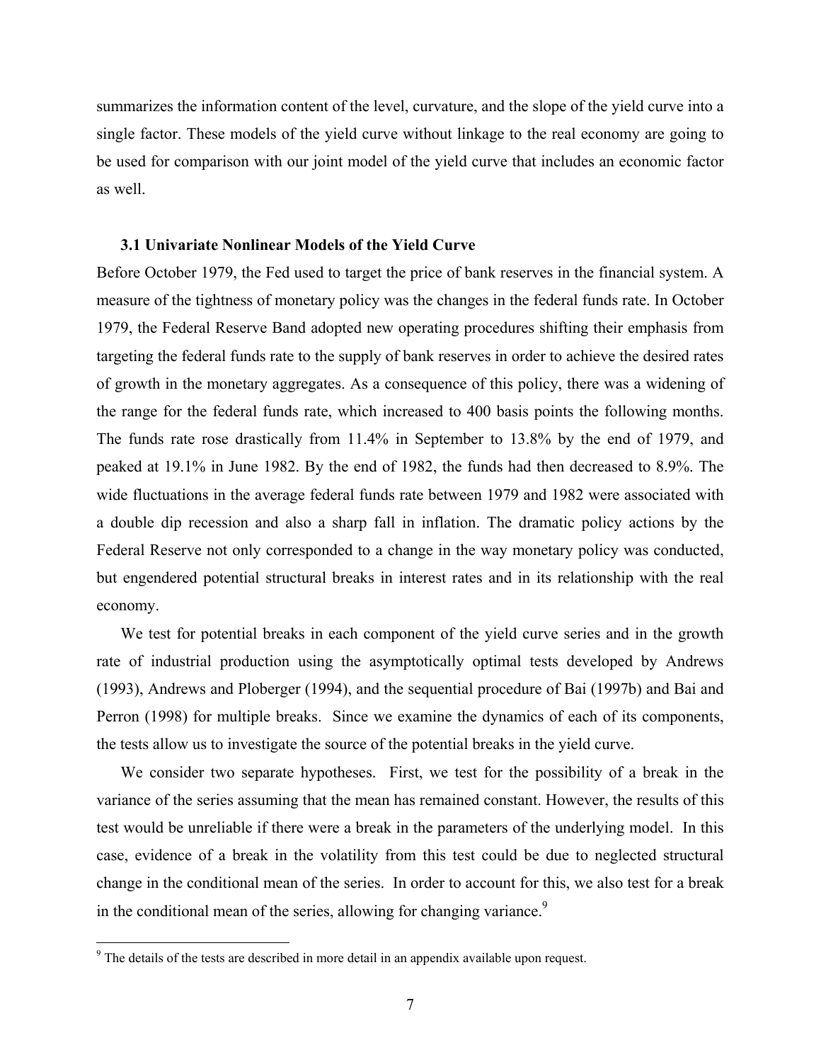summarizes the information content of the level, curvature, and the slope of the yield curve into a single factor. These models of the yield curve without linkage to the real economy are going to be used for comparison with our joint model of the yield curve that includes an economic factor as well.

### 3.1 Univariate Nonlinear Models of the Yield Curve

Before October 1979, the Fed used to target the price of bank reserves in the financial system. A measure of the tightness of monetary policy was the changes in the federal funds rate. In October 1979, the Federal Reserve Band adopted new operating procedures shifting their emphasis from targeting the federal funds rate to the supply of bank reserves in order to achieve the desired rates of growth in the monetary aggregates. As a consequence of this policy, there was a widening of the range for the federal funds rate, which increased to 400 basis points the following months. The funds rate rose drastically from 11.4% in September to 13.8% by the end of 1979, and peaked at 19.1% in June 1982. By the end of 1982, the funds had then decreased to 8.9%. The wide fluctuations in the average federal funds rate between 1979 and 1982 were associated with a double dip recession and also a sharp fall in inflation. The dramatic policy actions by the Federal Reserve not only corresponded to a change in the way monetary policy was conducted, but engendered potential structural breaks in interest rates and in its relationship with the real economy.

We test for potential breaks in each component of the yield curve series and in the growth rate of industrial production using the asymptotically optimal tests developed by Andrews (1993), Andrews and Ploberger (1994), and the sequential procedure of Bai (1997b) and Bai and Perron (1998) for multiple breaks. Since we examine the dynamics of each of its components, the tests allow us to investigate the source of the potential breaks in the yield curve.

We consider two separate hypotheses. First, we test for the possibility of a break in the variance of the series assuming that the mean has remained constant. However, the results of this test would be unreliable if there were a break in the parameters of the underlying model. In this case, evidence of a break in the volatility from this test could be due to neglected structural change in the conditional mean of the series. In order to account for this, we also test for a break in the conditional mean of the series, allowing for changing variance.[9]

[9] The details of the tests are described in more detail in an appendix available upon request.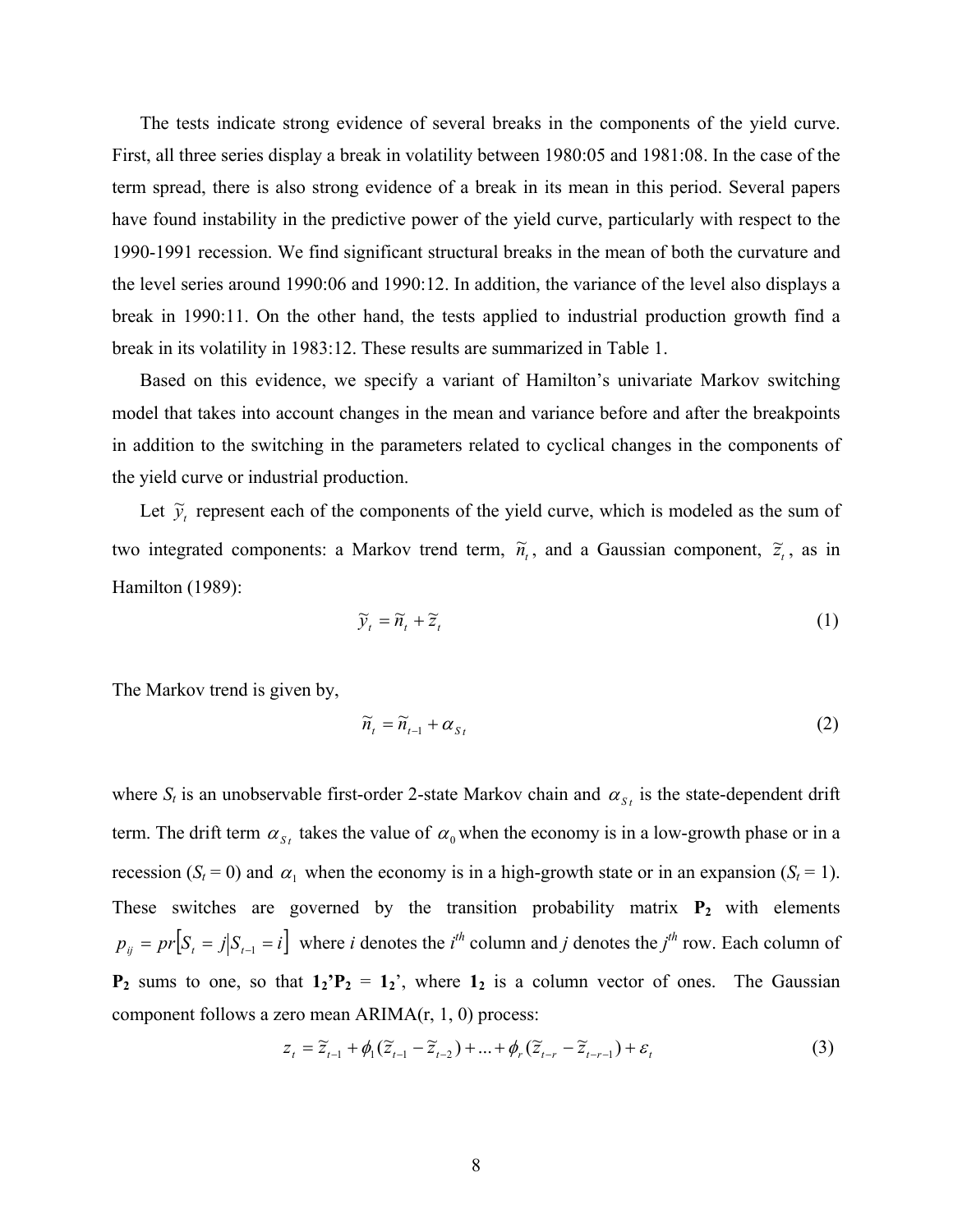The tests indicate strong evidence of several breaks in the components of the yield curve. First, all three series display a break in volatility between 1980:05 and 1981:08. In the case of the term spread, there is also strong evidence of a break in its mean in this period. Several papers have found instability in the predictive power of the yield curve, particularly with respect to the 1990-1991 recession. We find significant structural breaks in the mean of both the curvature and the level series around 1990:06 and 1990:12. In addition, the variance of the level also displays a break in 1990:11. On the other hand, the tests applied to industrial production growth find a break in its volatility in 1983:12. These results are summarized in Table 1.

Based on this evidence, we specify a variant of Hamilton's univariate Markov switching model that takes into account changes in the mean and variance before and after the breakpoints in addition to the switching in the parameters related to cyclical changes in the components of the yield curve or industrial production.

Let $\tilde{y}_t$ represent each of the components of the yield curve, which is modeled as the sum of two integrated components: a Markov trend term, $\tilde{n}_t$, and a Gaussian component, $\tilde{z}_t$, as in Hamilton (1989):

$$\tilde{y}_t = \tilde{n}_t + \tilde{z}_t \tag{1}$$

The Markov trend is given by,

$$\tilde{n}_t = \tilde{n}_{t-1} + \alpha_{St} \tag{2}$$

where $S_t$ is an unobservable first-order 2-state Markov chain and $\alpha_{St}$ is the state-dependent drift term. The drift term $\alpha_{St}$ takes the value of $\alpha_0$ when the economy is in a low-growth phase or in a recession ($S_t = 0$) and $\alpha_1$ when the economy is in a high-growth state or in an expansion ($S_t = 1$). These switches are governed by the transition probability matrix $\mathbf{P_2}$ with elements $p_{ij} = pr[S_t = j | S_{t-1} = i]$ where $i$ denotes the $i^{th}$ column and $j$ denotes the $j^{th}$ row. Each column of $\mathbf{P_2}$ sums to one, so that $\mathbf{1_2}'\mathbf{P_2} = \mathbf{1_2}'$, where $\mathbf{1_2}$ is a column vector of ones. The Gaussian component follows a zero mean ARIMA(r, 1, 0) process:

$$z_t = \tilde{z}_{t-1} + \phi_1(\tilde{z}_{t-1} - \tilde{z}_{t-2}) + ... + \phi_r(\tilde{z}_{t-r} - \tilde{z}_{t-r-1}) + \varepsilon_t \tag{3}$$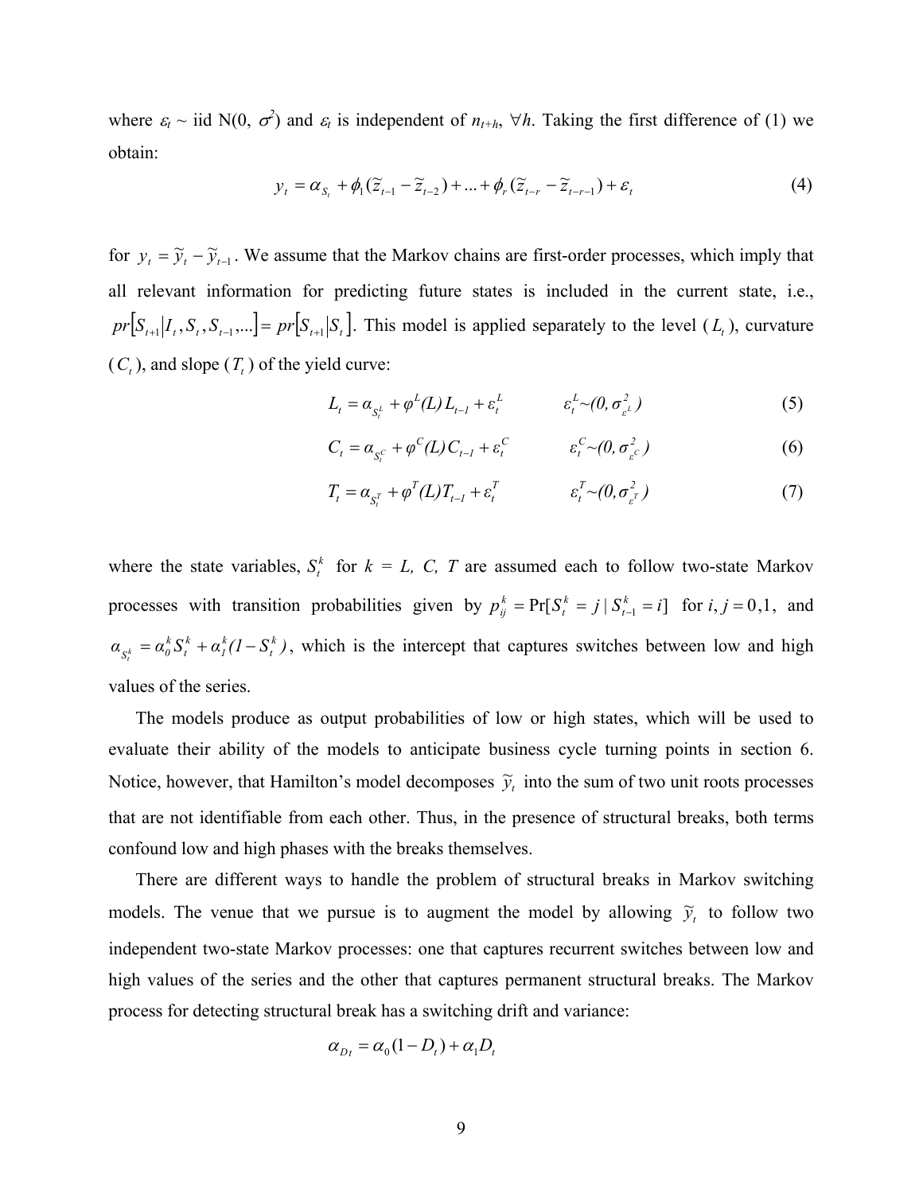where $\varepsilon_t$ ~ iid N(0, $\sigma^2$) and $\varepsilon_t$ is independent of $n_{t+h}$, $\forall h$. Taking the first difference of (1) we obtain:

$$y_t = \alpha_{S_t} + \phi_1(\tilde{z}_{t-1} - \tilde{z}_{t-2}) + ... + \phi_r(\tilde{z}_{t-r} - \tilde{z}_{t-r-1}) + \varepsilon_t \tag{4}$$

for $y_t = \tilde{y}_t - \tilde{y}_{t-1}$. We assume that the Markov chains are first-order processes, which imply that all relevant information for predicting future states is included in the current state, i.e., $pr[S_{t+1}|I_t, S_t, S_{t-1},...] = pr[S_{t+1}|S_t]$. This model is applied separately to the level ($L_t$), curvature ($C_t$), and slope ($T_t$) of the yield curve:

$$L_t = \alpha_{S_t^L} + \varphi^L(L)\,L_{t-1} + \varepsilon_t^L \qquad \varepsilon_t^L \sim (0, \sigma^2_{\varepsilon^L}) \tag{5}$$

$$C_t = \alpha_{S_t^C} + \varphi^C(L)\,C_{t-1} + \varepsilon_t^C \qquad \varepsilon_t^C \sim (0, \sigma^2_{\varepsilon^C}) \tag{6}$$

$$T_t = \alpha_{S_t^T} + \varphi^T(L)T_{t-1} + \varepsilon_t^T \qquad \varepsilon_t^T \sim (0, \sigma^2_{\varepsilon^T}) \tag{7}$$

where the state variables, $S_t^k$ for $k$ = $L$, $C$, $T$ are assumed each to follow two-state Markov processes with transition probabilities given by $p_{ij}^k = \Pr[S_t^k = j \mid S_{t-1}^k = i]$ for $i, j = 0,1$, and $\alpha_{S_t^k} = \alpha_0^k S_t^k + \alpha_1^k(1 - S_t^k)$, which is the intercept that captures switches between low and high values of the series.

The models produce as output probabilities of low or high states, which will be used to evaluate their ability of the models to anticipate business cycle turning points in section 6. Notice, however, that Hamilton's model decomposes $\tilde{y}_t$ into the sum of two unit roots processes that are not identifiable from each other. Thus, in the presence of structural breaks, both terms confound low and high phases with the breaks themselves.

There are different ways to handle the problem of structural breaks in Markov switching models. The venue that we pursue is to augment the model by allowing $\tilde{y}_t$ to follow two independent two-state Markov processes: one that captures recurrent switches between low and high values of the series and the other that captures permanent structural breaks. The Markov process for detecting structural break has a switching drift and variance:

$$\alpha_{D_t} = \alpha_0(1 - D_t) + \alpha_1 D_t$$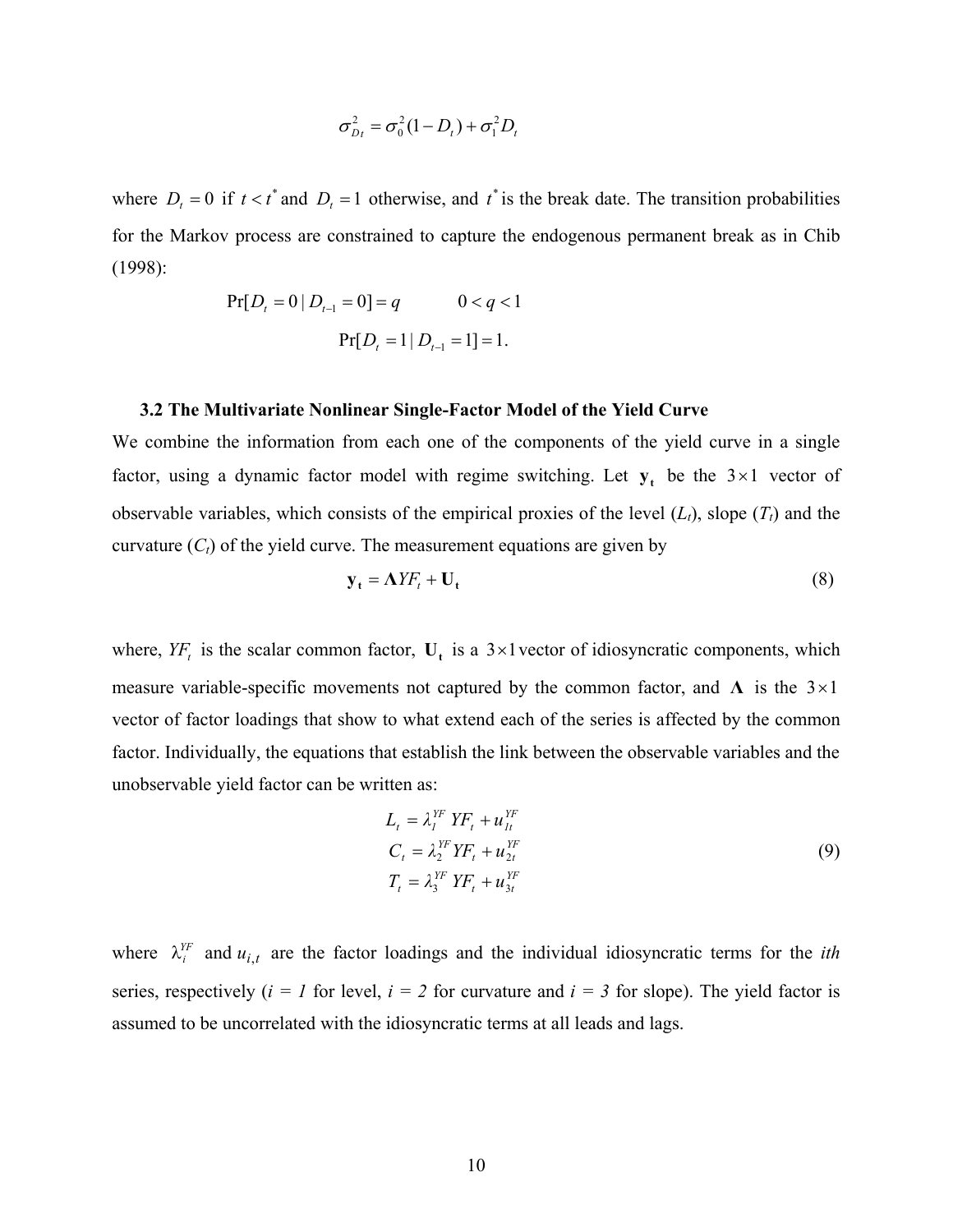$$\sigma_{Dt}^2 = \sigma_0^2(1 - D_t) + \sigma_1^2 D_t$$

where $D_t = 0$ if $t < t^*$ and $D_t = 1$ otherwise, and $t^*$ is the break date. The transition probabilities for the Markov process are constrained to capture the endogenous permanent break as in Chib (1998):

$$\Pr[D_t = 0 \mid D_{t-1} = 0] = q \qquad 0 < q < 1$$

$$\Pr[D_t = 1 \mid D_{t-1} = 1] = 1.$$

### 3.2 The Multivariate Nonlinear Single-Factor Model of the Yield Curve

We combine the information from each one of the components of the yield curve in a single factor, using a dynamic factor model with regime switching. Let $\mathbf{y_t}$ be the $3 \times 1$ vector of observable variables, which consists of the empirical proxies of the level ($L_t$), slope ($T_t$) and the curvature ($C_t$) of the yield curve. The measurement equations are given by

$$\mathbf{y_t} = \mathbf{\Lambda} YF_t + \mathbf{U_t} \tag{8}$$

where, $YF_t$ is the scalar common factor, $\mathbf{U_t}$ is a $3 \times 1$ vector of idiosyncratic components, which measure variable-specific movements not captured by the common factor, and $\mathbf{\Lambda}$ is the $3 \times 1$ vector of factor loadings that show to what extend each of the series is affected by the common factor. Individually, the equations that establish the link between the observable variables and the unobservable yield factor can be written as:

$$\begin{aligned} L_t &= \lambda_1^{YF}\, YF_t + u_{1t}^{YF} \\ C_t &= \lambda_2^{YF}\, YF_t + u_{2t}^{YF} \\ T_t &= \lambda_3^{YF}\, YF_t + u_{3t}^{YF} \end{aligned} \tag{9}$$

where $\lambda_i^{YF}$ and $u_{i,t}$ are the factor loadings and the individual idiosyncratic terms for the *ith* series, respectively (*i = 1* for level, *i = 2* for curvature and *i = 3* for slope). The yield factor is assumed to be uncorrelated with the idiosyncratic terms at all leads and lags.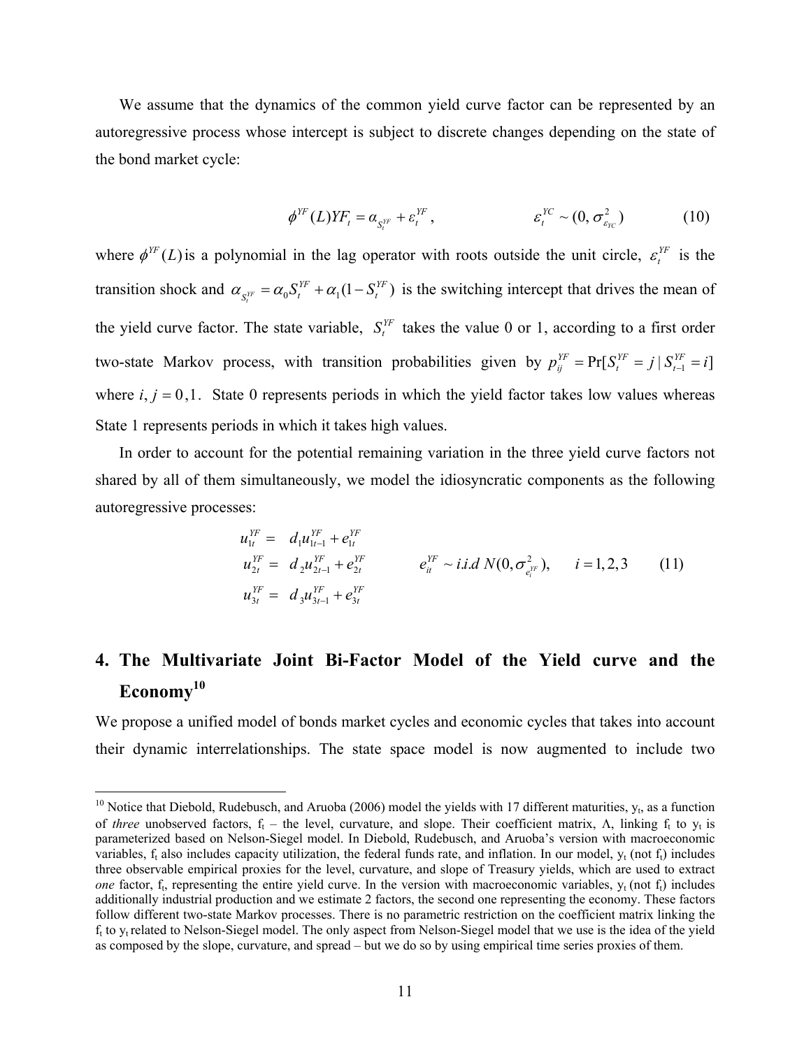We assume that the dynamics of the common yield curve factor can be represented by an autoregressive process whose intercept is subject to discrete changes depending on the state of the bond market cycle:

$$\phi^{YF}(L)YF_t = \alpha_{S_t^{YF}} + \varepsilon_t^{YF}, \qquad \varepsilon_t^{YC} \sim (0, \sigma_{\varepsilon_{YC}}^2) \qquad (10)$$

where $\phi^{YF}(L)$ is a polynomial in the lag operator with roots outside the unit circle, $\varepsilon_t^{YF}$ is the transition shock and $\alpha_{S_t^{YF}} = \alpha_0 S_t^{YF} + \alpha_1(1 - S_t^{YF})$ is the switching intercept that drives the mean of the yield curve factor. The state variable, $S_t^{YF}$ takes the value 0 or 1, according to a first order two-state Markov process, with transition probabilities given by $p_{ij}^{YF} = \Pr[S_t^{YF} = j \mid S_{t-1}^{YF} = i]$ where $i, j = 0, 1$. State 0 represents periods in which the yield factor takes low values whereas State 1 represents periods in which it takes high values.

In order to account for the potential remaining variation in the three yield curve factors not shared by all of them simultaneously, we model the idiosyncratic components as the following autoregressive processes:

$$\begin{aligned} u_{1t}^{YF} &= d_1 u_{1t-1}^{YF} + e_{1t}^{YF} \\ u_{2t}^{YF} &= d_2 u_{2t-1}^{YF} + e_{2t}^{YF} \qquad e_{it}^{YF} \sim i.i.d\ N(0, \sigma_{e_i^{YF}}^2), \quad i = 1, 2, 3 \qquad (11) \\ u_{3t}^{YF} &= d_3 u_{3t-1}^{YF} + e_{3t}^{YF} \end{aligned}$$

## 4. The Multivariate Joint Bi-Factor Model of the Yield curve and the Economy[10]

We propose a unified model of bonds market cycles and economic cycles that takes into account their dynamic interrelationships. The state space model is now augmented to include two

[10] Notice that Diebold, Rudebusch, and Aruoba (2006) model the yields with 17 different maturities, $y_t$, as a function of *three* unobserved factors, $f_t$ – the level, curvature, and slope. Their coefficient matrix, $\Lambda$, linking $f_t$ to $y_t$ is parameterized based on Nelson-Siegel model. In Diebold, Rudebusch, and Aruoba's version with macroeconomic variables, $f_t$ also includes capacity utilization, the federal funds rate, and inflation. In our model, $y_t$ (not $f_t$) includes three observable empirical proxies for the level, curvature, and slope of Treasury yields, which are used to extract *one* factor, $f_t$, representing the entire yield curve. In the version with macroeconomic variables, $y_t$ (not $f_t$) includes additionally industrial production and we estimate 2 factors, the second one representing the economy. These factors follow different two-state Markov processes. There is no parametric restriction on the coefficient matrix linking the $f_t$ to $y_t$ related to Nelson-Siegel model. The only aspect from Nelson-Siegel model that we use is the idea of the yield as composed by the slope, curvature, and spread – but we do so by using empirical time series proxies of them.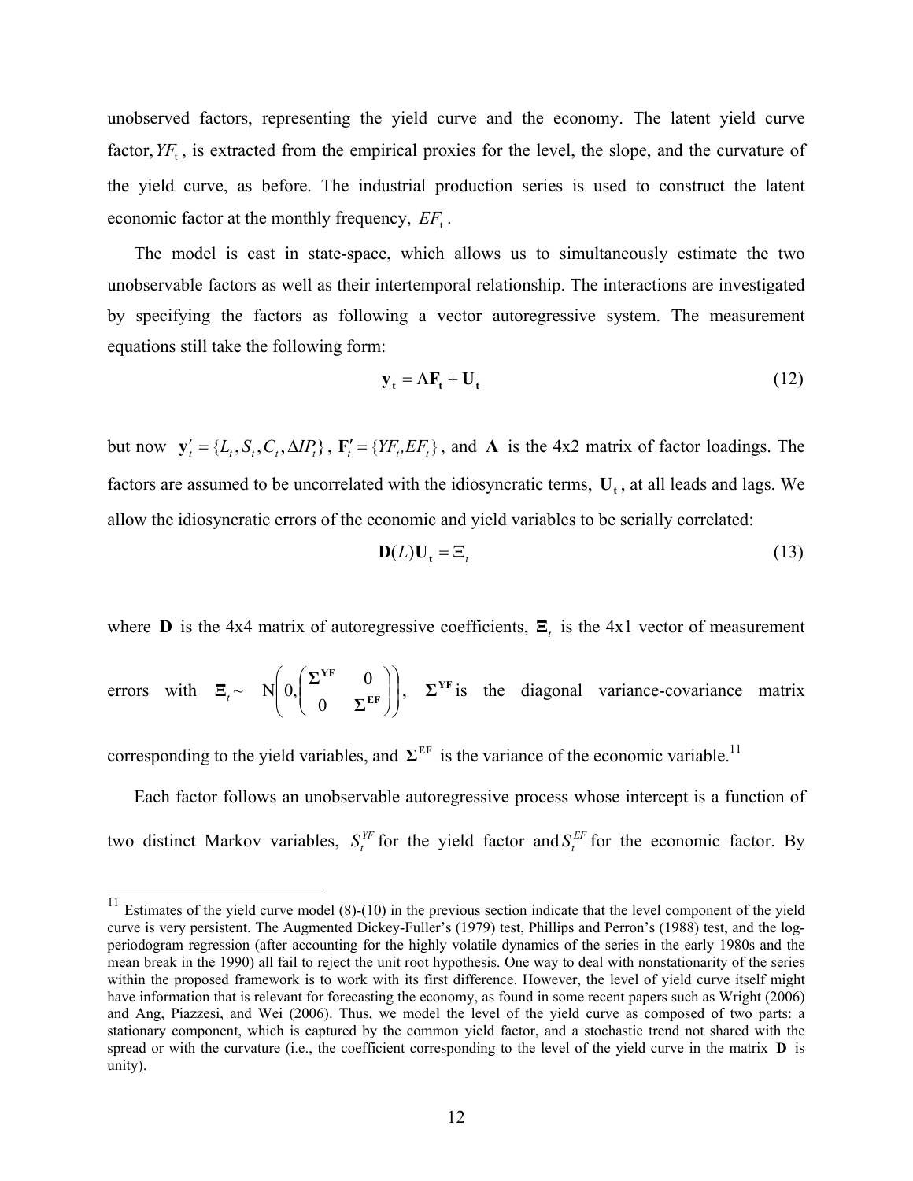unobserved factors, representing the yield curve and the economy. The latent yield curve factor, $YF_t$, is extracted from the empirical proxies for the level, the slope, and the curvature of the yield curve, as before. The industrial production series is used to construct the latent economic factor at the monthly frequency, $EF_t$.

The model is cast in state-space, which allows us to simultaneously estimate the two unobservable factors as well as their intertemporal relationship. The interactions are investigated by specifying the factors as following a vector autoregressive system. The measurement equations still take the following form:

$$\mathbf{y_t} = \Lambda \mathbf{F_t} + \mathbf{U_t} \tag{12}$$

but now $\mathbf{y}'_t = \{L_t, S_t, C_t, \Delta IP_t\}$, $\mathbf{F}'_t = \{YF_t, EF_t\}$, and $\mathbf{\Lambda}$ is the 4x2 matrix of factor loadings. The factors are assumed to be uncorrelated with the idiosyncratic terms, $\mathbf{U_t}$, at all leads and lags. We allow the idiosyncratic errors of the economic and yield variables to be serially correlated:

$$\mathbf{D}(L)\mathbf{U_t} = \Xi_t \tag{13}$$

where $\mathbf{D}$ is the 4x4 matrix of autoregressive coefficients, $\mathbf{\Xi}_t$ is the 4x1 vector of measurement errors with $\mathbf{\Xi}_t \sim \mathrm{N}\left(0, \begin{pmatrix} \mathbf{\Sigma^{YF}} & 0 \\ 0 & \mathbf{\Sigma^{EF}} \end{pmatrix}\right)$, $\mathbf{\Sigma^{YF}}$ is the diagonal variance-covariance matrix corresponding to the yield variables, and $\mathbf{\Sigma^{EF}}$ is the variance of the economic variable.[11]

Each factor follows an unobservable autoregressive process whose intercept is a function of two distinct Markov variables, $S_t^{YF}$ for the yield factor and $S_t^{EF}$ for the economic factor. By

[11] Estimates of the yield curve model (8)-(10) in the previous section indicate that the level component of the yield curve is very persistent. The Augmented Dickey-Fuller's (1979) test, Phillips and Perron's (1988) test, and the log-periodogram regression (after accounting for the highly volatile dynamics of the series in the early 1980s and the mean break in the 1990) all fail to reject the unit root hypothesis. One way to deal with nonstationarity of the series within the proposed framework is to work with its first difference. However, the level of yield curve itself might have information that is relevant for forecasting the economy, as found in some recent papers such as Wright (2006) and Ang, Piazzesi, and Wei (2006). Thus, we model the level of the yield curve as composed of two parts: a stationary component, which is captured by the common yield factor, and a stochastic trend not shared with the spread or with the curvature (i.e., the coefficient corresponding to the level of the yield curve in the matrix $\mathbf{D}$ is unity).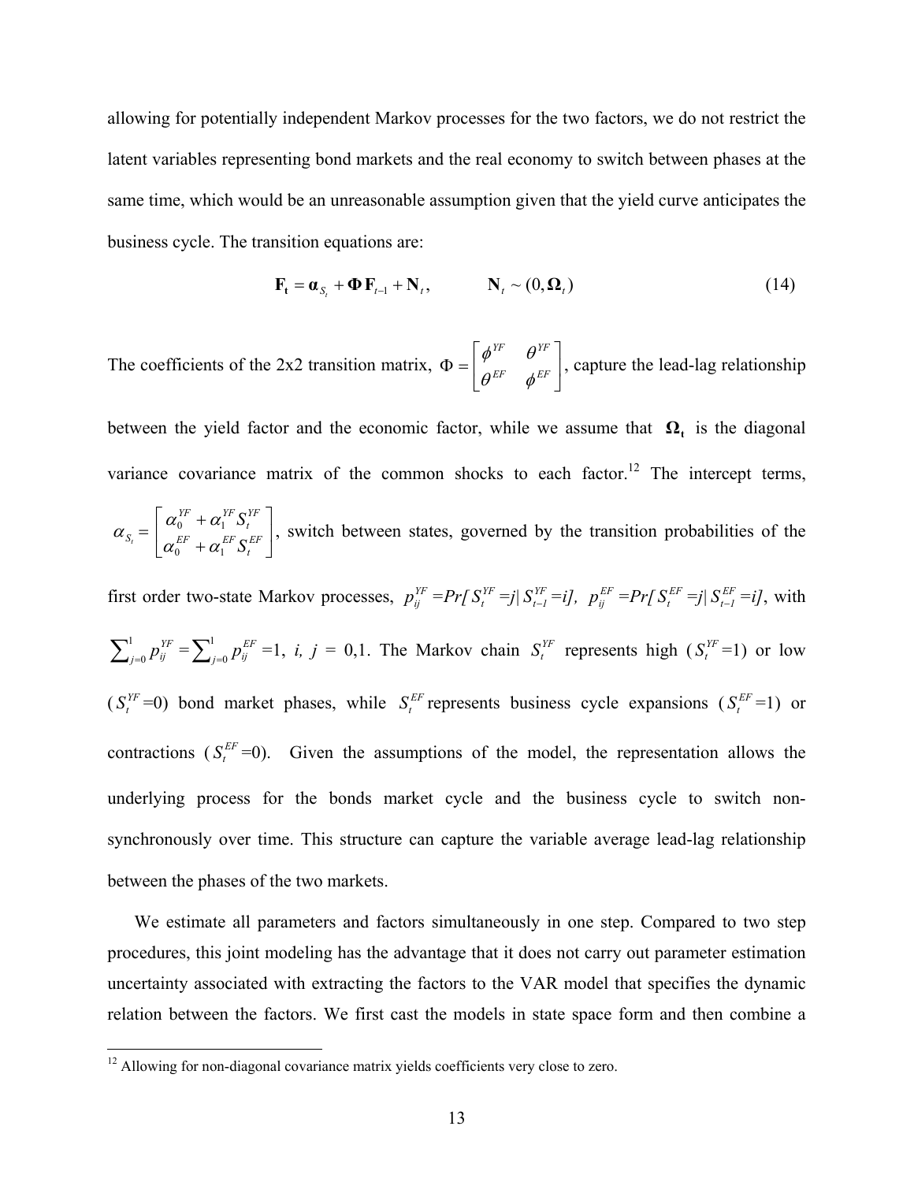allowing for potentially independent Markov processes for the two factors, we do not restrict the latent variables representing bond markets and the real economy to switch between phases at the same time, which would be an unreasonable assumption given that the yield curve anticipates the business cycle. The transition equations are:

$$\mathbf{F_t} = \boldsymbol{\alpha}_{S_t} + \boldsymbol{\Phi}\,\mathbf{F}_{t-1} + \mathbf{N}_t, \qquad \mathbf{N}_t \sim (0, \boldsymbol{\Omega}_t) \tag{14}$$

The coefficients of the 2x2 transition matrix, $\Phi = \begin{bmatrix} \phi^{YF} & \theta^{YF} \\ \theta^{EF} & \phi^{EF} \end{bmatrix}$, capture the lead-lag relationship between the yield factor and the economic factor, while we assume that $\boldsymbol{\Omega}_\mathbf{t}$ is the diagonal variance covariance matrix of the common shocks to each factor.[12] The intercept terms, $\alpha_{S_t} = \begin{bmatrix} \alpha_0^{YF} + \alpha_1^{YF} S_t^{YF} \\ \alpha_0^{EF} + \alpha_1^{EF} S_t^{EF} \end{bmatrix}$, switch between states, governed by the transition probabilities of the first order two-state Markov processes, $p_{ij}^{YF} = Pr[\, S_t^{YF} = j \,|\, S_{t-1}^{YF} = i]$, $p_{ij}^{EF} = Pr[\, S_t^{EF} = j \,|\, S_{t-1}^{EF} = i]$, with $\sum_{j=0}^{1} p_{ij}^{YF} = \sum_{j=0}^{1} p_{ij}^{EF} = 1$, $i, j$ = 0,1. The Markov chain $S_t^{YF}$ represents high ($S_t^{YF}$=1) or low ($S_t^{YF}$=0) bond market phases, while $S_t^{EF}$ represents business cycle expansions ($S_t^{EF}$=1) or contractions ($S_t^{EF}$=0). Given the assumptions of the model, the representation allows the underlying process for the bonds market cycle and the business cycle to switch non-synchronously over time. This structure can capture the variable average lead-lag relationship between the phases of the two markets.

We estimate all parameters and factors simultaneously in one step. Compared to two step procedures, this joint modeling has the advantage that it does not carry out parameter estimation uncertainty associated with extracting the factors to the VAR model that specifies the dynamic relation between the factors. We first cast the models in state space form and then combine a

[12] Allowing for non-diagonal covariance matrix yields coefficients very close to zero.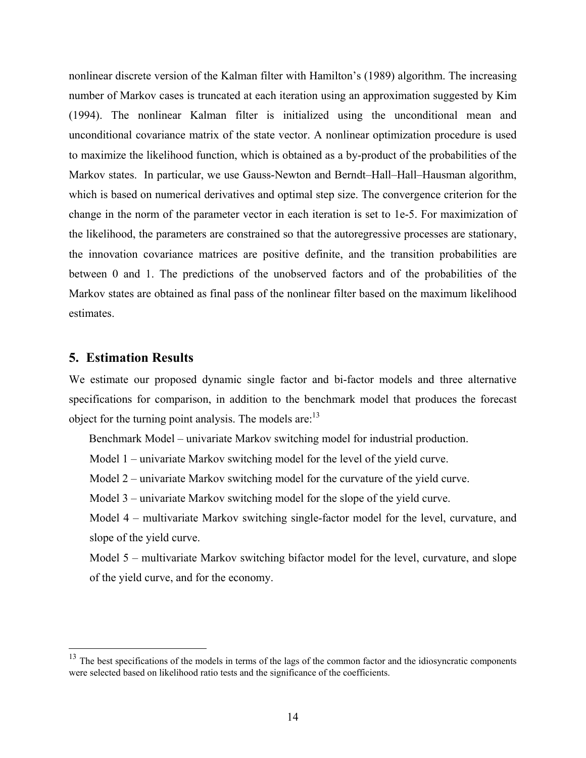nonlinear discrete version of the Kalman filter with Hamilton's (1989) algorithm. The increasing number of Markov cases is truncated at each iteration using an approximation suggested by Kim (1994). The nonlinear Kalman filter is initialized using the unconditional mean and unconditional covariance matrix of the state vector. A nonlinear optimization procedure is used to maximize the likelihood function, which is obtained as a by-product of the probabilities of the Markov states. In particular, we use Gauss-Newton and Berndt–Hall–Hall–Hausman algorithm, which is based on numerical derivatives and optimal step size. The convergence criterion for the change in the norm of the parameter vector in each iteration is set to 1e-5. For maximization of the likelihood, the parameters are constrained so that the autoregressive processes are stationary, the innovation covariance matrices are positive definite, and the transition probabilities are between 0 and 1. The predictions of the unobserved factors and of the probabilities of the Markov states are obtained as final pass of the nonlinear filter based on the maximum likelihood estimates.

## 5. Estimation Results

We estimate our proposed dynamic single factor and bi-factor models and three alternative specifications for comparison, in addition to the benchmark model that produces the forecast object for the turning point analysis. The models are:[13]

Benchmark Model – univariate Markov switching model for industrial production.

Model 1 – univariate Markov switching model for the level of the yield curve.

Model 2 – univariate Markov switching model for the curvature of the yield curve.

Model 3 – univariate Markov switching model for the slope of the yield curve.

Model 4 – multivariate Markov switching single-factor model for the level, curvature, and slope of the yield curve.

Model 5 – multivariate Markov switching bifactor model for the level, curvature, and slope of the yield curve, and for the economy.

[13] The best specifications of the models in terms of the lags of the common factor and the idiosyncratic components were selected based on likelihood ratio tests and the significance of the coefficients.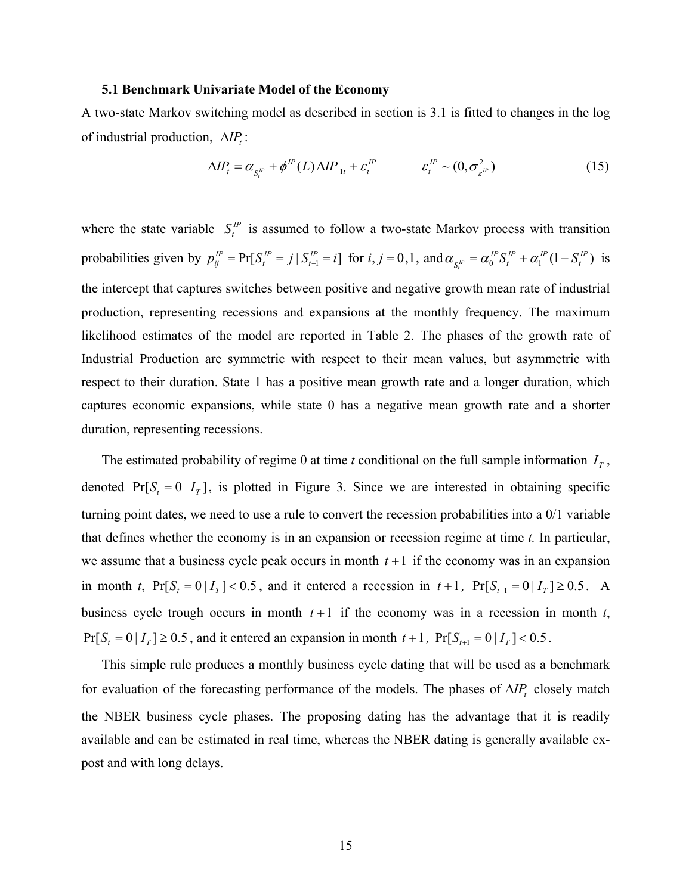### 5.1 Benchmark Univariate Model of the Economy

A two-state Markov switching model as described in section is 3.1 is fitted to changes in the log of industrial production, $\Delta IP_t$:

$$\Delta IP_t = \alpha_{S_t^{IP}} + \phi^{IP}(L)\Delta IP_{-1t} + \varepsilon_t^{IP} \qquad\qquad \varepsilon_t^{IP} \sim (0, \sigma_{\varepsilon^{IP}}^2) \tag{15}$$

where the state variable $S_t^{IP}$ is assumed to follow a two-state Markov process with transition probabilities given by $p_{ij}^{IP} = \Pr[S_t^{IP} = j \mid S_{t-1}^{IP} = i]$ for $i, j = 0,1$, and $\alpha_{S_t^{IP}} = \alpha_0^{IP} S_t^{IP} + \alpha_1^{IP}(1 - S_t^{IP})$ is the intercept that captures switches between positive and negative growth mean rate of industrial production, representing recessions and expansions at the monthly frequency. The maximum likelihood estimates of the model are reported in Table 2. The phases of the growth rate of Industrial Production are symmetric with respect to their mean values, but asymmetric with respect to their duration. State 1 has a positive mean growth rate and a longer duration, which captures economic expansions, while state 0 has a negative mean growth rate and a shorter duration, representing recessions.

The estimated probability of regime 0 at time *t* conditional on the full sample information $I_T$, denoted $\Pr[S_t = 0 \mid I_T]$, is plotted in Figure 3. Since we are interested in obtaining specific turning point dates, we need to use a rule to convert the recession probabilities into a 0/1 variable that defines whether the economy is in an expansion or recession regime at time *t.* In particular, we assume that a business cycle peak occurs in month $t+1$ if the economy was in an expansion in month *t*, $\Pr[S_t = 0 \mid I_T] < 0.5$, and it entered a recession in $t+1$, $\Pr[S_{t+1} = 0 \mid I_T] \geq 0.5$. A business cycle trough occurs in month $t+1$ if the economy was in a recession in month *t*, $\Pr[S_t = 0 \mid I_T] \geq 0.5$, and it entered an expansion in month $t+1$, $\Pr[S_{t+1} = 0 \mid I_T] < 0.5$.

This simple rule produces a monthly business cycle dating that will be used as a benchmark for evaluation of the forecasting performance of the models. The phases of $\Delta IP_t$ closely match the NBER business cycle phases. The proposing dating has the advantage that it is readily available and can be estimated in real time, whereas the NBER dating is generally available ex-post and with long delays.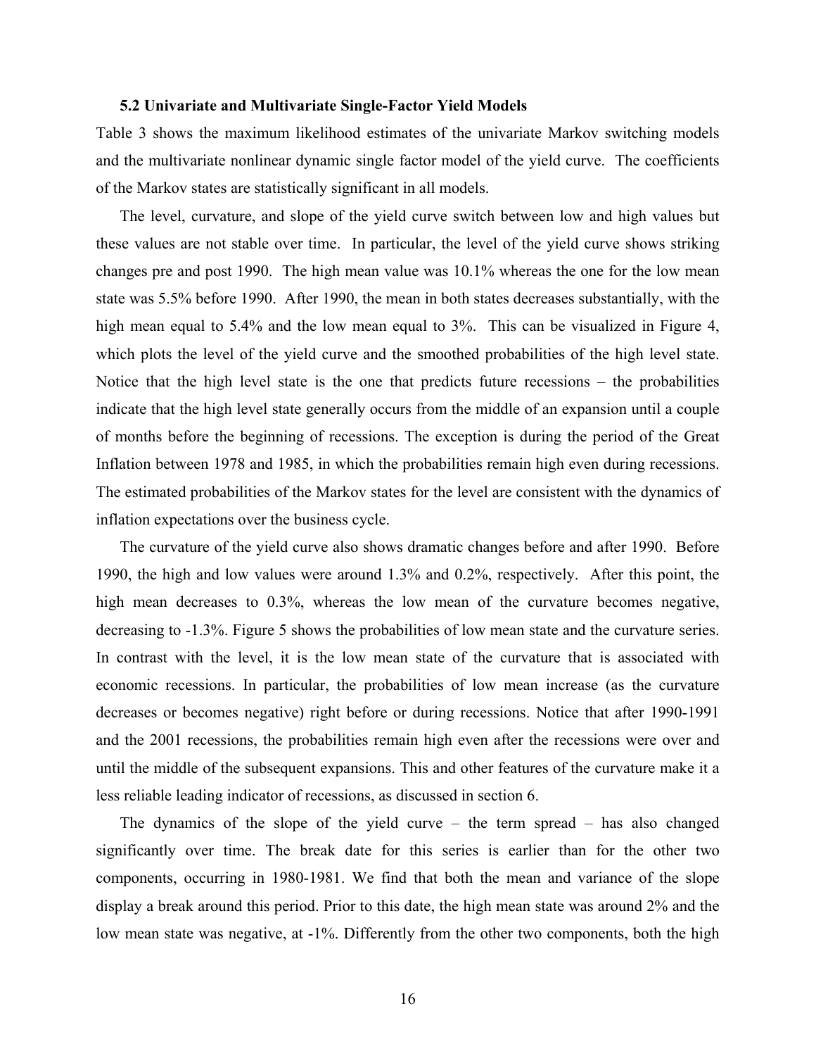### 5.2 Univariate and Multivariate Single-Factor Yield Models

Table 3 shows the maximum likelihood estimates of the univariate Markov switching models and the multivariate nonlinear dynamic single factor model of the yield curve. The coefficients of the Markov states are statistically significant in all models.

The level, curvature, and slope of the yield curve switch between low and high values but these values are not stable over time. In particular, the level of the yield curve shows striking changes pre and post 1990. The high mean value was 10.1% whereas the one for the low mean state was 5.5% before 1990. After 1990, the mean in both states decreases substantially, with the high mean equal to 5.4% and the low mean equal to 3%. This can be visualized in Figure 4, which plots the level of the yield curve and the smoothed probabilities of the high level state. Notice that the high level state is the one that predicts future recessions – the probabilities indicate that the high level state generally occurs from the middle of an expansion until a couple of months before the beginning of recessions. The exception is during the period of the Great Inflation between 1978 and 1985, in which the probabilities remain high even during recessions. The estimated probabilities of the Markov states for the level are consistent with the dynamics of inflation expectations over the business cycle.

The curvature of the yield curve also shows dramatic changes before and after 1990. Before 1990, the high and low values were around 1.3% and 0.2%, respectively. After this point, the high mean decreases to 0.3%, whereas the low mean of the curvature becomes negative, decreasing to -1.3%. Figure 5 shows the probabilities of low mean state and the curvature series. In contrast with the level, it is the low mean state of the curvature that is associated with economic recessions. In particular, the probabilities of low mean increase (as the curvature decreases or becomes negative) right before or during recessions. Notice that after 1990-1991 and the 2001 recessions, the probabilities remain high even after the recessions were over and until the middle of the subsequent expansions. This and other features of the curvature make it a less reliable leading indicator of recessions, as discussed in section 6.

The dynamics of the slope of the yield curve – the term spread – has also changed significantly over time. The break date for this series is earlier than for the other two components, occurring in 1980-1981. We find that both the mean and variance of the slope display a break around this period. Prior to this date, the high mean state was around 2% and the low mean state was negative, at -1%. Differently from the other two components, both the high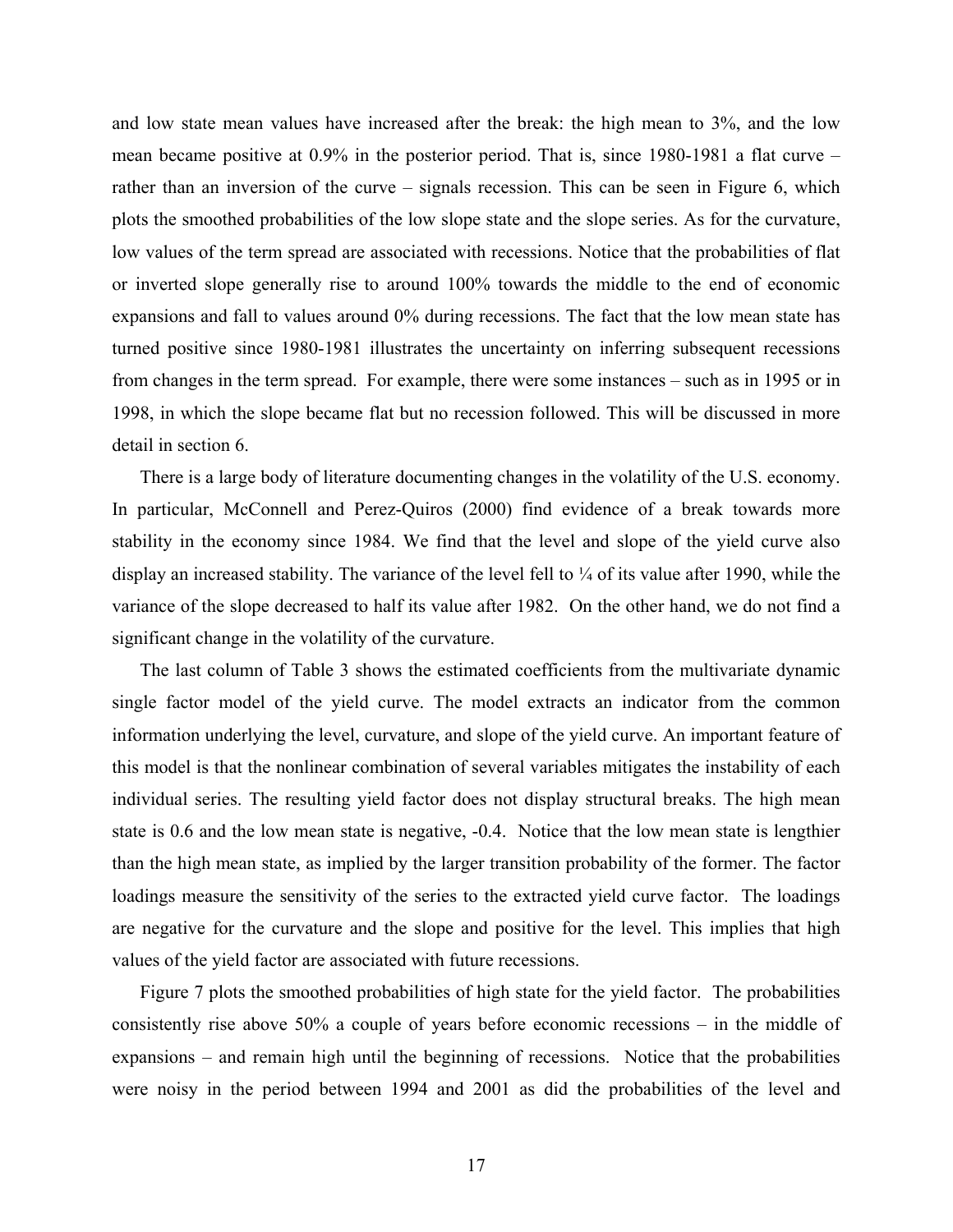and low state mean values have increased after the break: the high mean to 3%, and the low mean became positive at 0.9% in the posterior period. That is, since 1980-1981 a flat curve – rather than an inversion of the curve – signals recession. This can be seen in Figure 6, which plots the smoothed probabilities of the low slope state and the slope series. As for the curvature, low values of the term spread are associated with recessions. Notice that the probabilities of flat or inverted slope generally rise to around 100% towards the middle to the end of economic expansions and fall to values around 0% during recessions. The fact that the low mean state has turned positive since 1980-1981 illustrates the uncertainty on inferring subsequent recessions from changes in the term spread. For example, there were some instances – such as in 1995 or in 1998, in which the slope became flat but no recession followed. This will be discussed in more detail in section 6.

There is a large body of literature documenting changes in the volatility of the U.S. economy. In particular, McConnell and Perez-Quiros (2000) find evidence of a break towards more stability in the economy since 1984. We find that the level and slope of the yield curve also display an increased stability. The variance of the level fell to ¼ of its value after 1990, while the variance of the slope decreased to half its value after 1982. On the other hand, we do not find a significant change in the volatility of the curvature.

The last column of Table 3 shows the estimated coefficients from the multivariate dynamic single factor model of the yield curve. The model extracts an indicator from the common information underlying the level, curvature, and slope of the yield curve. An important feature of this model is that the nonlinear combination of several variables mitigates the instability of each individual series. The resulting yield factor does not display structural breaks. The high mean state is 0.6 and the low mean state is negative, -0.4. Notice that the low mean state is lengthier than the high mean state, as implied by the larger transition probability of the former. The factor loadings measure the sensitivity of the series to the extracted yield curve factor. The loadings are negative for the curvature and the slope and positive for the level. This implies that high values of the yield factor are associated with future recessions.

Figure 7 plots the smoothed probabilities of high state for the yield factor. The probabilities consistently rise above 50% a couple of years before economic recessions – in the middle of expansions – and remain high until the beginning of recessions. Notice that the probabilities were noisy in the period between 1994 and 2001 as did the probabilities of the level and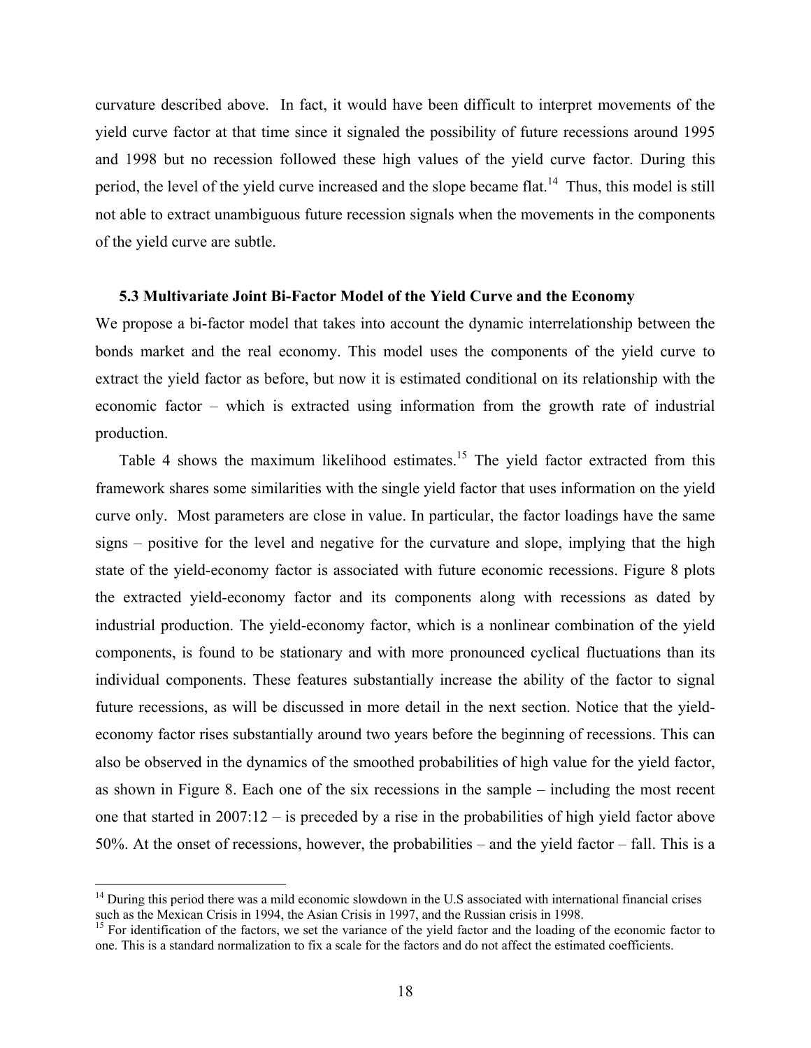curvature described above. In fact, it would have been difficult to interpret movements of the yield curve factor at that time since it signaled the possibility of future recessions around 1995 and 1998 but no recession followed these high values of the yield curve factor. During this period, the level of the yield curve increased and the slope became flat.[14] Thus, this model is still not able to extract unambiguous future recession signals when the movements in the components of the yield curve are subtle.

### 5.3 Multivariate Joint Bi-Factor Model of the Yield Curve and the Economy

We propose a bi-factor model that takes into account the dynamic interrelationship between the bonds market and the real economy. This model uses the components of the yield curve to extract the yield factor as before, but now it is estimated conditional on its relationship with the economic factor – which is extracted using information from the growth rate of industrial production.

Table 4 shows the maximum likelihood estimates.[15] The yield factor extracted from this framework shares some similarities with the single yield factor that uses information on the yield curve only. Most parameters are close in value. In particular, the factor loadings have the same signs – positive for the level and negative for the curvature and slope, implying that the high state of the yield-economy factor is associated with future economic recessions. Figure 8 plots the extracted yield-economy factor and its components along with recessions as dated by industrial production. The yield-economy factor, which is a nonlinear combination of the yield components, is found to be stationary and with more pronounced cyclical fluctuations than its individual components. These features substantially increase the ability of the factor to signal future recessions, as will be discussed in more detail in the next section. Notice that the yield-economy factor rises substantially around two years before the beginning of recessions. This can also be observed in the dynamics of the smoothed probabilities of high value for the yield factor, as shown in Figure 8. Each one of the six recessions in the sample – including the most recent one that started in 2007:12 – is preceded by a rise in the probabilities of high yield factor above 50%. At the onset of recessions, however, the probabilities – and the yield factor – fall. This is a

[14] During this period there was a mild economic slowdown in the U.S associated with international financial crises such as the Mexican Crisis in 1994, the Asian Crisis in 1997, and the Russian crisis in 1998.

[15] For identification of the factors, we set the variance of the yield factor and the loading of the economic factor to one. This is a standard normalization to fix a scale for the factors and do not affect the estimated coefficients.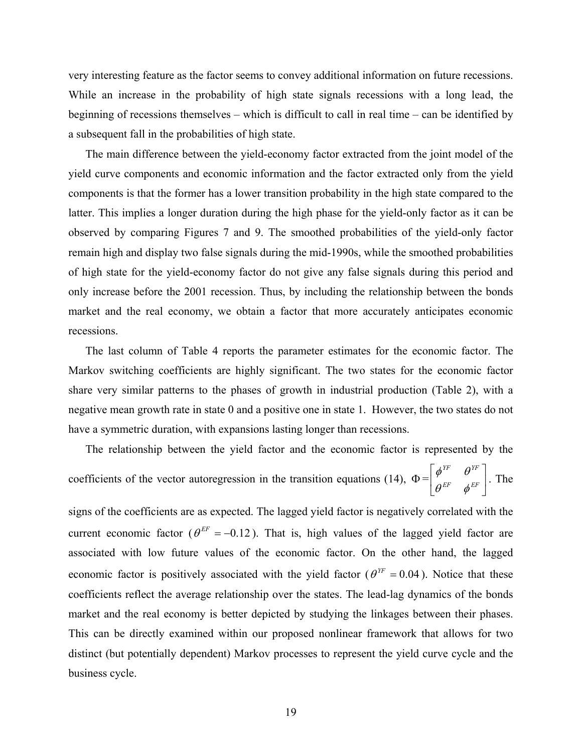very interesting feature as the factor seems to convey additional information on future recessions. While an increase in the probability of high state signals recessions with a long lead, the beginning of recessions themselves – which is difficult to call in real time – can be identified by a subsequent fall in the probabilities of high state.

The main difference between the yield-economy factor extracted from the joint model of the yield curve components and economic information and the factor extracted only from the yield components is that the former has a lower transition probability in the high state compared to the latter. This implies a longer duration during the high phase for the yield-only factor as it can be observed by comparing Figures 7 and 9. The smoothed probabilities of the yield-only factor remain high and display two false signals during the mid-1990s, while the smoothed probabilities of high state for the yield-economy factor do not give any false signals during this period and only increase before the 2001 recession. Thus, by including the relationship between the bonds market and the real economy, we obtain a factor that more accurately anticipates economic recessions.

The last column of Table 4 reports the parameter estimates for the economic factor. The Markov switching coefficients are highly significant. The two states for the economic factor share very similar patterns to the phases of growth in industrial production (Table 2), with a negative mean growth rate in state 0 and a positive one in state 1. However, the two states do not have a symmetric duration, with expansions lasting longer than recessions.

The relationship between the yield factor and the economic factor is represented by the coefficients of the vector autoregression in the transition equations (14), $\Phi = \begin{bmatrix} \phi^{YF} & \theta^{YF} \\ \theta^{EF} & \phi^{EF} \end{bmatrix}$. The signs of the coefficients are as expected. The lagged yield factor is negatively correlated with the current economic factor ($\theta^{EF} = -0.12$). That is, high values of the lagged yield factor are associated with low future values of the economic factor. On the other hand, the lagged economic factor is positively associated with the yield factor ($\theta^{YF} = 0.04$). Notice that these coefficients reflect the average relationship over the states. The lead-lag dynamics of the bonds market and the real economy is better depicted by studying the linkages between their phases. This can be directly examined within our proposed nonlinear framework that allows for two distinct (but potentially dependent) Markov processes to represent the yield curve cycle and the business cycle.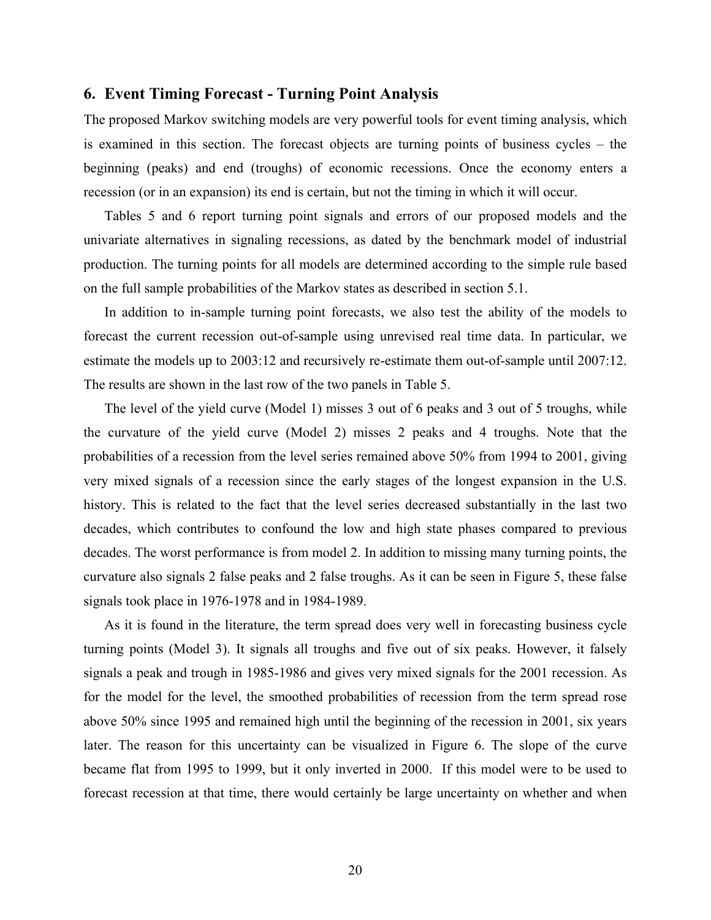## 6. Event Timing Forecast - Turning Point Analysis

The proposed Markov switching models are very powerful tools for event timing analysis, which is examined in this section. The forecast objects are turning points of business cycles – the beginning (peaks) and end (troughs) of economic recessions. Once the economy enters a recession (or in an expansion) its end is certain, but not the timing in which it will occur.

Tables 5 and 6 report turning point signals and errors of our proposed models and the univariate alternatives in signaling recessions, as dated by the benchmark model of industrial production. The turning points for all models are determined according to the simple rule based on the full sample probabilities of the Markov states as described in section 5.1.

In addition to in-sample turning point forecasts, we also test the ability of the models to forecast the current recession out-of-sample using unrevised real time data. In particular, we estimate the models up to 2003:12 and recursively re-estimate them out-of-sample until 2007:12. The results are shown in the last row of the two panels in Table 5.

The level of the yield curve (Model 1) misses 3 out of 6 peaks and 3 out of 5 troughs, while the curvature of the yield curve (Model 2) misses 2 peaks and 4 troughs. Note that the probabilities of a recession from the level series remained above 50% from 1994 to 2001, giving very mixed signals of a recession since the early stages of the longest expansion in the U.S. history. This is related to the fact that the level series decreased substantially in the last two decades, which contributes to confound the low and high state phases compared to previous decades. The worst performance is from model 2. In addition to missing many turning points, the curvature also signals 2 false peaks and 2 false troughs. As it can be seen in Figure 5, these false signals took place in 1976-1978 and in 1984-1989.

As it is found in the literature, the term spread does very well in forecasting business cycle turning points (Model 3). It signals all troughs and five out of six peaks. However, it falsely signals a peak and trough in 1985-1986 and gives very mixed signals for the 2001 recession. As for the model for the level, the smoothed probabilities of recession from the term spread rose above 50% since 1995 and remained high until the beginning of the recession in 2001, six years later. The reason for this uncertainty can be visualized in Figure 6. The slope of the curve became flat from 1995 to 1999, but it only inverted in 2000. If this model were to be used to forecast recession at that time, there would certainly be large uncertainty on whether and when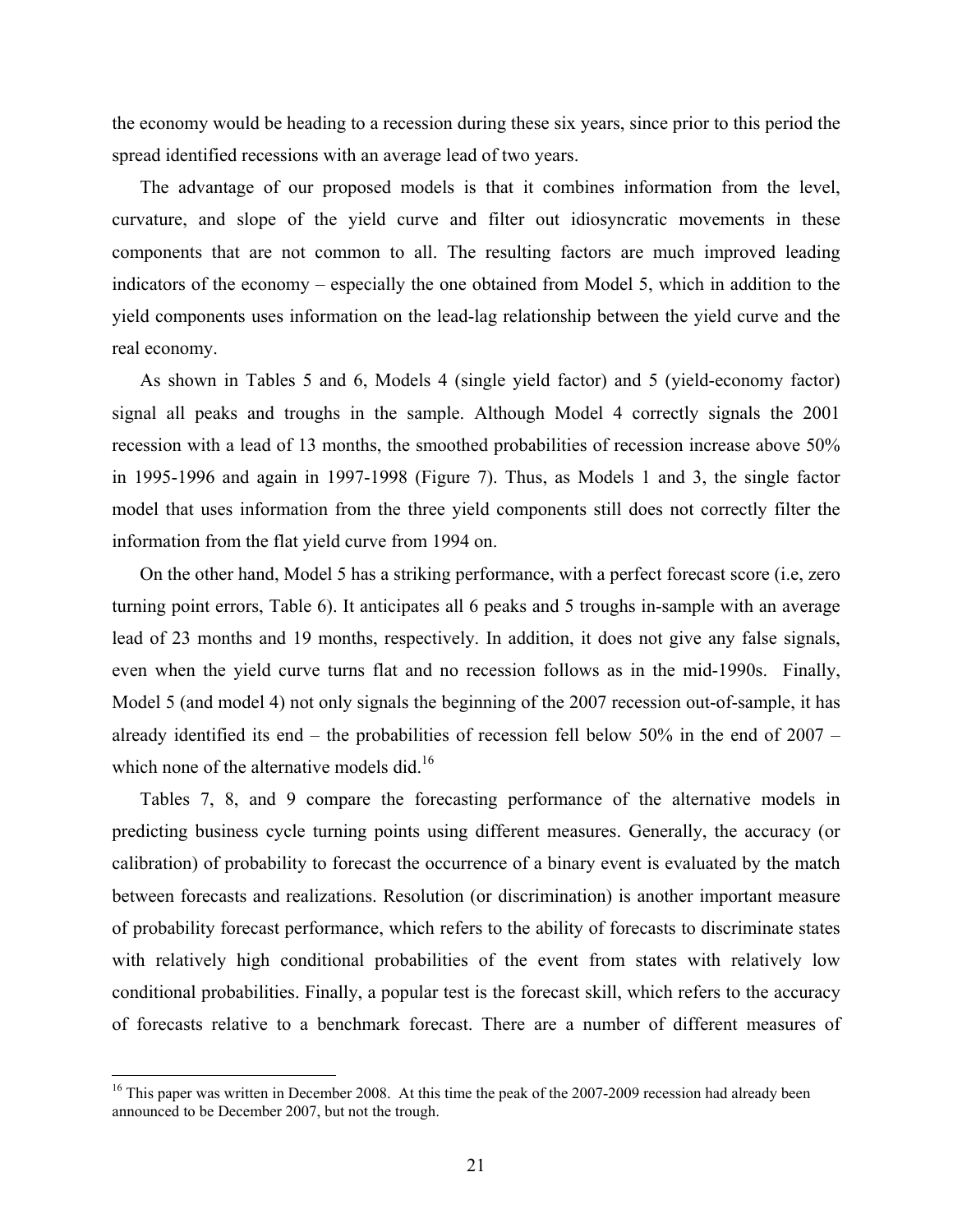the economy would be heading to a recession during these six years, since prior to this period the spread identified recessions with an average lead of two years.

The advantage of our proposed models is that it combines information from the level, curvature, and slope of the yield curve and filter out idiosyncratic movements in these components that are not common to all. The resulting factors are much improved leading indicators of the economy – especially the one obtained from Model 5, which in addition to the yield components uses information on the lead-lag relationship between the yield curve and the real economy.

As shown in Tables 5 and 6, Models 4 (single yield factor) and 5 (yield-economy factor) signal all peaks and troughs in the sample. Although Model 4 correctly signals the 2001 recession with a lead of 13 months, the smoothed probabilities of recession increase above 50% in 1995-1996 and again in 1997-1998 (Figure 7). Thus, as Models 1 and 3, the single factor model that uses information from the three yield components still does not correctly filter the information from the flat yield curve from 1994 on.

On the other hand, Model 5 has a striking performance, with a perfect forecast score (i.e, zero turning point errors, Table 6). It anticipates all 6 peaks and 5 troughs in-sample with an average lead of 23 months and 19 months, respectively. In addition, it does not give any false signals, even when the yield curve turns flat and no recession follows as in the mid-1990s. Finally, Model 5 (and model 4) not only signals the beginning of the 2007 recession out-of-sample, it has already identified its end – the probabilities of recession fell below 50% in the end of 2007 – which none of the alternative models did.[16]

Tables 7, 8, and 9 compare the forecasting performance of the alternative models in predicting business cycle turning points using different measures. Generally, the accuracy (or calibration) of probability to forecast the occurrence of a binary event is evaluated by the match between forecasts and realizations. Resolution (or discrimination) is another important measure of probability forecast performance, which refers to the ability of forecasts to discriminate states with relatively high conditional probabilities of the event from states with relatively low conditional probabilities. Finally, a popular test is the forecast skill, which refers to the accuracy of forecasts relative to a benchmark forecast. There are a number of different measures of

[16] This paper was written in December 2008. At this time the peak of the 2007-2009 recession had already been announced to be December 2007, but not the trough.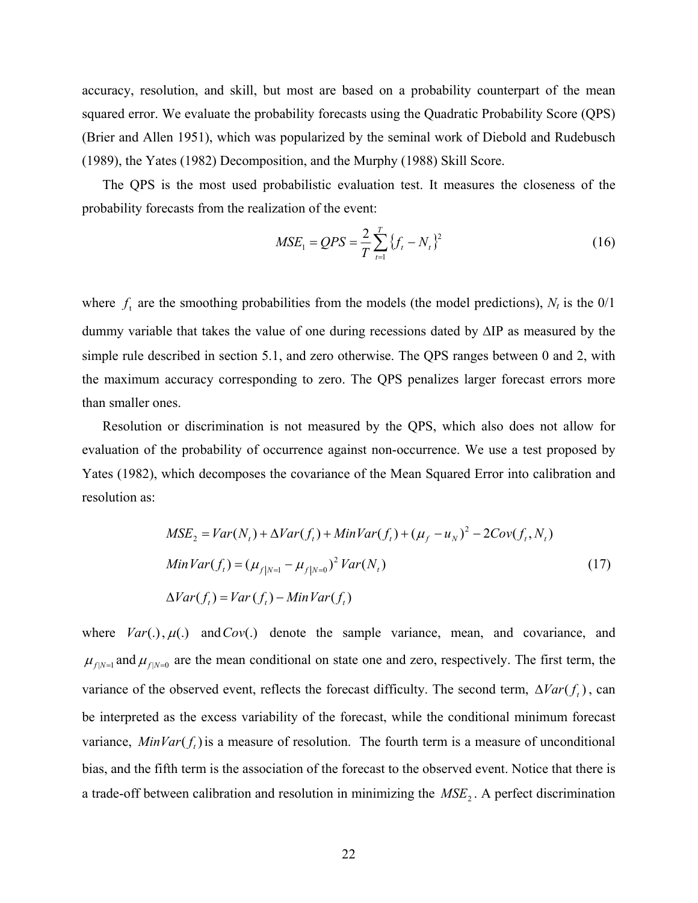accuracy, resolution, and skill, but most are based on a probability counterpart of the mean squared error. We evaluate the probability forecasts using the Quadratic Probability Score (QPS) (Brier and Allen 1951), which was popularized by the seminal work of Diebold and Rudebusch (1989), the Yates (1982) Decomposition, and the Murphy (1988) Skill Score.

The QPS is the most used probabilistic evaluation test. It measures the closeness of the probability forecasts from the realization of the event:

$$MSE_1 = QPS = \frac{2}{T}\sum_{t=1}^{T}\{f_t - N_t\}^2 \tag{16}$$

where $f_t$ are the smoothing probabilities from the models (the model predictions), $N_t$ is the 0/1 dummy variable that takes the value of one during recessions dated by $\Delta$IP as measured by the simple rule described in section 5.1, and zero otherwise. The QPS ranges between 0 and 2, with the maximum accuracy corresponding to zero. The QPS penalizes larger forecast errors more than smaller ones.

Resolution or discrimination is not measured by the QPS, which also does not allow for evaluation of the probability of occurrence against non-occurrence. We use a test proposed by Yates (1982), which decomposes the covariance of the Mean Squared Error into calibration and resolution as:

$$\begin{aligned}
MSE_2 &= Var(N_t) + \Delta Var(f_t) + MinVar(f_t) + (\mu_f - u_N)^2 - 2Cov(f_t, N_t) \\
MinVar(f_t) &= (\mu_{f|N=1} - \mu_{f|N=0})^2\, Var(N_t) \\
\Delta Var(f_t) &= Var(f_t) - MinVar(f_t)
\end{aligned} \tag{17}$$

where $Var(.), \mu(.)$ and $Cov(.)$ denote the sample variance, mean, and covariance, and $\mu_{f|N=1}$ and $\mu_{f|N=0}$ are the mean conditional on state one and zero, respectively. The first term, the variance of the observed event, reflects the forecast difficulty. The second term, $\Delta Var(f_t)$, can be interpreted as the excess variability of the forecast, while the conditional minimum forecast variance, $MinVar(f_t)$ is a measure of resolution. The fourth term is a measure of unconditional bias, and the fifth term is the association of the forecast to the observed event. Notice that there is a trade-off between calibration and resolution in minimizing the $MSE_2$. A perfect discrimination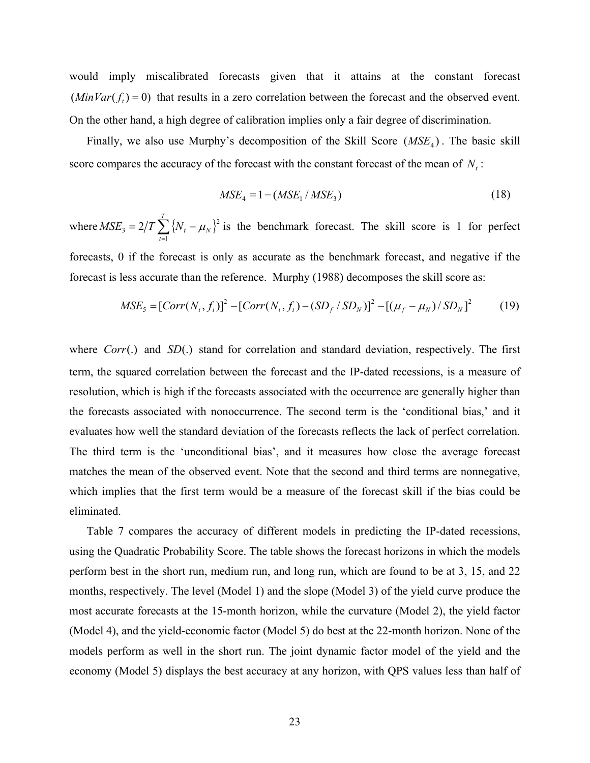would imply miscalibrated forecasts given that it attains at the constant forecast $(MinVar(f_t) = 0)$ that results in a zero correlation between the forecast and the observed event. On the other hand, a high degree of calibration implies only a fair degree of discrimination.

Finally, we also use Murphy's decomposition of the Skill Score $(MSE_4)$. The basic skill score compares the accuracy of the forecast with the constant forecast of the mean of $N_t$:

$$MSE_4 = 1 - (MSE_1 / MSE_3) \tag{18}$$

where $MSE_3 = 2/T \sum_{t=1}^{T} \{N_t - \mu_N\}^2$ is the benchmark forecast. The skill score is 1 for perfect forecasts, 0 if the forecast is only as accurate as the benchmark forecast, and negative if the forecast is less accurate than the reference. Murphy (1988) decomposes the skill score as:

$$MSE_5 = [Corr(N_t, f_t)]^2 - [Corr(N_t, f_t) - (SD_f / SD_N)]^2 - [(\mu_f - \mu_N) / SD_N]^2 \tag{19}$$

where $Corr(.)$ and $SD(.)$ stand for correlation and standard deviation, respectively. The first term, the squared correlation between the forecast and the IP-dated recessions, is a measure of resolution, which is high if the forecasts associated with the occurrence are generally higher than the forecasts associated with nonoccurrence. The second term is the 'conditional bias,' and it evaluates how well the standard deviation of the forecasts reflects the lack of perfect correlation. The third term is the 'unconditional bias', and it measures how close the average forecast matches the mean of the observed event. Note that the second and third terms are nonnegative, which implies that the first term would be a measure of the forecast skill if the bias could be eliminated.

Table 7 compares the accuracy of different models in predicting the IP-dated recessions, using the Quadratic Probability Score. The table shows the forecast horizons in which the models perform best in the short run, medium run, and long run, which are found to be at 3, 15, and 22 months, respectively. The level (Model 1) and the slope (Model 3) of the yield curve produce the most accurate forecasts at the 15-month horizon, while the curvature (Model 2), the yield factor (Model 4), and the yield-economic factor (Model 5) do best at the 22-month horizon. None of the models perform as well in the short run. The joint dynamic factor model of the yield and the economy (Model 5) displays the best accuracy at any horizon, with QPS values less than half of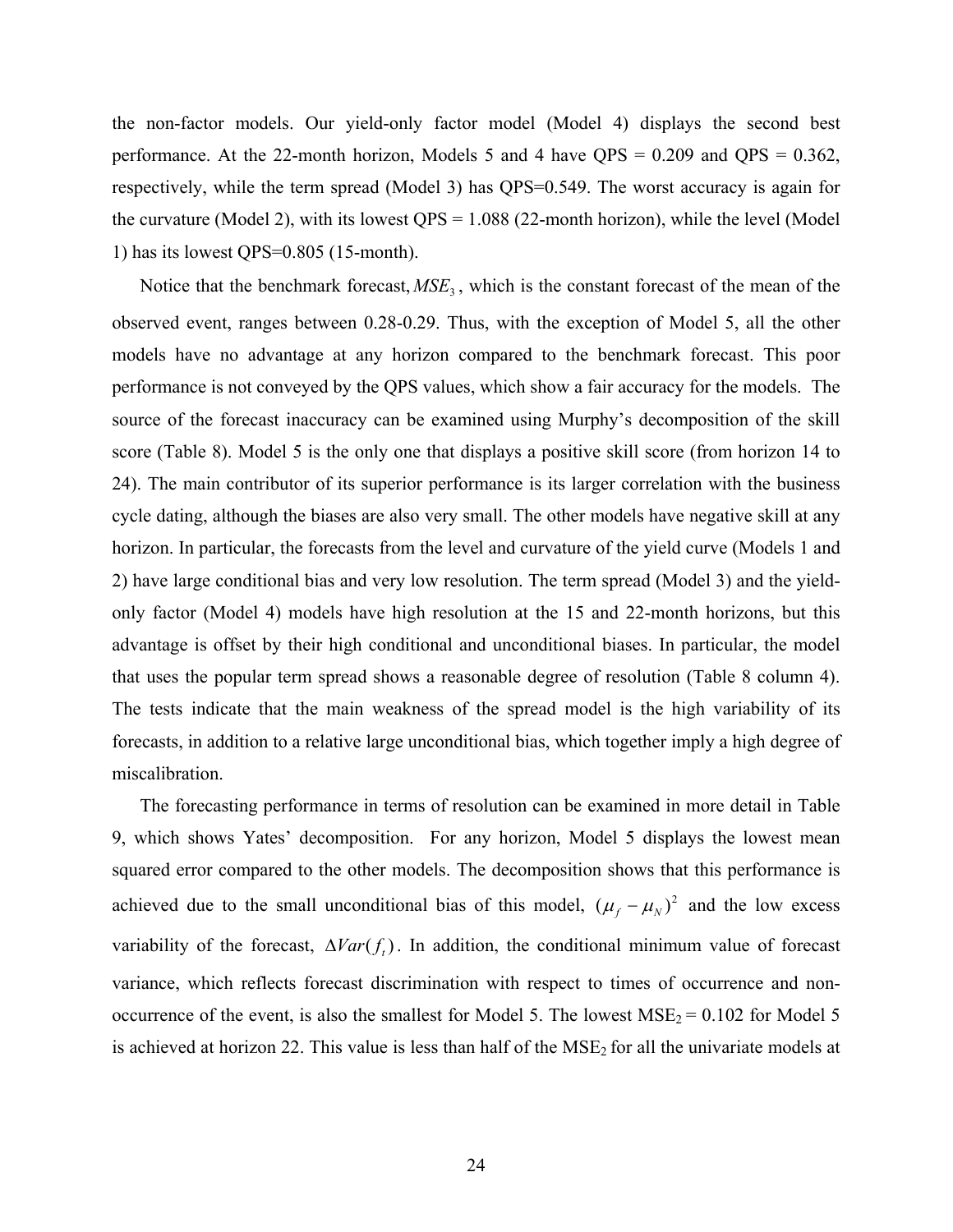the non-factor models. Our yield-only factor model (Model 4) displays the second best performance. At the 22-month horizon, Models 5 and 4 have QPS = 0.209 and QPS = 0.362, respectively, while the term spread (Model 3) has QPS=0.549. The worst accuracy is again for the curvature (Model 2), with its lowest QPS = 1.088 (22-month horizon), while the level (Model 1) has its lowest QPS=0.805 (15-month).

Notice that the benchmark forecast, $MSE_3$, which is the constant forecast of the mean of the observed event, ranges between 0.28-0.29. Thus, with the exception of Model 5, all the other models have no advantage at any horizon compared to the benchmark forecast. This poor performance is not conveyed by the QPS values, which show a fair accuracy for the models. The source of the forecast inaccuracy can be examined using Murphy's decomposition of the skill score (Table 8). Model 5 is the only one that displays a positive skill score (from horizon 14 to 24). The main contributor of its superior performance is its larger correlation with the business cycle dating, although the biases are also very small. The other models have negative skill at any horizon. In particular, the forecasts from the level and curvature of the yield curve (Models 1 and 2) have large conditional bias and very low resolution. The term spread (Model 3) and the yield-only factor (Model 4) models have high resolution at the 15 and 22-month horizons, but this advantage is offset by their high conditional and unconditional biases. In particular, the model that uses the popular term spread shows a reasonable degree of resolution (Table 8 column 4). The tests indicate that the main weakness of the spread model is the high variability of its forecasts, in addition to a relative large unconditional bias, which together imply a high degree of miscalibration.

The forecasting performance in terms of resolution can be examined in more detail in Table 9, which shows Yates' decomposition. For any horizon, Model 5 displays the lowest mean squared error compared to the other models. The decomposition shows that this performance is achieved due to the small unconditional bias of this model, $(\mu_f - \mu_N)^2$ and the low excess variability of the forecast, $\Delta Var(f_t)$. In addition, the conditional minimum value of forecast variance, which reflects forecast discrimination with respect to times of occurrence and non-occurrence of the event, is also the smallest for Model 5. The lowest $MSE_2 = 0.102$ for Model 5 is achieved at horizon 22. This value is less than half of the $MSE_2$ for all the univariate models at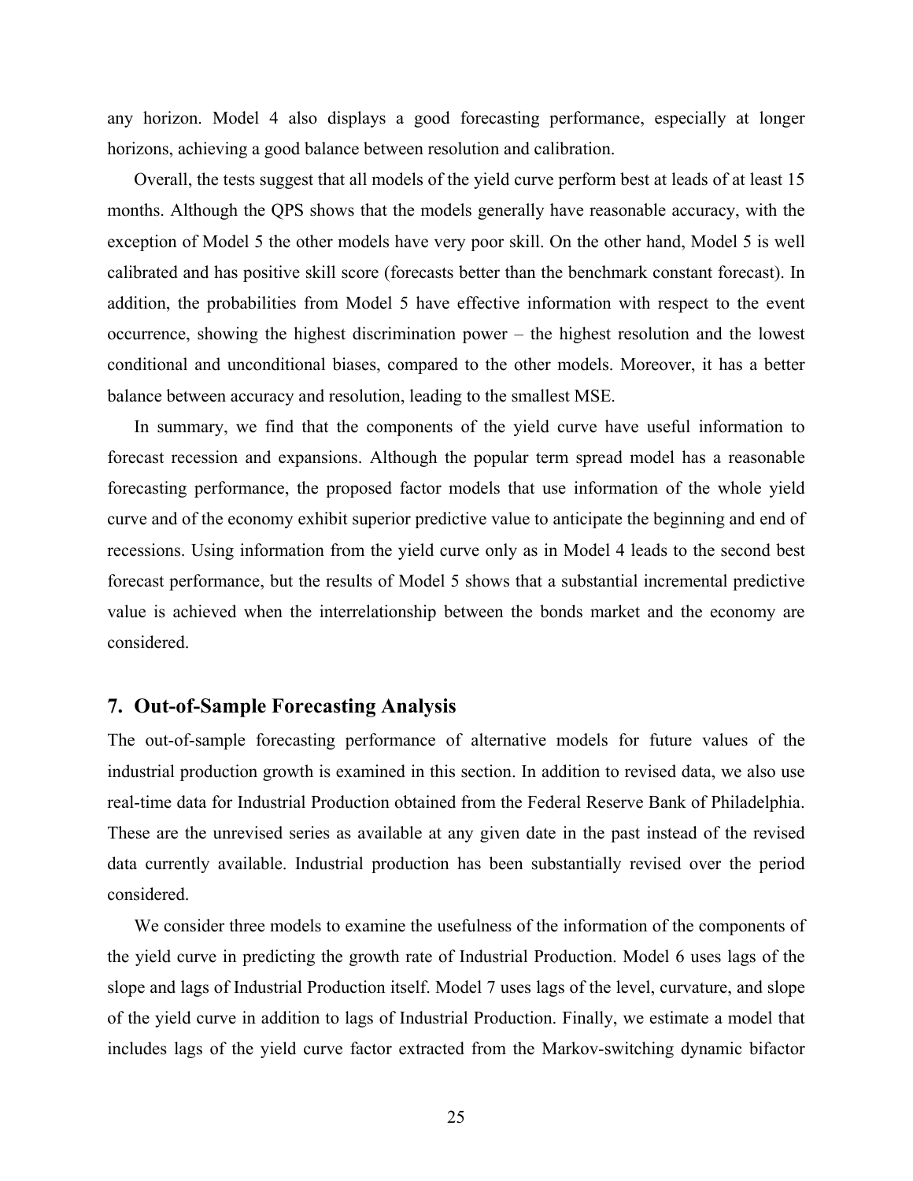any horizon. Model 4 also displays a good forecasting performance, especially at longer horizons, achieving a good balance between resolution and calibration.

Overall, the tests suggest that all models of the yield curve perform best at leads of at least 15 months. Although the QPS shows that the models generally have reasonable accuracy, with the exception of Model 5 the other models have very poor skill. On the other hand, Model 5 is well calibrated and has positive skill score (forecasts better than the benchmark constant forecast). In addition, the probabilities from Model 5 have effective information with respect to the event occurrence, showing the highest discrimination power – the highest resolution and the lowest conditional and unconditional biases, compared to the other models. Moreover, it has a better balance between accuracy and resolution, leading to the smallest MSE.

In summary, we find that the components of the yield curve have useful information to forecast recession and expansions. Although the popular term spread model has a reasonable forecasting performance, the proposed factor models that use information of the whole yield curve and of the economy exhibit superior predictive value to anticipate the beginning and end of recessions. Using information from the yield curve only as in Model 4 leads to the second best forecast performance, but the results of Model 5 shows that a substantial incremental predictive value is achieved when the interrelationship between the bonds market and the economy are considered.

## 7. Out-of-Sample Forecasting Analysis

The out-of-sample forecasting performance of alternative models for future values of the industrial production growth is examined in this section. In addition to revised data, we also use real-time data for Industrial Production obtained from the Federal Reserve Bank of Philadelphia. These are the unrevised series as available at any given date in the past instead of the revised data currently available. Industrial production has been substantially revised over the period considered.

We consider three models to examine the usefulness of the information of the components of the yield curve in predicting the growth rate of Industrial Production. Model 6 uses lags of the slope and lags of Industrial Production itself. Model 7 uses lags of the level, curvature, and slope of the yield curve in addition to lags of Industrial Production. Finally, we estimate a model that includes lags of the yield curve factor extracted from the Markov-switching dynamic bifactor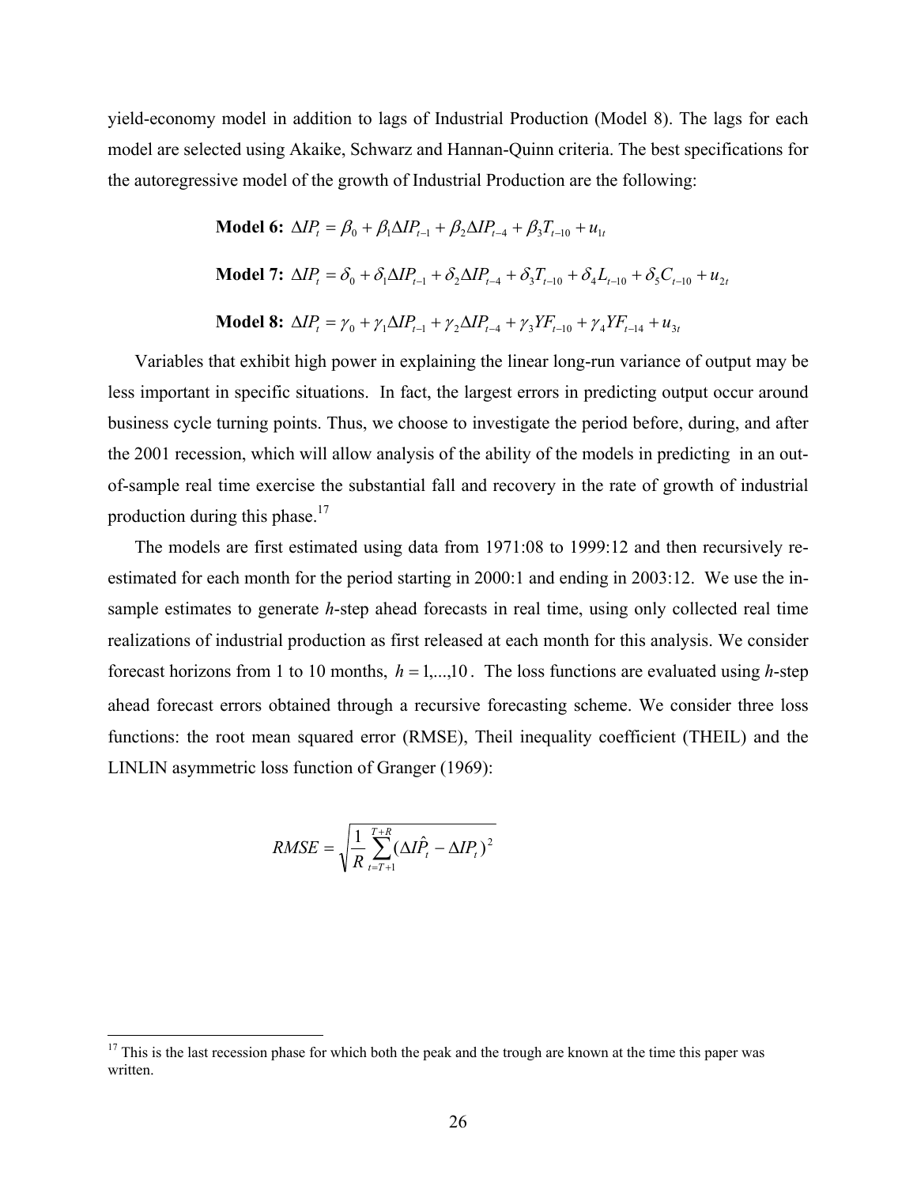yield-economy model in addition to lags of Industrial Production (Model 8). The lags for each model are selected using Akaike, Schwarz and Hannan-Quinn criteria. The best specifications for the autoregressive model of the growth of Industrial Production are the following:

**Model 6:** $\Delta IP_t = \beta_0 + \beta_1 \Delta IP_{t-1} + \beta_2 \Delta IP_{t-4} + \beta_3 T_{t-10} + u_{1t}$

**Model 7:** $\Delta IP_t = \delta_0 + \delta_1 \Delta IP_{t-1} + \delta_2 \Delta IP_{t-4} + \delta_3 T_{t-10} + \delta_4 L_{t-10} + \delta_5 C_{t-10} + u_{2t}$

**Model 8:** $\Delta IP_t = \gamma_0 + \gamma_1 \Delta IP_{t-1} + \gamma_2 \Delta IP_{t-4} + \gamma_3 YF_{t-10} + \gamma_4 YF_{t-14} + u_{3t}$

Variables that exhibit high power in explaining the linear long-run variance of output may be less important in specific situations. In fact, the largest errors in predicting output occur around business cycle turning points. Thus, we choose to investigate the period before, during, and after the 2001 recession, which will allow analysis of the ability of the models in predicting in an out-of-sample real time exercise the substantial fall and recovery in the rate of growth of industrial production during this phase.[17]

The models are first estimated using data from 1971:08 to 1999:12 and then recursively re-estimated for each month for the period starting in 2000:1 and ending in 2003:12. We use the in-sample estimates to generate *h*-step ahead forecasts in real time, using only collected real time realizations of industrial production as first released at each month for this analysis. We consider forecast horizons from 1 to 10 months, $h = 1,...,10$. The loss functions are evaluated using *h*-step ahead forecast errors obtained through a recursive forecasting scheme. We consider three loss functions: the root mean squared error (RMSE), Theil inequality coefficient (THEIL) and the LINLIN asymmetric loss function of Granger (1969):

$$RMSE = \sqrt{\frac{1}{R}\sum_{t=T+1}^{T+R}(\Delta \hat{IP}_t - \Delta IP_t)^2}$$

[17] This is the last recession phase for which both the peak and the trough are known at the time this paper was written.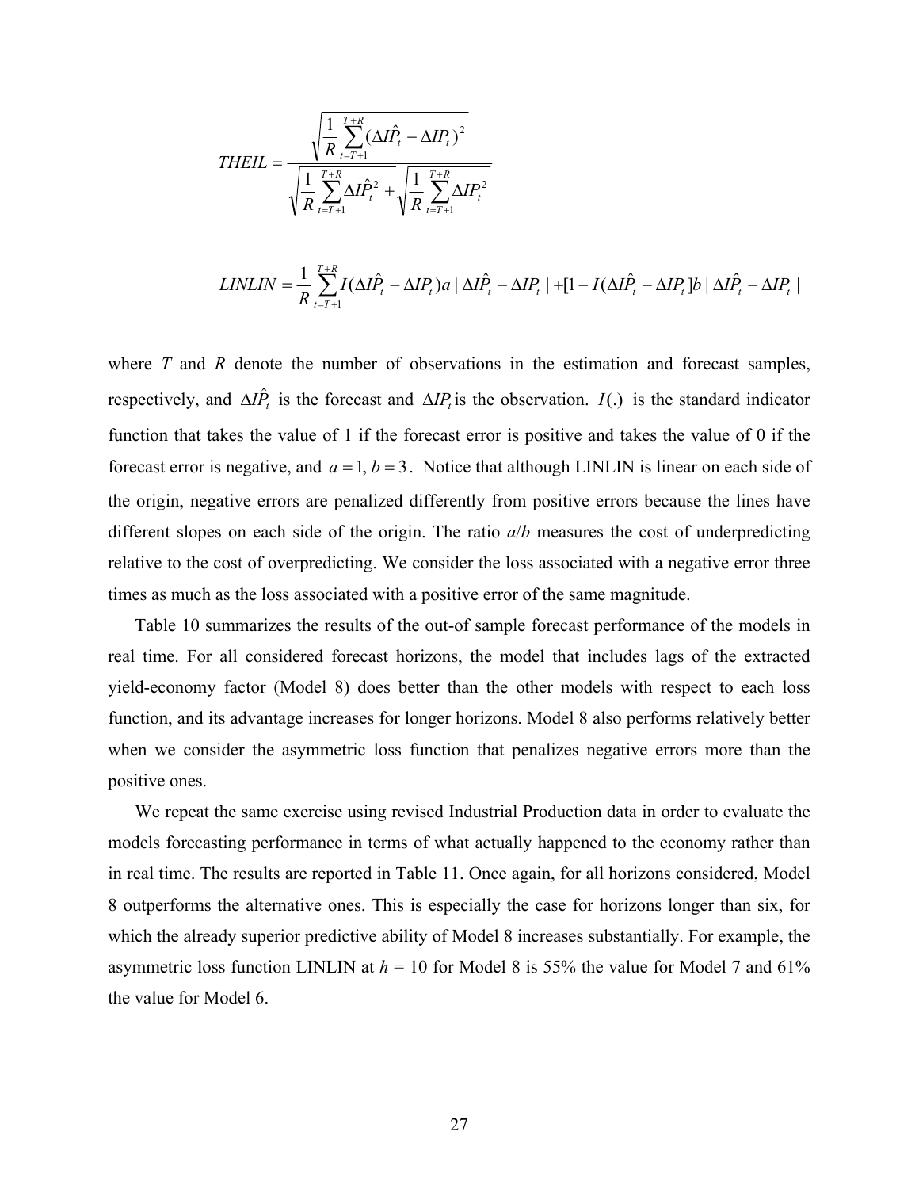$$THEIL = \frac{\sqrt{\frac{1}{R}\sum_{t=T+1}^{T+R}(\Delta \hat{IP}_t - \Delta IP_t)^2}}{\sqrt{\frac{1}{R}\sum_{t=T+1}^{T+R}\Delta \hat{IP}_t^2} + \sqrt{\frac{1}{R}\sum_{t=T+1}^{T+R}\Delta IP_t^2}}$$

$$LINLIN = \frac{1}{R}\sum_{t=T+1}^{T+R} I(\Delta \hat{IP}_t - \Delta IP_t)a \mid \Delta \hat{IP}_t - \Delta IP_t \mid + [1 - I(\Delta \hat{IP}_t - \Delta IP_t]b \mid \Delta \hat{IP}_t - \Delta IP_t \mid$$

where $T$ and $R$ denote the number of observations in the estimation and forecast samples, respectively, and $\Delta \hat{IP}_t$ is the forecast and $\Delta IP_t$ is the observation. $I(.)$ is the standard indicator function that takes the value of 1 if the forecast error is positive and takes the value of 0 if the forecast error is negative, and $a = 1, b = 3$. Notice that although LINLIN is linear on each side of the origin, negative errors are penalized differently from positive errors because the lines have different slopes on each side of the origin. The ratio $a/b$ measures the cost of underpredicting relative to the cost of overpredicting. We consider the loss associated with a negative error three times as much as the loss associated with a positive error of the same magnitude.

Table 10 summarizes the results of the out-of sample forecast performance of the models in real time. For all considered forecast horizons, the model that includes lags of the extracted yield-economy factor (Model 8) does better than the other models with respect to each loss function, and its advantage increases for longer horizons. Model 8 also performs relatively better when we consider the asymmetric loss function that penalizes negative errors more than the positive ones.

We repeat the same exercise using revised Industrial Production data in order to evaluate the models forecasting performance in terms of what actually happened to the economy rather than in real time. The results are reported in Table 11. Once again, for all horizons considered, Model 8 outperforms the alternative ones. This is especially the case for horizons longer than six, for which the already superior predictive ability of Model 8 increases substantially. For example, the asymmetric loss function LINLIN at $h$ = 10 for Model 8 is 55% the value for Model 7 and 61% the value for Model 6.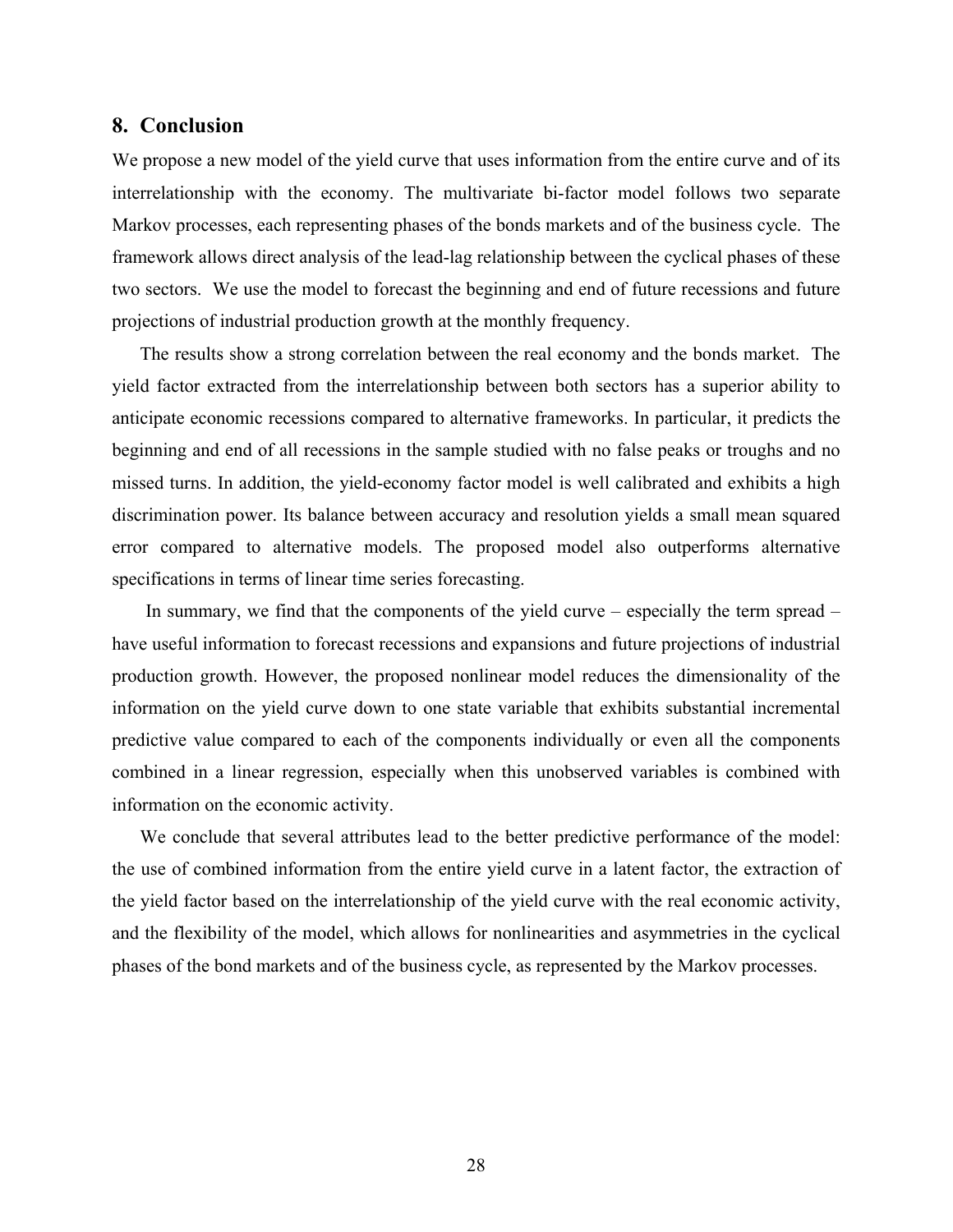## 8. Conclusion

We propose a new model of the yield curve that uses information from the entire curve and of its interrelationship with the economy. The multivariate bi-factor model follows two separate Markov processes, each representing phases of the bonds markets and of the business cycle. The framework allows direct analysis of the lead-lag relationship between the cyclical phases of these two sectors. We use the model to forecast the beginning and end of future recessions and future projections of industrial production growth at the monthly frequency.

The results show a strong correlation between the real economy and the bonds market. The yield factor extracted from the interrelationship between both sectors has a superior ability to anticipate economic recessions compared to alternative frameworks. In particular, it predicts the beginning and end of all recessions in the sample studied with no false peaks or troughs and no missed turns. In addition, the yield-economy factor model is well calibrated and exhibits a high discrimination power. Its balance between accuracy and resolution yields a small mean squared error compared to alternative models. The proposed model also outperforms alternative specifications in terms of linear time series forecasting.

In summary, we find that the components of the yield curve – especially the term spread – have useful information to forecast recessions and expansions and future projections of industrial production growth. However, the proposed nonlinear model reduces the dimensionality of the information on the yield curve down to one state variable that exhibits substantial incremental predictive value compared to each of the components individually or even all the components combined in a linear regression, especially when this unobserved variables is combined with information on the economic activity.

We conclude that several attributes lead to the better predictive performance of the model: the use of combined information from the entire yield curve in a latent factor, the extraction of the yield factor based on the interrelationship of the yield curve with the real economic activity, and the flexibility of the model, which allows for nonlinearities and asymmetries in the cyclical phases of the bond markets and of the business cycle, as represented by the Markov processes.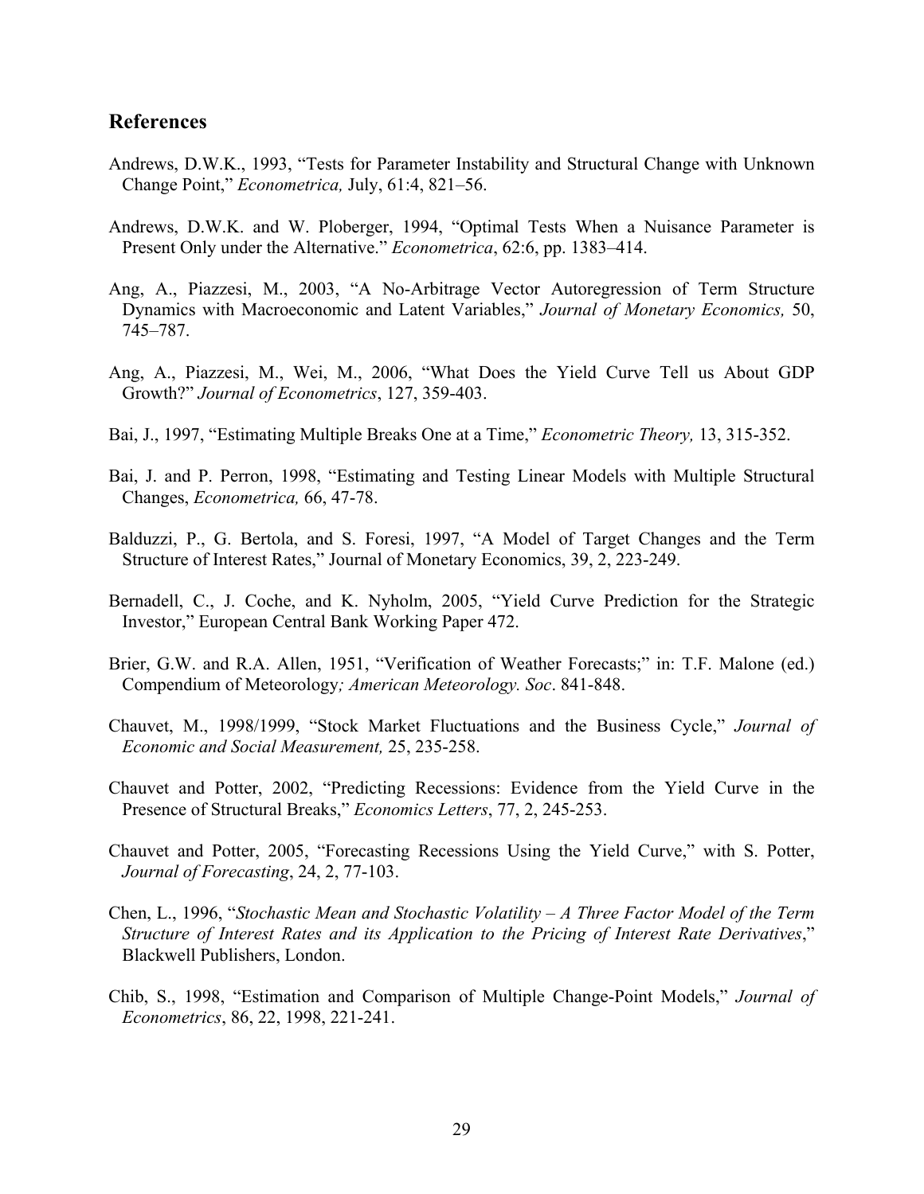## References

Andrews, D.W.K., 1993, "Tests for Parameter Instability and Structural Change with Unknown Change Point," *Econometrica,* July, 61:4, 821–56.

Andrews, D.W.K. and W. Ploberger, 1994, "Optimal Tests When a Nuisance Parameter is Present Only under the Alternative." *Econometrica*, 62:6, pp. 1383–414.

Ang, A., Piazzesi, M., 2003, "A No-Arbitrage Vector Autoregression of Term Structure Dynamics with Macroeconomic and Latent Variables," *Journal of Monetary Economics,* 50, 745–787.

Ang, A., Piazzesi, M., Wei, M., 2006, "What Does the Yield Curve Tell us About GDP Growth?" *Journal of Econometrics*, 127, 359-403.

Bai, J., 1997, "Estimating Multiple Breaks One at a Time," *Econometric Theory,* 13, 315-352.

Bai, J. and P. Perron, 1998, "Estimating and Testing Linear Models with Multiple Structural Changes, *Econometrica,* 66, 47-78.

Balduzzi, P., G. Bertola, and S. Foresi, 1997, "A Model of Target Changes and the Term Structure of Interest Rates," Journal of Monetary Economics, 39, 2, 223-249.

Bernadell, C., J. Coche, and K. Nyholm, 2005, "Yield Curve Prediction for the Strategic Investor," European Central Bank Working Paper 472.

Brier, G.W. and R.A. Allen, 1951, "Verification of Weather Forecasts;" in: T.F. Malone (ed.) Compendium of Meteorology*; American Meteorology. Soc*. 841-848.

Chauvet, M., 1998/1999, "Stock Market Fluctuations and the Business Cycle," *Journal of Economic and Social Measurement,* 25, 235-258.

Chauvet and Potter, 2002, "Predicting Recessions: Evidence from the Yield Curve in the Presence of Structural Breaks," *Economics Letters*, 77, 2, 245-253.

Chauvet and Potter, 2005, "Forecasting Recessions Using the Yield Curve," with S. Potter, *Journal of Forecasting*, 24, 2, 77-103.

Chen, L., 1996, "*Stochastic Mean and Stochastic Volatility – A Three Factor Model of the Term Structure of Interest Rates and its Application to the Pricing of Interest Rate Derivatives*," Blackwell Publishers, London.

Chib, S., 1998, "Estimation and Comparison of Multiple Change-Point Models," *Journal of Econometrics*, 86, 22, 1998, 221-241.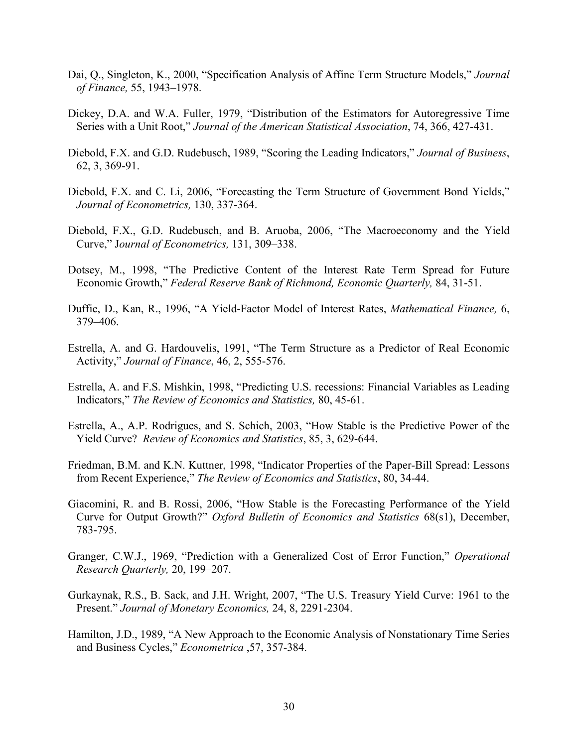Dai, Q., Singleton, K., 2000, "Specification Analysis of Affine Term Structure Models," *Journal of Finance,* 55, 1943–1978.

Dickey, D.A. and W.A. Fuller, 1979, "Distribution of the Estimators for Autoregressive Time Series with a Unit Root," *Journal of the American Statistical Association*, 74, 366, 427-431.

Diebold, F.X. and G.D. Rudebusch, 1989, "Scoring the Leading Indicators," *Journal of Business*, 62, 3, 369-91.

Diebold, F.X. and C. Li, 2006, "Forecasting the Term Structure of Government Bond Yields," *Journal of Econometrics,* 130, 337-364.

Diebold, F.X., G.D. Rudebusch, and B. Aruoba, 2006, "The Macroeconomy and the Yield Curve," J*ournal of Econometrics,* 131, 309–338.

Dotsey, M., 1998, "The Predictive Content of the Interest Rate Term Spread for Future Economic Growth," *Federal Reserve Bank of Richmond, Economic Quarterly,* 84, 31-51.

Duffie, D., Kan, R., 1996, "A Yield-Factor Model of Interest Rates, *Mathematical Finance,* 6, 379–406.

Estrella, A. and G. Hardouvelis, 1991, "The Term Structure as a Predictor of Real Economic Activity," *Journal of Finance*, 46, 2, 555-576.

Estrella, A. and F.S. Mishkin, 1998, "Predicting U.S. recessions: Financial Variables as Leading Indicators," *The Review of Economics and Statistics,* 80, 45-61.

Estrella, A., A.P. Rodrigues, and S. Schich, 2003, "How Stable is the Predictive Power of the Yield Curve? *Review of Economics and Statistics*, 85, 3, 629-644.

Friedman, B.M. and K.N. Kuttner, 1998, "Indicator Properties of the Paper-Bill Spread: Lessons from Recent Experience," *The Review of Economics and Statistics*, 80, 34-44.

Giacomini, R. and B. Rossi, 2006, "How Stable is the Forecasting Performance of the Yield Curve for Output Growth?" *Oxford Bulletin of Economics and Statistics* 68(s1), December, 783-795.

Granger, C.W.J., 1969, "Prediction with a Generalized Cost of Error Function," *Operational Research Quarterly,* 20, 199–207.

Gurkaynak, R.S., B. Sack, and J.H. Wright, 2007, "The U.S. Treasury Yield Curve: 1961 to the Present." *Journal of Monetary Economics,* 24, 8, 2291-2304.

Hamilton, J.D., 1989, "A New Approach to the Economic Analysis of Nonstationary Time Series and Business Cycles," *Econometrica* ,57, 357-384.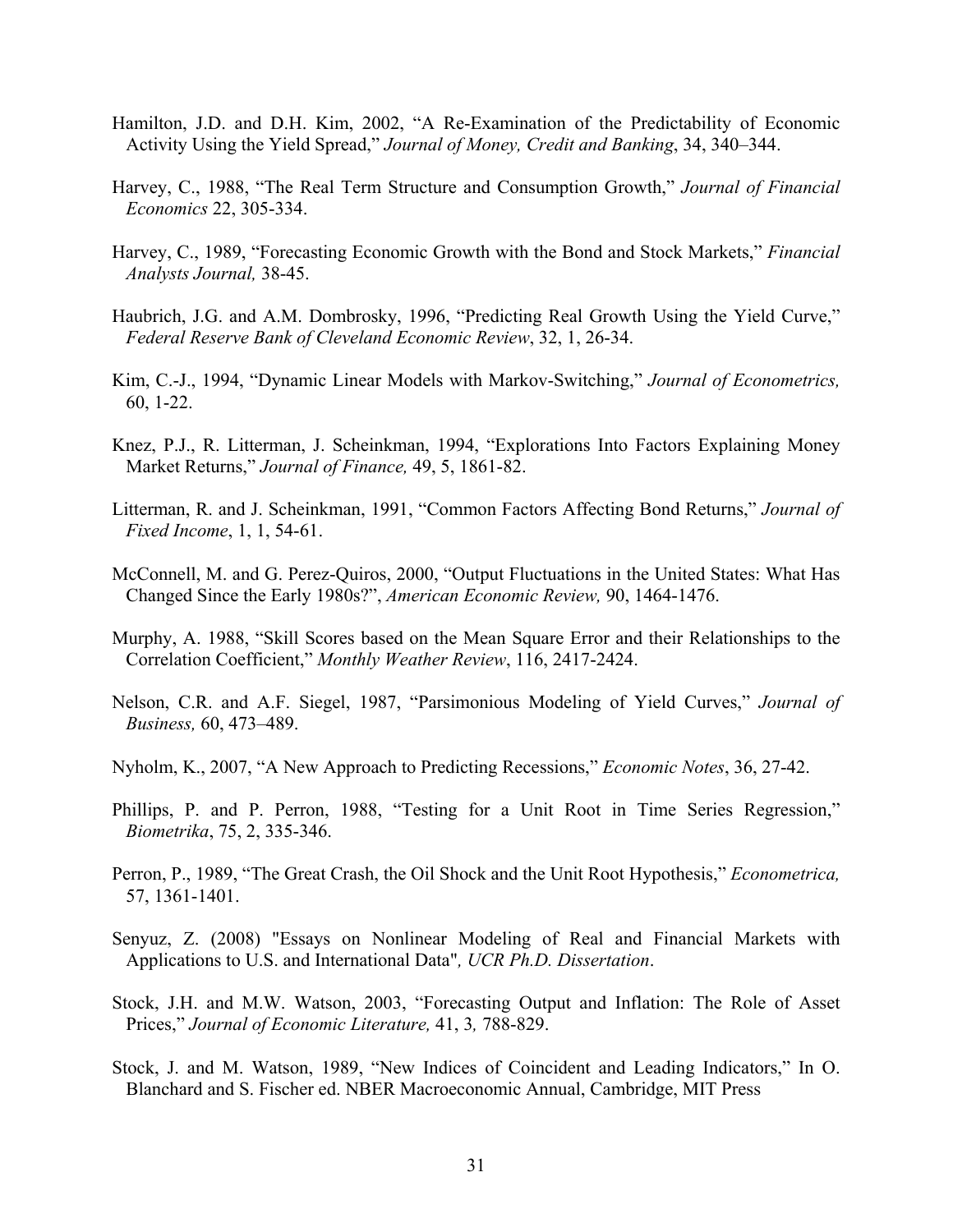Hamilton, J.D. and D.H. Kim, 2002, "A Re-Examination of the Predictability of Economic Activity Using the Yield Spread," *Journal of Money, Credit and Banking*, 34, 340–344.

Harvey, C., 1988, "The Real Term Structure and Consumption Growth," *Journal of Financial Economics* 22, 305-334.

Harvey, C., 1989, "Forecasting Economic Growth with the Bond and Stock Markets," *Financial Analysts Journal,* 38-45.

Haubrich, J.G. and A.M. Dombrosky, 1996, "Predicting Real Growth Using the Yield Curve," *Federal Reserve Bank of Cleveland Economic Review*, 32, 1, 26-34.

Kim, C.-J., 1994, "Dynamic Linear Models with Markov-Switching," *Journal of Econometrics,* 60, 1-22.

Knez, P.J., R. Litterman, J. Scheinkman, 1994, "Explorations Into Factors Explaining Money Market Returns," *Journal of Finance,* 49, 5, 1861-82.

Litterman, R. and J. Scheinkman, 1991, "Common Factors Affecting Bond Returns," *Journal of Fixed Income*, 1, 1, 54-61.

McConnell, M. and G. Perez-Quiros, 2000, "Output Fluctuations in the United States: What Has Changed Since the Early 1980s?", *American Economic Review,* 90, 1464-1476.

Murphy, A. 1988, "Skill Scores based on the Mean Square Error and their Relationships to the Correlation Coefficient," *Monthly Weather Review*, 116, 2417-2424.

Nelson, C.R. and A.F. Siegel, 1987, "Parsimonious Modeling of Yield Curves," *Journal of Business,* 60, 473–489.

Nyholm, K., 2007, "A New Approach to Predicting Recessions," *Economic Notes*, 36, 27-42.

Phillips, P. and P. Perron, 1988, "Testing for a Unit Root in Time Series Regression," *Biometrika*, 75, 2, 335-346.

Perron, P., 1989, "The Great Crash, the Oil Shock and the Unit Root Hypothesis," *Econometrica,* 57, 1361-1401.

Senyuz, Z. (2008) "Essays on Nonlinear Modeling of Real and Financial Markets with Applications to U.S. and International Data"*, UCR Ph.D. Dissertation*.

Stock, J.H. and M.W. Watson, 2003, "Forecasting Output and Inflation: The Role of Asset Prices," *Journal of Economic Literature,* 41, 3*,* 788-829.

Stock, J. and M. Watson, 1989, "New Indices of Coincident and Leading Indicators," In O. Blanchard and S. Fischer ed. NBER Macroeconomic Annual, Cambridge, MIT Press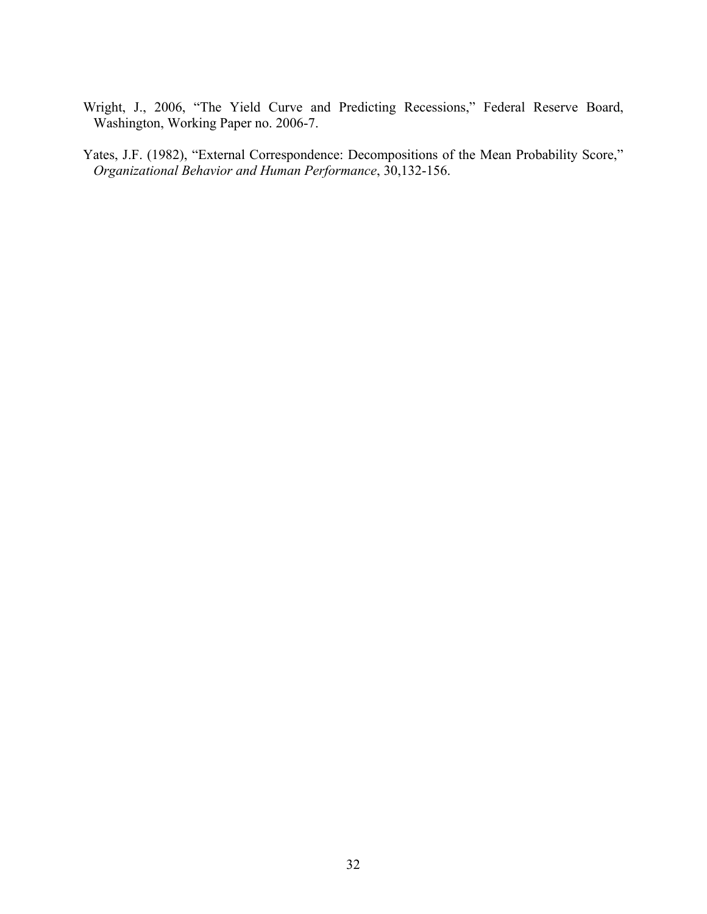Wright, J., 2006, "The Yield Curve and Predicting Recessions," Federal Reserve Board, Washington, Working Paper no. 2006-7.

Yates, J.F. (1982), "External Correspondence: Decompositions of the Mean Probability Score," *Organizational Behavior and Human Performance*, 30,132-156.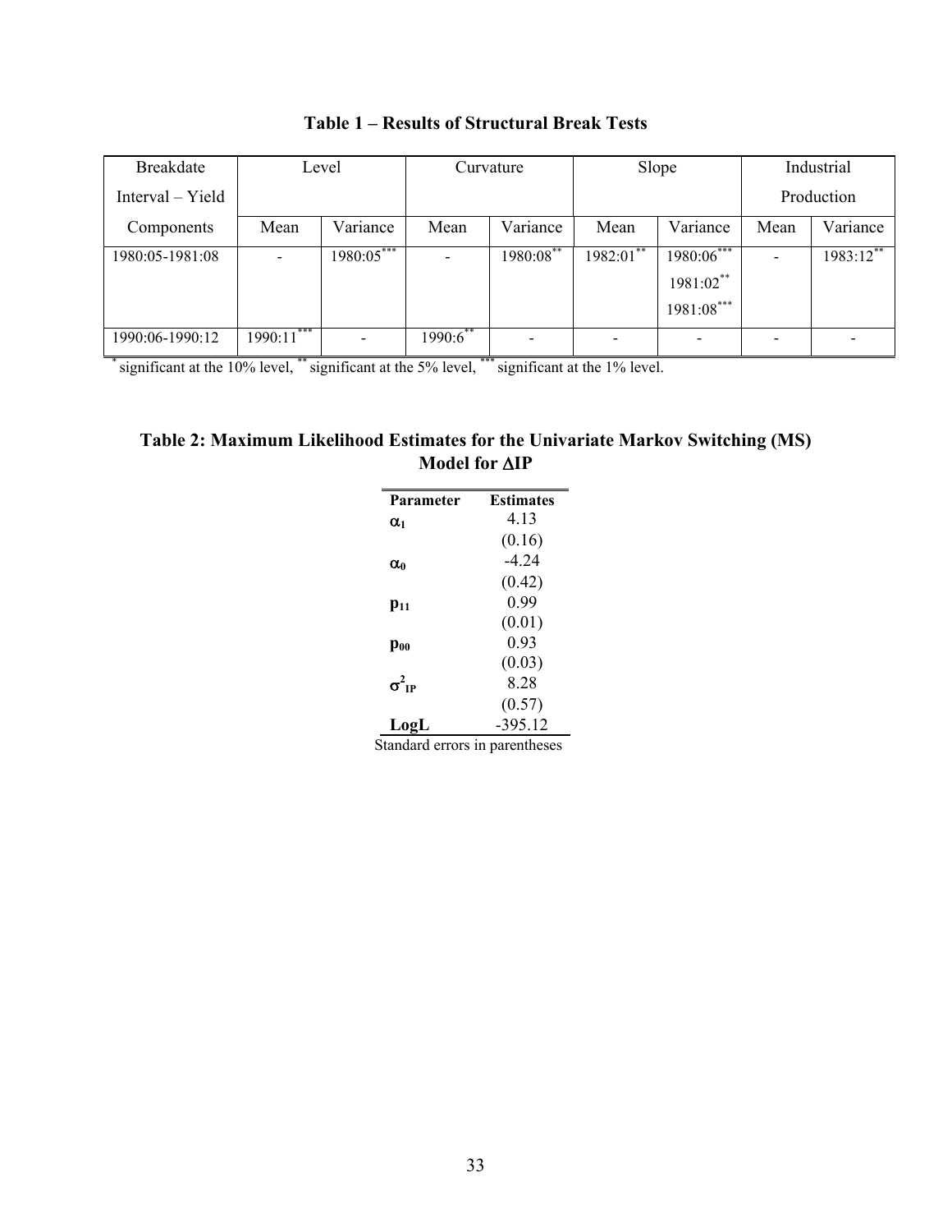**Table 1 – Results of Structural Break Tests**

| Breakdate Interval – Yield Components | Level | | Curvature | | Slope | | Industrial Production | |
|---|---|---|---|---|---|---|---|---|
| | Mean | Variance | Mean | Variance | Mean | Variance | Mean | Variance |
| 1980:05-1981:08 | - | 1980:05*** | - | 1980:08** | 1982:01** | 1980:06*** 1981:02** 1981:08*** | - | 1983:12** |
| 1990:06-1990:12 | 1990:11*** | - | 1990:6** | - | - | - | - | - |

* significant at the 10% level, ** significant at the 5% level, *** significant at the 1% level.

**Table 2: Maximum Likelihood Estimates for the Univariate Markov Switching (MS) Model for $\Delta$IP**

| Parameter | Estimates |
|---|---|
| $\alpha_1$ | 4.13 |
| | (0.16) |
| $\alpha_0$ | -4.24 |
| | (0.42) |
| $p_{11}$ | 0.99 |
| | (0.01) |
| $p_{00}$ | 0.93 |
| | (0.03) |
| $\sigma^2_{IP}$ | 8.28 |
| | (0.57) |
| LogL | -395.12 |

Standard errors in parentheses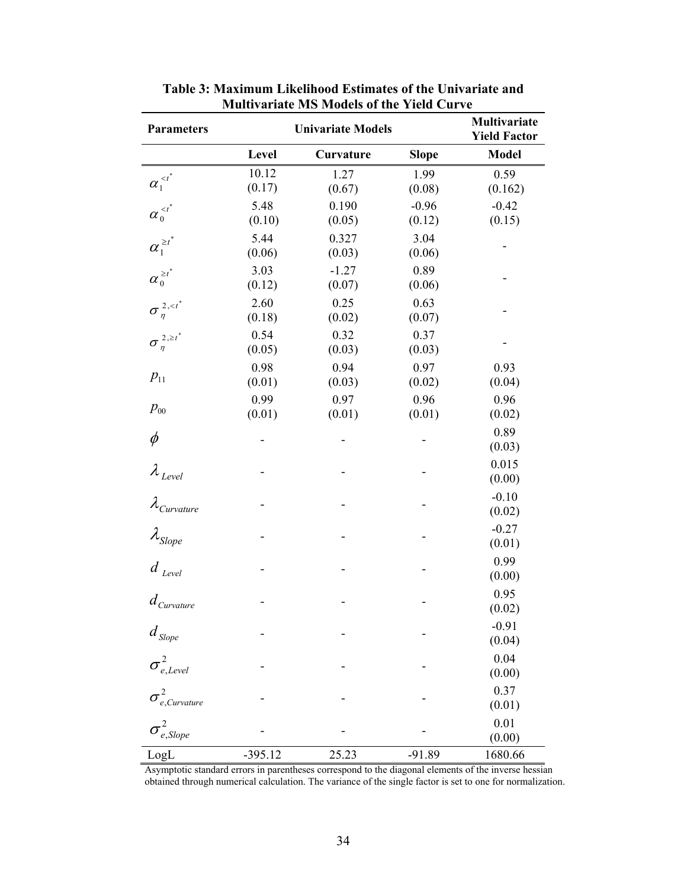**Table 3: Maximum Likelihood Estimates of the Univariate and Multivariate MS Models of the Yield Curve**

| Parameters | Univariate Models | | | Multivariate Yield Factor |
|---|---|---|---|---|
| | Level | Curvature | Slope | Model |
| $\alpha_1^{<t^*}$ | 10.12 (0.17) | 1.27 (0.67) | 1.99 (0.08) | 0.59 (0.162) |
| $\alpha_0^{<t^*}$ | 5.48 (0.10) | 0.190 (0.05) | -0.96 (0.12) | -0.42 (0.15) |
| $\alpha_1^{\geq t^*}$ | 5.44 (0.06) | 0.327 (0.03) | 3.04 (0.06) | - |
| $\alpha_0^{\geq t^*}$ | 3.03 (0.12) | -1.27 (0.07) | 0.89 (0.06) | - |
| $\sigma_\eta^{2,<t^*}$ | 2.60 (0.18) | 0.25 (0.02) | 0.63 (0.07) | - |
| $\sigma_\eta^{2,\geq t^*}$ | 0.54 (0.05) | 0.32 (0.03) | 0.37 (0.03) | - |
| $p_{11}$ | 0.98 (0.01) | 0.94 (0.03) | 0.97 (0.02) | 0.93 (0.04) |
| $p_{00}$ | 0.99 (0.01) | 0.97 (0.01) | 0.96 (0.01) | 0.96 (0.02) |
| $\phi$ | - | - | - | 0.89 (0.03) |
| $\lambda_{Level}$ | - | - | - | 0.015 (0.00) |
| $\lambda_{Curvature}$ | - | - | - | -0.10 (0.02) |
| $\lambda_{Slope}$ | - | - | - | -0.27 (0.01) |
| $d_{Level}$ | - | - | - | 0.99 (0.00) |
| $d_{Curvature}$ | - | - | - | 0.95 (0.02) |
| $d_{Slope}$ | - | - | - | -0.91 (0.04) |
| $\sigma^2_{e,Level}$ | - | - | - | 0.04 (0.00) |
| $\sigma^2_{e,Curvature}$ | - | - | - | 0.37 (0.01) |
| $\sigma^2_{e,Slope}$ | - | - | - | 0.01 (0.00) |
| LogL | -395.12 | 25.23 | -91.89 | 1680.66 |

Asymptotic standard errors in parentheses correspond to the diagonal elements of the inverse hessian obtained through numerical calculation. The variance of the single factor is set to one for normalization.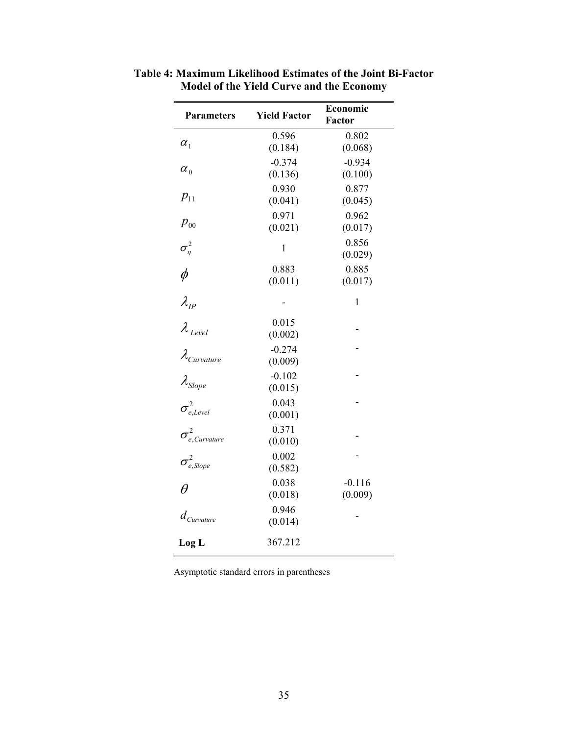**Table 4: Maximum Likelihood Estimates of the Joint Bi-Factor Model of the Yield Curve and the Economy**

| Parameters | Yield Factor | Economic Factor |
|---|---|---|
| $\alpha_1$ | 0.596 (0.184) | 0.802 (0.068) |
| $\alpha_0$ | -0.374 (0.136) | -0.934 (0.100) |
| $p_{11}$ | 0.930 (0.041) | 0.877 (0.045) |
| $p_{00}$ | 0.971 (0.021) | 0.962 (0.017) |
| $\sigma_\eta^2$ | 1 | 0.856 (0.029) |
| $\phi$ | 0.883 (0.011) | 0.885 (0.017) |
| $\lambda_{IP}$ | - | 1 |
| $\lambda_{Level}$ | 0.015 (0.002) | - |
| $\lambda_{Curvature}$ | -0.274 (0.009) | - |
| $\lambda_{Slope}$ | -0.102 (0.015) | - |
| $\sigma_{e,Level}^2$ | 0.043 (0.001) | - |
| $\sigma_{e,Curvature}^2$ | 0.371 (0.010) | - |
| $\sigma_{e,Slope}^2$ | 0.002 (0.582) | - |
| $\theta$ | 0.038 (0.018) | -0.116 (0.009) |
| $d_{Curvature}$ | 0.946 (0.014) | - |
| **Log L** | 367.212 | |

Asymptotic standard errors in parentheses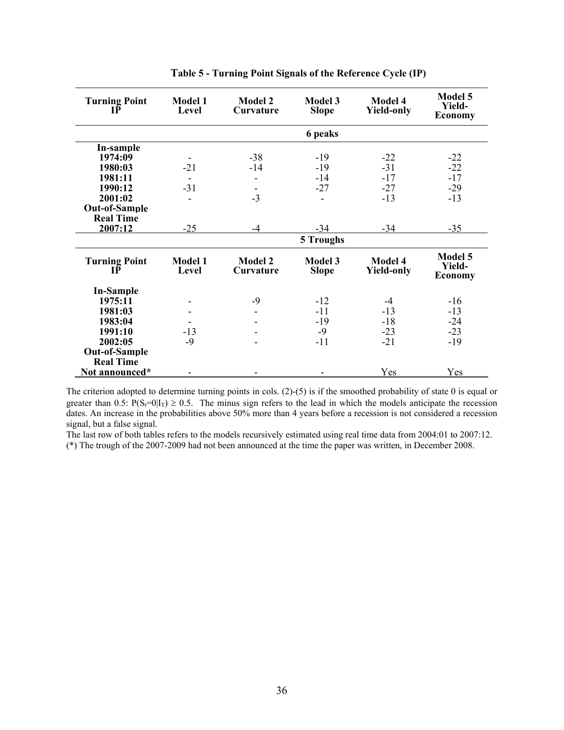**Table 5 - Turning Point Signals of the Reference Cycle (IP)**

| Turning Point IP | Model 1 Level | Model 2 Curvature | Model 3 Slope | Model 4 Yield-only | Model 5 Yield-Economy |
|---|---|---|---|---|---|
| | | | **6 peaks** | | |
| **In-sample** | | | | | |
| **1974:09** | - | -38 | -19 | -22 | -22 |
| **1980:03** | -21 | -14 | -19 | -31 | -22 |
| **1981:11** | - | - | -14 | -17 | -17 |
| **1990:12** | -31 | - | -27 | -27 | -29 |
| **2001:02** | - | -3 | - | -13 | -13 |
| **Out-of-Sample Real Time** | | | | | |
| **2007:12** | -25 | -4 | -34 | -34 | -35 |
| | | | **5 Troughs** | | |
| **Turning Point IP** | **Model 1 Level** | **Model 2 Curvature** | **Model 3 Slope** | **Model 4 Yield-only** | **Model 5 Yield-Economy** |
| **In-Sample** | | | | | |
| **1975:11** | - | -9 | -12 | -4 | -16 |
| **1981:03** | - | - | -11 | -13 | -13 |
| **1983:04** | - | - | -19 | -18 | -24 |
| **1991:10** | -13 | - | -9 | -23 | -23 |
| **2002:05** | -9 | - | -11 | -21 | -19 |
| **Out-of-Sample Real Time** | | | | | |
| **Not announced*** | - | - | - | Yes | Yes |

The criterion adopted to determine turning points in cols. (2)-(5) is if the smoothed probability of state 0 is equal or greater than 0.5: $P(S_t=0|I_T) \geq 0.5$. The minus sign refers to the lead in which the models anticipate the recession dates. An increase in the probabilities above 50% more than 4 years before a recession is not considered a recession signal, but a false signal.

The last row of both tables refers to the models recursively estimated using real time data from 2004:01 to 2007:12.

(*) The trough of the 2007-2009 had not been announced at the time the paper was written, in December 2008.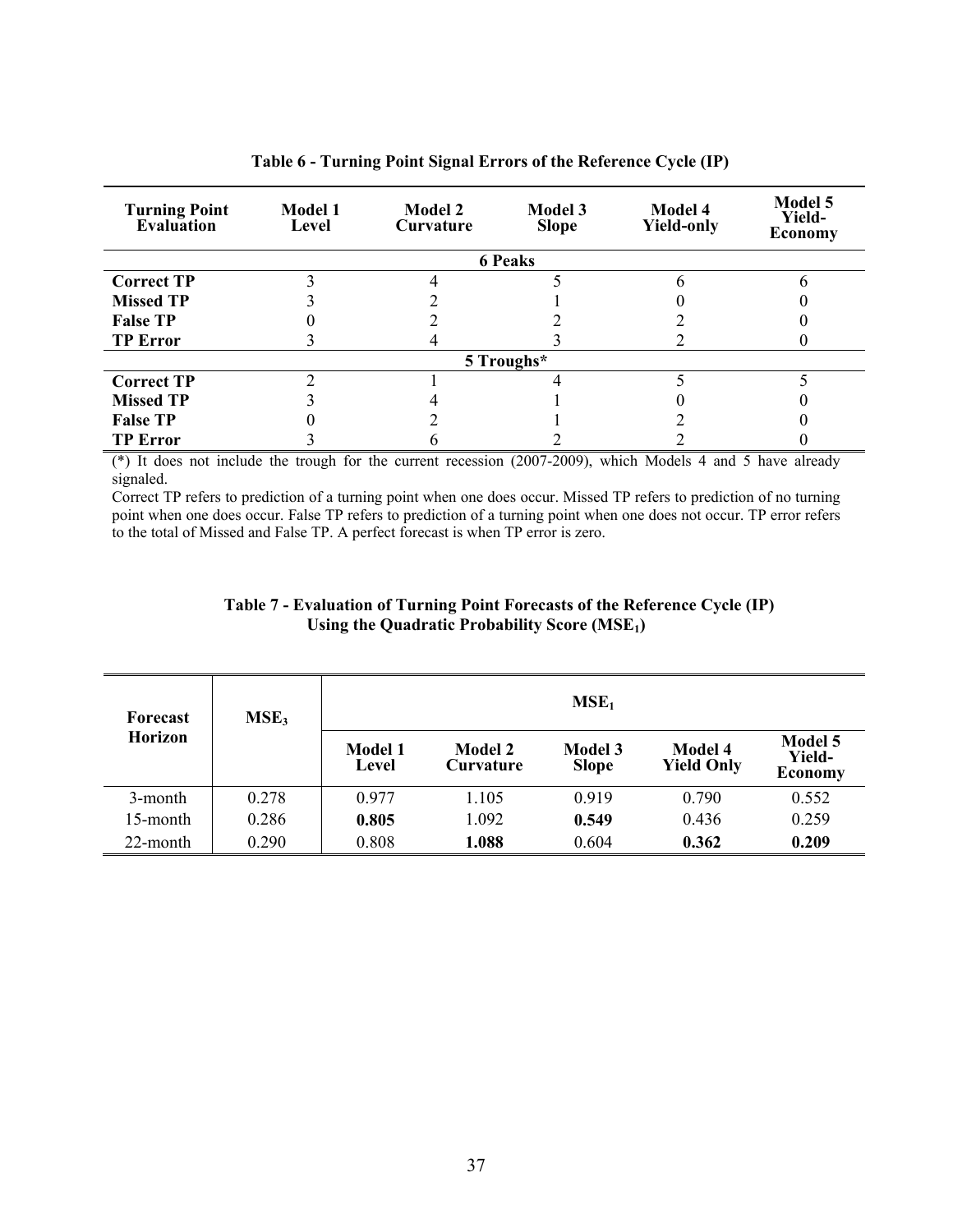**Table 6 - Turning Point Signal Errors of the Reference Cycle (IP)**

| Turning Point Evaluation | Model 1 Level | Model 2 Curvature | Model 3 Slope | Model 4 Yield-only | Model 5 Yield-Economy |
|---|---|---|---|---|---|
| | | | **6 Peaks** | | |
| **Correct TP** | 3 | 4 | 5 | 6 | 6 |
| **Missed TP** | 3 | 2 | 1 | 0 | 0 |
| **False TP** | 0 | 2 | 2 | 2 | 0 |
| **TP Error** | 3 | 4 | 3 | 2 | 0 |
| | | | **5 Troughs*** | | |
| **Correct TP** | 2 | 1 | 4 | 5 | 5 |
| **Missed TP** | 3 | 4 | 1 | 0 | 0 |
| **False TP** | 0 | 2 | 1 | 2 | 0 |
| **TP Error** | 3 | 6 | 2 | 2 | 0 |

(*) It does not include the trough for the current recession (2007-2009), which Models 4 and 5 have already signaled.

Correct TP refers to prediction of a turning point when one does occur. Missed TP refers to prediction of no turning point when one does occur. False TP refers to prediction of a turning point when one does not occur. TP error refers to the total of Missed and False TP. A perfect forecast is when TP error is zero.

**Table 7 - Evaluation of Turning Point Forecasts of the Reference Cycle (IP) Using the Quadratic Probability Score ($MSE_1$)**

| Forecast Horizon | $MSE_3$ | $MSE_1$ | | | | |
|---|---|---|---|---|---|---|
| | | Model 1 Level | Model 2 Curvature | Model 3 Slope | Model 4 Yield Only | Model 5 Yield-Economy |
| 3-month | 0.278 | 0.977 | 1.105 | 0.919 | 0.790 | 0.552 |
| 15-month | 0.286 | **0.805** | 1.092 | **0.549** | 0.436 | 0.259 |
| 22-month | 0.290 | 0.808 | **1.088** | 0.604 | **0.362** | **0.209** |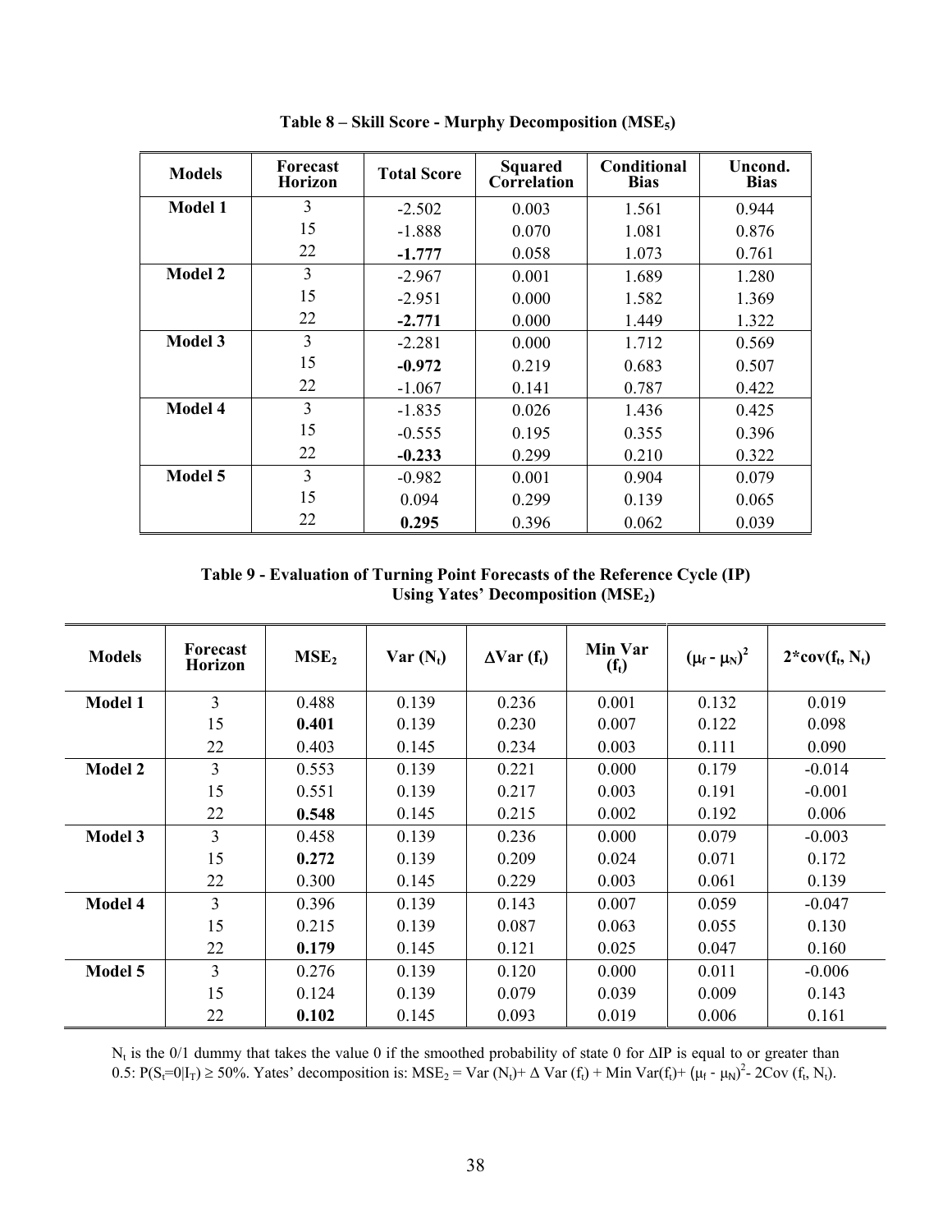**Table 8 – Skill Score - Murphy Decomposition ($MSE_5$)**

| Models | Forecast Horizon | Total Score | Squared Correlation | Conditional Bias | Uncond. Bias |
|---|---|---|---|---|---|
| **Model 1** | 3 | -2.502 | 0.003 | 1.561 | 0.944 |
| | 15 | -1.888 | 0.070 | 1.081 | 0.876 |
| | 22 | **-1.777** | 0.058 | 1.073 | 0.761 |
| **Model 2** | 3 | -2.967 | 0.001 | 1.689 | 1.280 |
| | 15 | -2.951 | 0.000 | 1.582 | 1.369 |
| | 22 | **-2.771** | 0.000 | 1.449 | 1.322 |
| **Model 3** | 3 | -2.281 | 0.000 | 1.712 | 0.569 |
| | 15 | **-0.972** | 0.219 | 0.683 | 0.507 |
| | 22 | -1.067 | 0.141 | 0.787 | 0.422 |
| **Model 4** | 3 | -1.835 | 0.026 | 1.436 | 0.425 |
| | 15 | -0.555 | 0.195 | 0.355 | 0.396 |
| | 22 | **-0.233** | 0.299 | 0.210 | 0.322 |
| **Model 5** | 3 | -0.982 | 0.001 | 0.904 | 0.079 |
| | 15 | 0.094 | 0.299 | 0.139 | 0.065 |
| | 22 | **0.295** | 0.396 | 0.062 | 0.039 |

**Table 9 - Evaluation of Turning Point Forecasts of the Reference Cycle (IP) Using Yates' Decomposition ($MSE_2$)**

| Models | Forecast Horizon | $MSE_2$ | Var ($N_t$) | $\Delta$Var ($f_t$) | Min Var ($f_t$) | $(\mu_f - \mu_N)^2$ | 2*cov($f_t$, $N_t$) |
|---|---|---|---|---|---|---|---|
| **Model 1** | 3 | 0.488 | 0.139 | 0.236 | 0.001 | 0.132 | 0.019 |
| | 15 | **0.401** | 0.139 | 0.230 | 0.007 | 0.122 | 0.098 |
| | 22 | 0.403 | 0.145 | 0.234 | 0.003 | 0.111 | 0.090 |
| **Model 2** | 3 | 0.553 | 0.139 | 0.221 | 0.000 | 0.179 | -0.014 |
| | 15 | 0.551 | 0.139 | 0.217 | 0.003 | 0.191 | -0.001 |
| | 22 | **0.548** | 0.145 | 0.215 | 0.002 | 0.192 | 0.006 |
| **Model 3** | 3 | 0.458 | 0.139 | 0.236 | 0.000 | 0.079 | -0.003 |
| | 15 | **0.272** | 0.139 | 0.209 | 0.024 | 0.071 | 0.172 |
| | 22 | 0.300 | 0.145 | 0.229 | 0.003 | 0.061 | 0.139 |
| **Model 4** | 3 | 0.396 | 0.139 | 0.143 | 0.007 | 0.059 | -0.047 |
| | 15 | 0.215 | 0.139 | 0.087 | 0.063 | 0.055 | 0.130 |
| | 22 | **0.179** | 0.145 | 0.121 | 0.025 | 0.047 | 0.160 |
| **Model 5** | 3 | 0.276 | 0.139 | 0.120 | 0.000 | 0.011 | -0.006 |
| | 15 | 0.124 | 0.139 | 0.079 | 0.039 | 0.009 | 0.143 |
| | 22 | **0.102** | 0.145 | 0.093 | 0.019 | 0.006 | 0.161 |

$N_t$ is the 0/1 dummy that takes the value 0 if the smoothed probability of state 0 for $\Delta$IP is equal to or greater than 0.5: $P(S_t=0|I_T) \geq 50\%$. Yates' decomposition is: $MSE_2 = Var(N_t) + \Delta Var(f_t) + Min Var(f_t) + (\mu_f - \mu_N)^2 - 2Cov(f_t, N_t)$.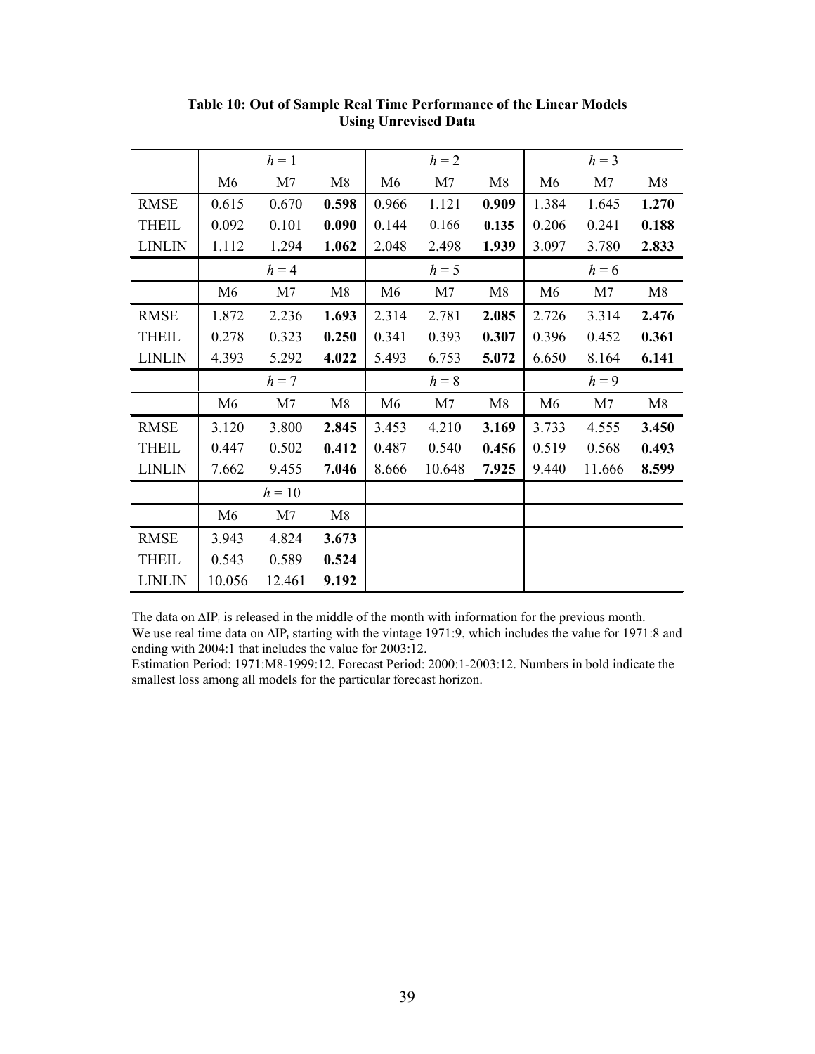**Table 10: Out of Sample Real Time Performance of the Linear Models Using Unrevised Data**

| | *h* = 1 | | | *h* = 2 | | | *h* = 3 | | |
|---|---|---|---|---|---|---|---|---|---|
| | M6 | M7 | M8 | M6 | M7 | M8 | M6 | M7 | M8 |
| RMSE | 0.615 | 0.670 | **0.598** | 0.966 | 1.121 | **0.909** | 1.384 | 1.645 | **1.270** |
| THEIL | 0.092 | 0.101 | **0.090** | 0.144 | 0.166 | **0.135** | 0.206 | 0.241 | **0.188** |
| LINLIN | 1.112 | 1.294 | **1.062** | 2.048 | 2.498 | **1.939** | 3.097 | 3.780 | **2.833** |
| | *h* = 4 | | | *h* = 5 | | | *h* = 6 | | |
| | M6 | M7 | M8 | M6 | M7 | M8 | M6 | M7 | M8 |
| RMSE | 1.872 | 2.236 | **1.693** | 2.314 | 2.781 | **2.085** | 2.726 | 3.314 | **2.476** |
| THEIL | 0.278 | 0.323 | **0.250** | 0.341 | 0.393 | **0.307** | 0.396 | 0.452 | **0.361** |
| LINLIN | 4.393 | 5.292 | **4.022** | 5.493 | 6.753 | **5.072** | 6.650 | 8.164 | **6.141** |
| | *h* = 7 | | | *h* = 8 | | | *h* = 9 | | |
| | M6 | M7 | M8 | M6 | M7 | M8 | M6 | M7 | M8 |
| RMSE | 3.120 | 3.800 | **2.845** | 3.453 | 4.210 | **3.169** | 3.733 | 4.555 | **3.450** |
| THEIL | 0.447 | 0.502 | **0.412** | 0.487 | 0.540 | **0.456** | 0.519 | 0.568 | **0.493** |
| LINLIN | 7.662 | 9.455 | **7.046** | 8.666 | 10.648 | **7.925** | 9.440 | 11.666 | **8.599** |
| | *h* = 10 | | | | | | | | |
| | M6 | M7 | M8 | | | | | | |
| RMSE | 3.943 | 4.824 | **3.673** | | | | | | |
| THEIL | 0.543 | 0.589 | **0.524** | | | | | | |
| LINLIN | 10.056 | 12.461 | **9.192** | | | | | | |

The data on $\Delta IP_t$ is released in the middle of the month with information for the previous month.
We use real time data on $\Delta IP_t$ starting with the vintage 1971:9, which includes the value for 1971:8 and ending with 2004:1 that includes the value for 2003:12.
Estimation Period: 1971:M8-1999:12. Forecast Period: 2000:1-2003:12. Numbers in bold indicate the smallest loss among all models for the particular forecast horizon.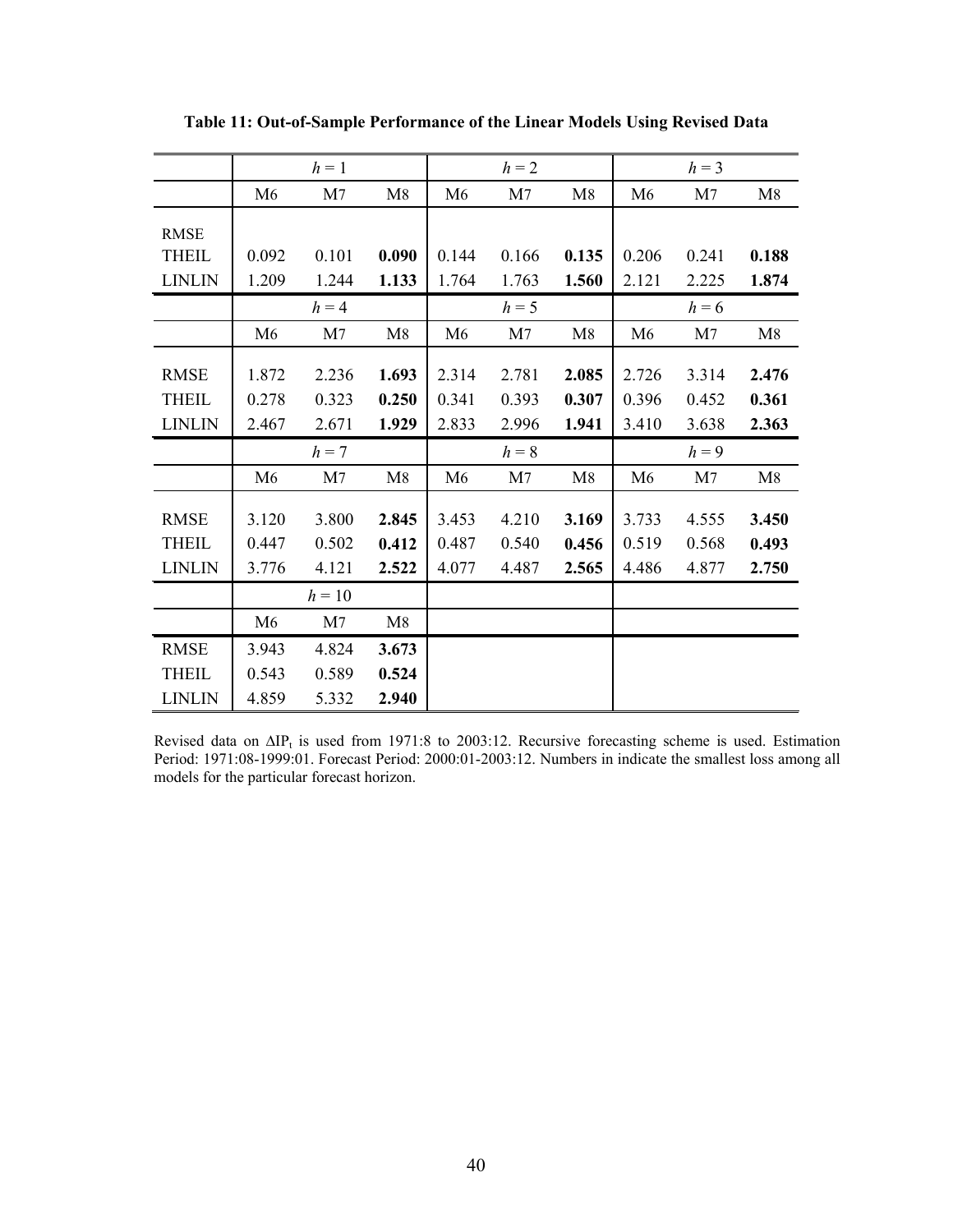**Table 11: Out-of-Sample Performance of the Linear Models Using Revised Data**

| | $h = 1$ | | | $h = 2$ | | | $h = 3$ | | |
|---|---|---|---|---|---|---|---|---|---|
| | M6 | M7 | M8 | M6 | M7 | M8 | M6 | M7 | M8 |
| RMSE | | | | | | | | | |
| THEIL | 0.092 | 0.101 | **0.090** | 0.144 | 0.166 | **0.135** | 0.206 | 0.241 | **0.188** |
| LINLIN | 1.209 | 1.244 | **1.133** | 1.764 | 1.763 | **1.560** | 2.121 | 2.225 | **1.874** |
| | $h = 4$ | | | $h = 5$ | | | $h = 6$ | | |
| | M6 | M7 | M8 | M6 | M7 | M8 | M6 | M7 | M8 |
| RMSE | 1.872 | 2.236 | **1.693** | 2.314 | 2.781 | **2.085** | 2.726 | 3.314 | **2.476** |
| THEIL | 0.278 | 0.323 | **0.250** | 0.341 | 0.393 | **0.307** | 0.396 | 0.452 | **0.361** |
| LINLIN | 2.467 | 2.671 | **1.929** | 2.833 | 2.996 | **1.941** | 3.410 | 3.638 | **2.363** |
| | $h = 7$ | | | $h = 8$ | | | $h = 9$ | | |
| | M6 | M7 | M8 | M6 | M7 | M8 | M6 | M7 | M8 |
| RMSE | 3.120 | 3.800 | **2.845** | 3.453 | 4.210 | **3.169** | 3.733 | 4.555 | **3.450** |
| THEIL | 0.447 | 0.502 | **0.412** | 0.487 | 0.540 | **0.456** | 0.519 | 0.568 | **0.493** |
| LINLIN | 3.776 | 4.121 | **2.522** | 4.077 | 4.487 | **2.565** | 4.486 | 4.877 | **2.750** |
| | $h = 10$ | | | | | | | | |
| | M6 | M7 | M8 | | | | | | |
| RMSE | 3.943 | 4.824 | **3.673** | | | | | | |
| THEIL | 0.543 | 0.589 | **0.524** | | | | | | |
| LINLIN | 4.859 | 5.332 | **2.940** | | | | | | |

Revised data on $\Delta IP_t$ is used from 1971:8 to 2003:12. Recursive forecasting scheme is used. Estimation Period: 1971:08-1999:01. Forecast Period: 2000:01-2003:12. Numbers in indicate the smallest loss among all models for the particular forecast horizon.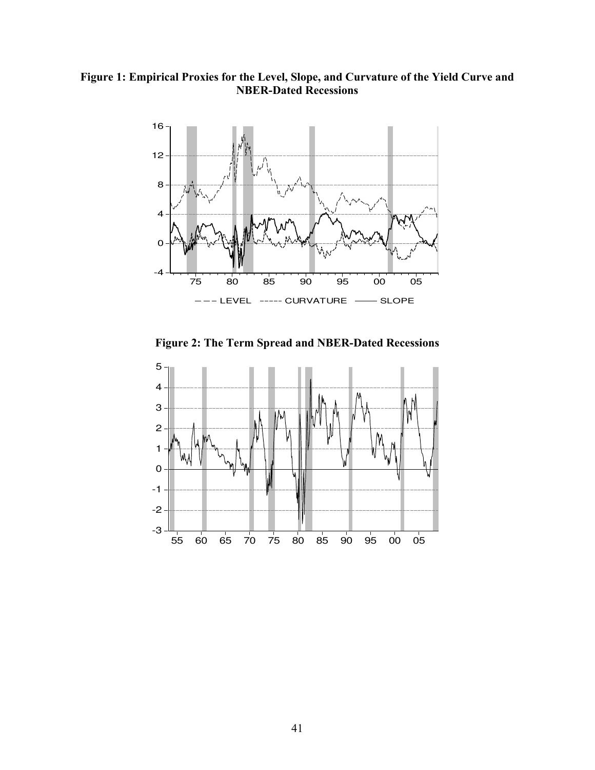**Figure 1: Empirical Proxies for the Level, Slope, and Curvature of the Yield Curve and NBER-Dated Recessions**

16
12
8
4
0
-4
75 80 85 90 95 00 05
LEVEL CURVATURE SLOPE

**Figure 2: The Term Spread and NBER-Dated Recessions**

5
4
3
2
1
0
-1
-2
-3
55 60 65 70 75 80 85 90 95 00 05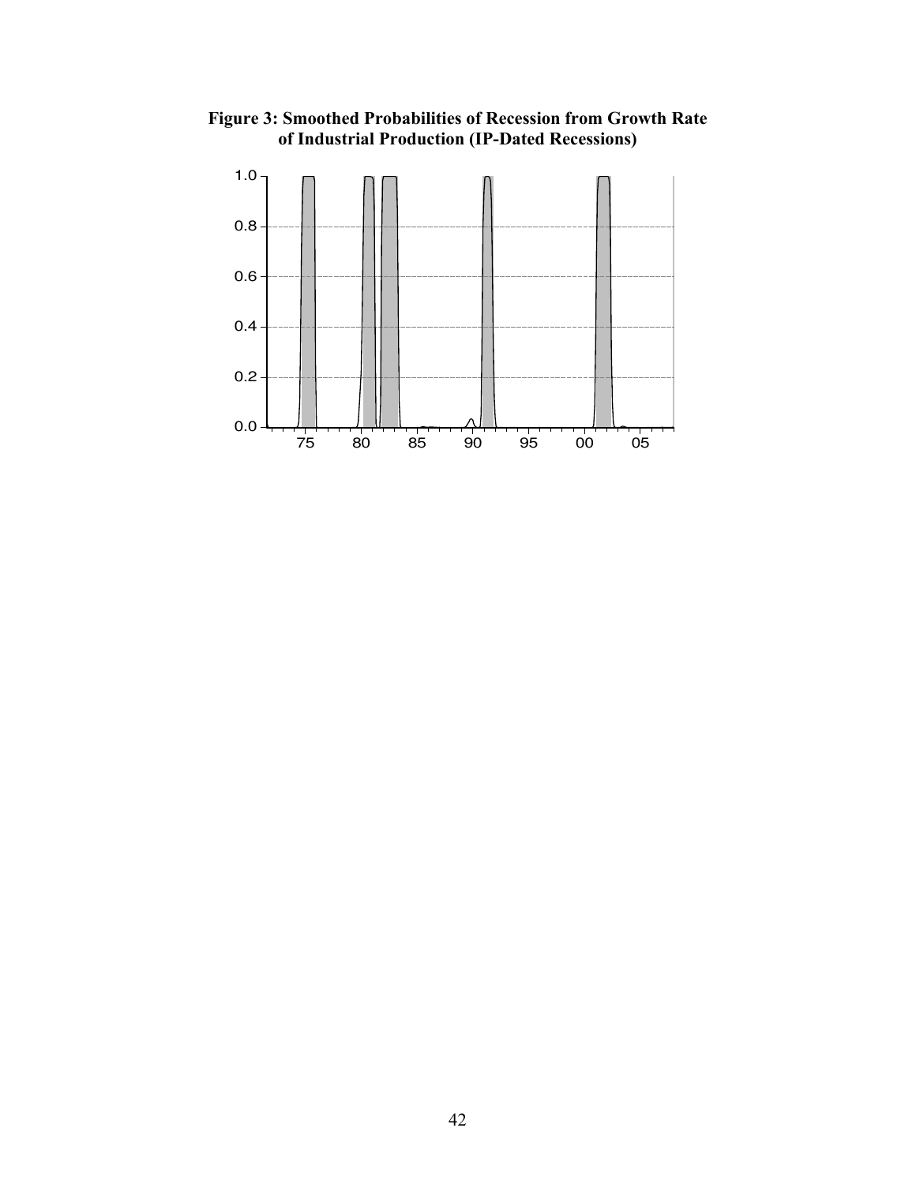**Figure 3: Smoothed Probabilities of Recession from Growth Rate of Industrial Production (IP-Dated Recessions)**

1.0
0.8
0.6
0.4
0.2
0.0

75 80 85 90 95 00 05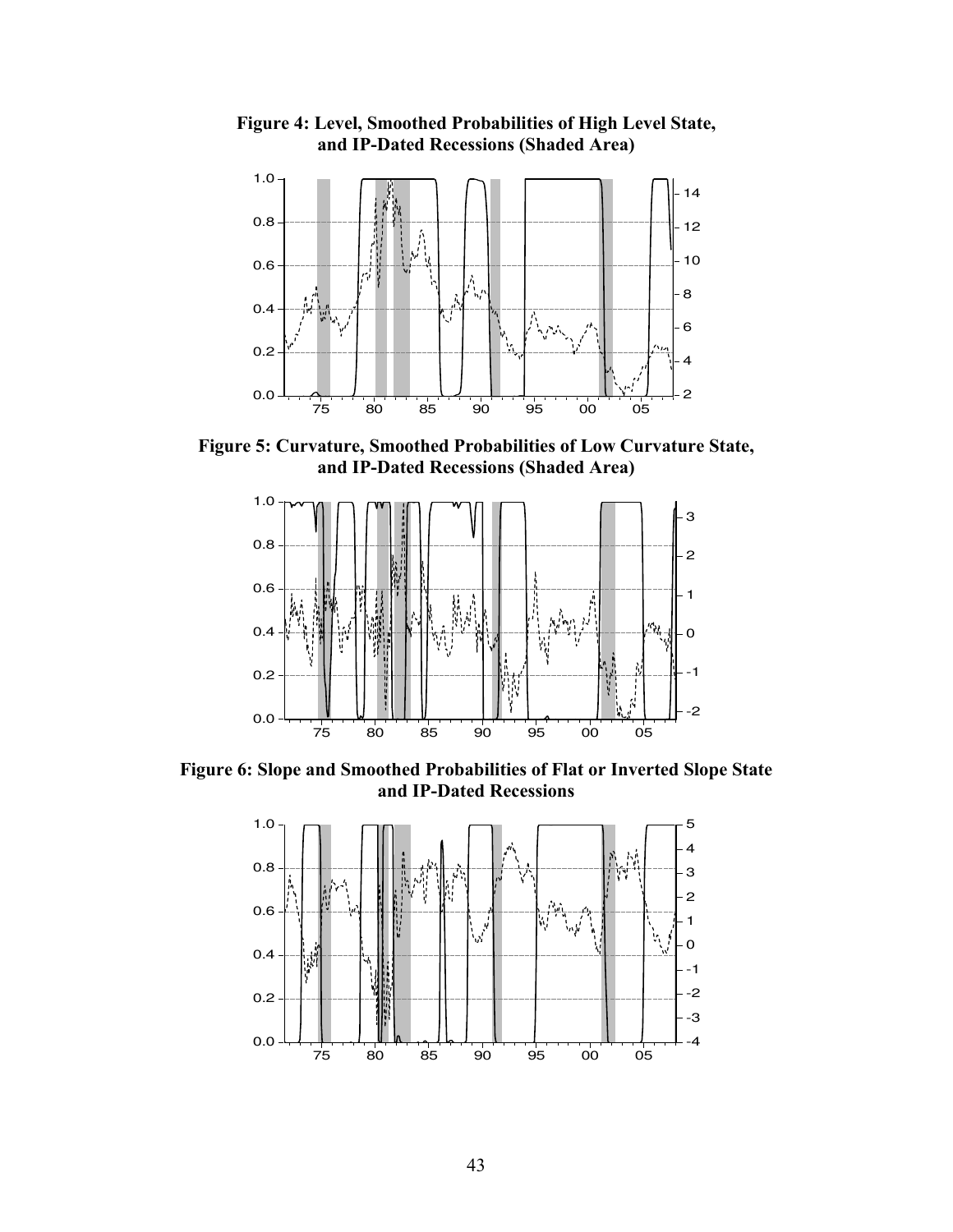**Figure 4: Level, Smoothed Probabilities of High Level State, and IP-Dated Recessions (Shaded Area)**

1.0
0.8
0.6
0.4
0.2
0.0

14
12
10
8
6
4
2

75 80 85 90 95 00 05

**Figure 5: Curvature, Smoothed Probabilities of Low Curvature State, and IP-Dated Recessions (Shaded Area)**

1.0
0.8
0.6
0.4
0.2
0.0

3
2
1
0
-1
-2

75 80 85 90 95 00 05

**Figure 6: Slope and Smoothed Probabilities of Flat or Inverted Slope State and IP-Dated Recessions**

1.0
0.8
0.6
0.4
0.2
0.0

5
4
3
2
1
0
-1
-2
-3
-4

75 80 85 90 95 00 05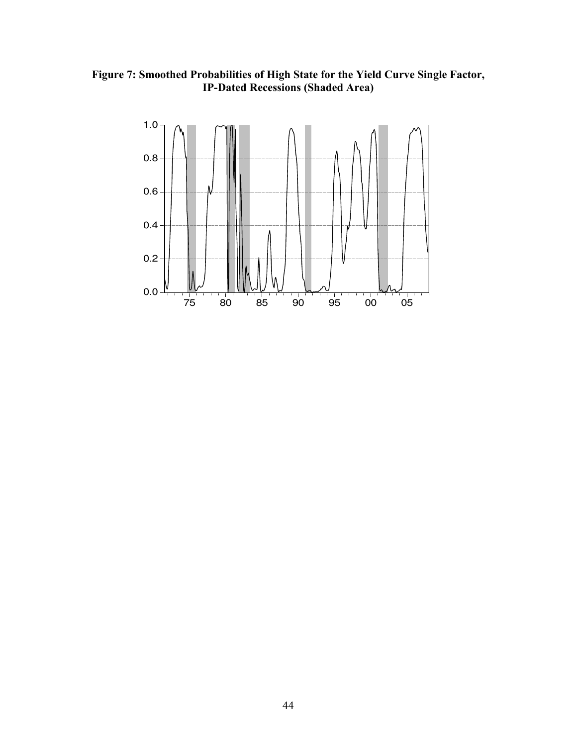**Figure 7: Smoothed Probabilities of High State for the Yield Curve Single Factor, IP-Dated Recessions (Shaded Area)**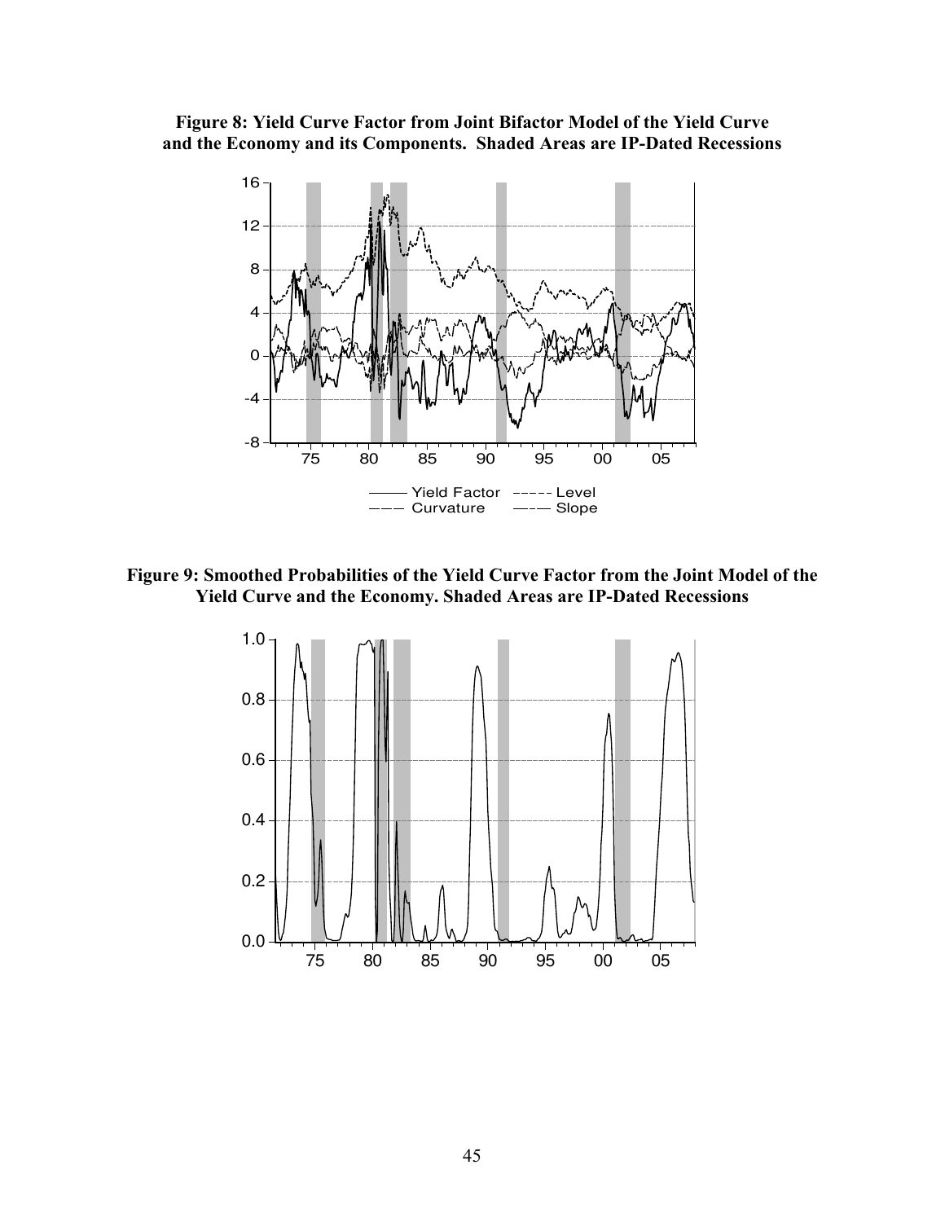**Figure 8: Yield Curve Factor from Joint Bifactor Model of the Yield Curve and the Economy and its Components. Shaded Areas are IP-Dated Recessions**

16
12
8
4
0
-4
-8

75 80 85 90 95 00 05

Yield Factor
Level
Curvature
Slope

**Figure 9: Smoothed Probabilities of the Yield Curve Factor from the Joint Model of the Yield Curve and the Economy. Shaded Areas are IP-Dated Recessions**

1.0
0.8
0.6
0.4
0.2
0.0

75 80 85 90 95 00 05